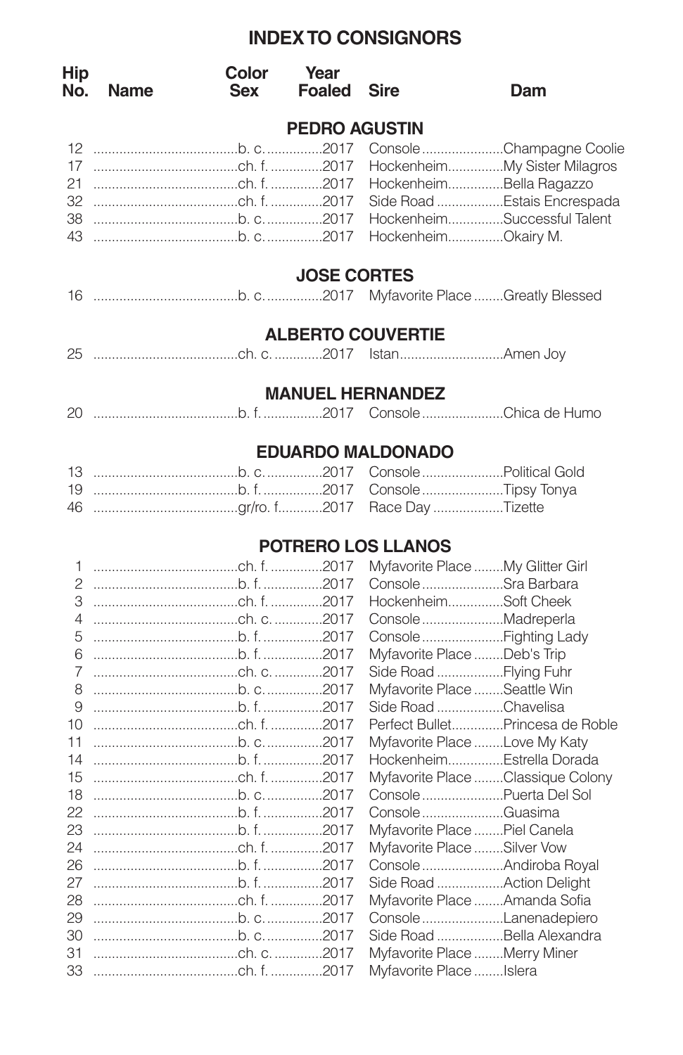# INDEX TO CONSIGNORS

| Hip No. | Name | Color Sex | Year Foaled | Sire | Dam |
|---|---|---|---|---|---|
| | | | **PEDRO AGUSTIN** | | |
| 12 | | b. c. | 2017 | Console | Champagne Coolie |
| 17 | | ch. f. | 2017 | Hockenheim | My Sister Milagros |
| 21 | | ch. f. | 2017 | Hockenheim | Bella Ragazzo |
| 32 | | ch. f. | 2017 | Side Road | Estais Encrespada |
| 38 | | b. c. | 2017 | Hockenheim | Successful Talent |
| 43 | | b. c. | 2017 | Hockenheim | Okairy M. |
| | | | **JOSE CORTES** | | |
| 16 | | b. c. | 2017 | Myfavorite Place | Greatly Blessed |
| | | | **ALBERTO COUVERTIE** | | |
| 25 | | ch. c. | 2017 | Istan | Amen Joy |
| | | | **MANUEL HERNANDEZ** | | |
| 20 | | b. f. | 2017 | Console | Chica de Humo |
| | | | **EDUARDO MALDONADO** | | |
| 13 | | b. c. | 2017 | Console | Political Gold |
| 19 | | b. f. | 2017 | Console | Tipsy Tonya |
| 46 | | gr/ro. f. | 2017 | Race Day | Tizette |
| | | | **POTRERO LOS LLANOS** | | |
| 1 | | ch. f. | 2017 | Myfavorite Place | My Glitter Girl |
| 2 | | b. f. | 2017 | Console | Sra Barbara |
| 3 | | ch. f. | 2017 | Hockenheim | Soft Cheek |
| 4 | | ch. c. | 2017 | Console | Madreperla |
| 5 | | b. f. | 2017 | Console | Fighting Lady |
| 6 | | b. f. | 2017 | Myfavorite Place | Deb's Trip |
| 7 | | ch. c. | 2017 | Side Road | Flying Fuhr |
| 8 | | b. c. | 2017 | Myfavorite Place | Seattle Win |
| 9 | | b. f. | 2017 | Side Road | Chavelisa |
| 10 | | ch. f. | 2017 | Perfect Bullet | Princesa de Roble |
| 11 | | b. c. | 2017 | Myfavorite Place | Love My Katy |
| 14 | | b. f. | 2017 | Hockenheim | Estrella Dorada |
| 15 | | ch. f. | 2017 | Myfavorite Place | Classique Colony |
| 18 | | b. c. | 2017 | Console | Puerta Del Sol |
| 22 | | b. f. | 2017 | Console | Guasima |
| 23 | | b. f. | 2017 | Myfavorite Place | Piel Canela |
| 24 | | ch. f. | 2017 | Myfavorite Place | Silver Vow |
| 26 | | b. f. | 2017 | Console | Andiroba Royal |
| 27 | | b. f. | 2017 | Side Road | Action Delight |
| 28 | | ch. f. | 2017 | Myfavorite Place | Amanda Sofia |
| 29 | | b. c. | 2017 | Console | Lanenadepiero |
| 30 | | b. c. | 2017 | Side Road | Bella Alexandra |
| 31 | | ch. c. | 2017 | Myfavorite Place | Merry Miner |
| 33 | | ch. f. | 2017 | Myfavorite Place | Islera |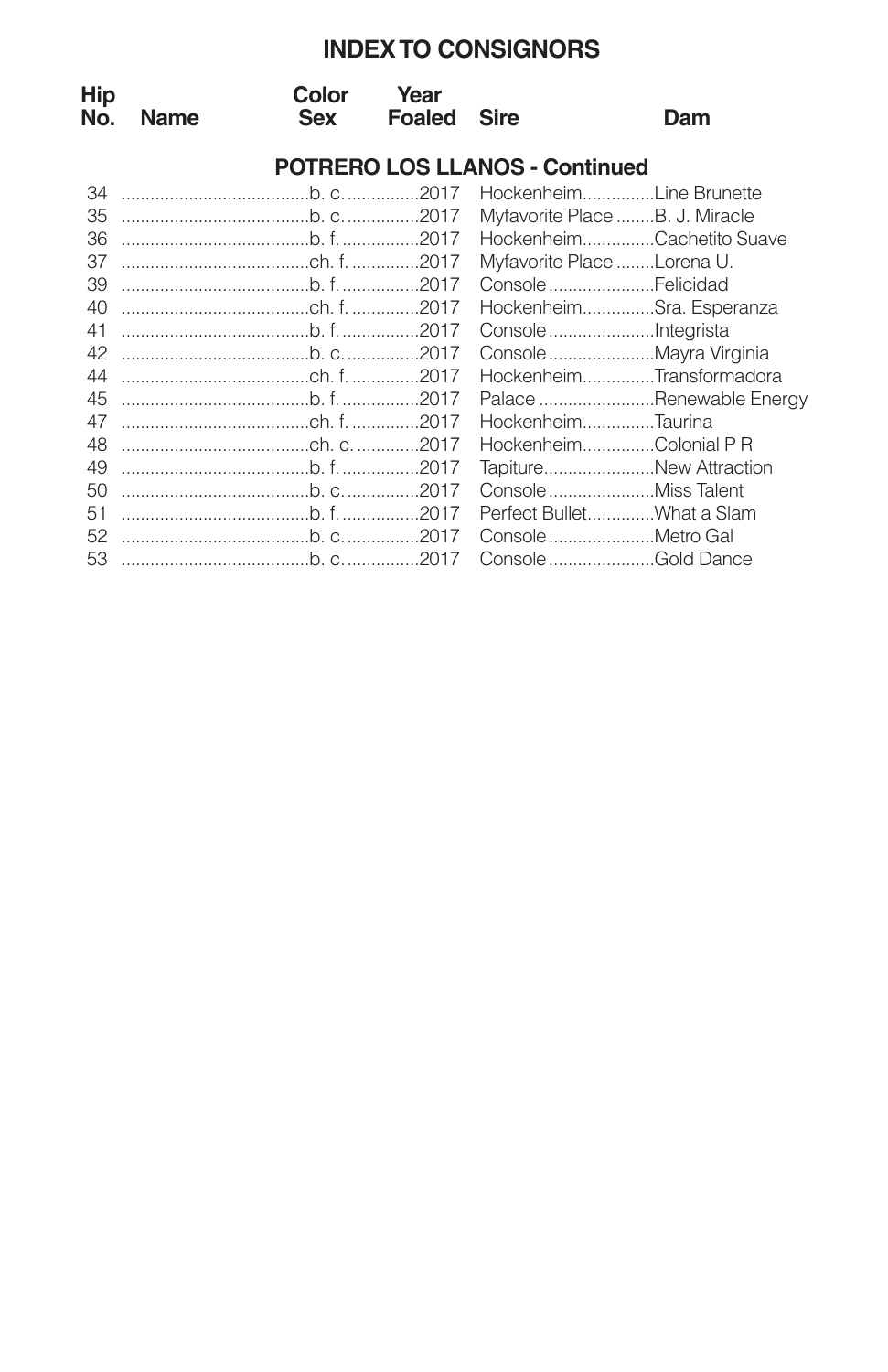# INDEX TO CONSIGNORS

## POTRERO LOS LLANOS - Continued

| Hip No. | Name | Color Sex | Year Foaled | Sire | Dam |
|---|---|---|---|---|---|
| 34 | | b. c. | 2017 | Hockenheim | Line Brunette |
| 35 | | b. c. | 2017 | Myfavorite Place | B. J. Miracle |
| 36 | | b. f. | 2017 | Hockenheim | Cachetito Suave |
| 37 | | ch. f. | 2017 | Myfavorite Place | Lorena U. |
| 39 | | b. f. | 2017 | Console | Felicidad |
| 40 | | ch. f. | 2017 | Hockenheim | Sra. Esperanza |
| 41 | | b. f. | 2017 | Console | Integrista |
| 42 | | b. c. | 2017 | Console | Mayra Virginia |
| 44 | | ch. f. | 2017 | Hockenheim | Transformadora |
| 45 | | b. f. | 2017 | Palace | Renewable Energy |
| 47 | | ch. f. | 2017 | Hockenheim | Taurina |
| 48 | | ch. c. | 2017 | Hockenheim | Colonial P R |
| 49 | | b. f. | 2017 | Tapiture | New Attraction |
| 50 | | b. c. | 2017 | Console | Miss Talent |
| 51 | | b. f. | 2017 | Perfect Bullet | What a Slam |
| 52 | | b. c. | 2017 | Console | Metro Gal |
| 53 | | b. c. | 2017 | Console | Gold Dance |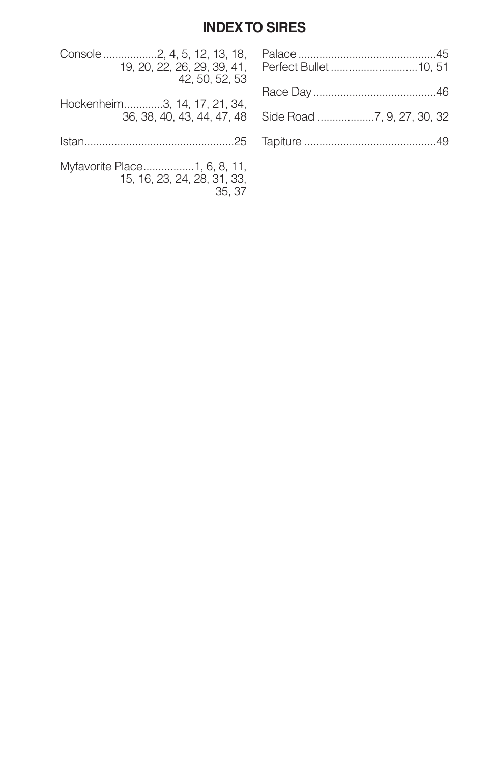## INDEX TO SIRES

Console ..................2, 4, 5, 12, 13, 18, 19, 20, 22, 26, 29, 39, 41, 42, 50, 52, 53

Hockenheim.............3, 14, 17, 21, 34, 36, 38, 40, 43, 44, 47, 48

Istan..................................................25

Myfavorite Place.................1, 6, 8, 11, 15, 16, 23, 24, 28, 31, 33, 35, 37

Palace ..............................................45
Perfect Bullet .............................10, 51

Race Day .........................................46

Side Road ...................7, 9, 27, 30, 32

Tapiture ............................................49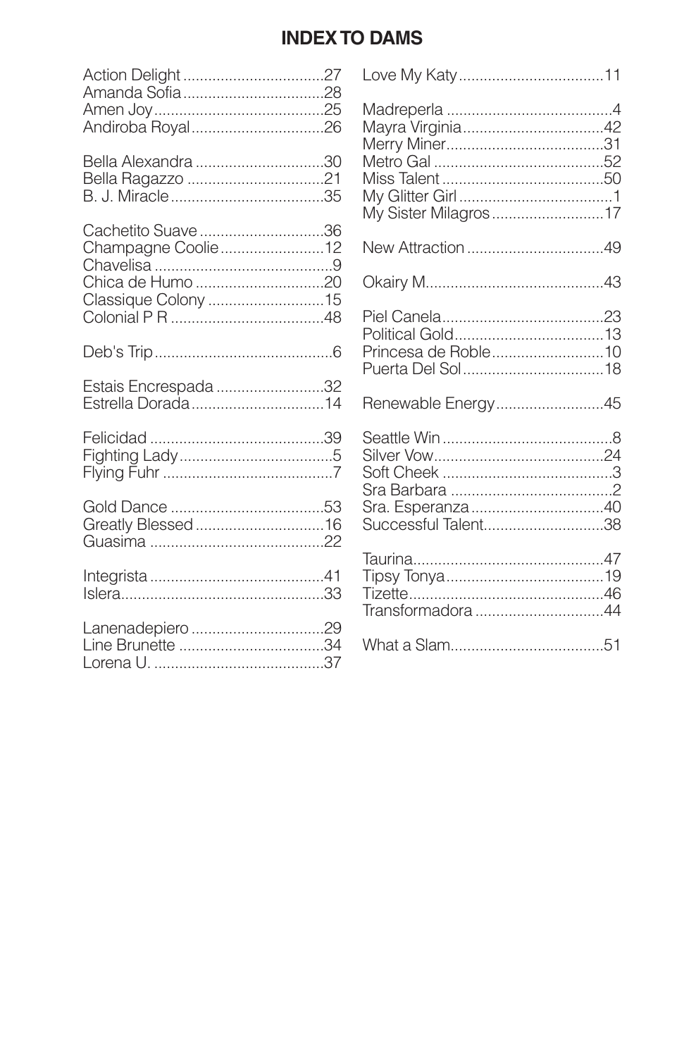# INDEX TO DAMS

Action Delight ..................................27
Amanda Sofia ..................................28
Amen Joy.........................................25
Andiroba Royal ................................26

Bella Alexandra ...............................30
Bella Ragazzo .................................21
B. J. Miracle ....................................35

Cachetito Suave ..............................36
Champagne Coolie .........................12
Chavelisa ...........................................9
Chica de Humo ...............................20
Classique Colony ............................15
Colonial P R .....................................48

Deb's Trip ...........................................6

Estais Encrespada ..........................32
Estrella Dorada ................................14

Felicidad ..........................................39
Fighting Lady .....................................5
Flying Fuhr .........................................7

Gold Dance .....................................53
Greatly Blessed ...............................16
Guasima ..........................................22

Integrista ..........................................41
Islera.................................................33

Lanenadepiero ................................29
Line Brunette ...................................34
Lorena U. .........................................37

Love My Katy ...................................11

Madreperla ........................................4
Mayra Virginia ..................................42
Merry Miner......................................31
Metro Gal .........................................52
Miss Talent .......................................50
My Glitter Girl .....................................1
My Sister Milagros ...........................17

New Attraction .................................49

Okairy M...........................................43

Piel Canela.......................................23
Political Gold....................................13
Princesa de Roble ...........................10
Puerta Del Sol ..................................18

Renewable Energy ..........................45

Seattle Win .........................................8
Silver Vow.........................................24
Soft Cheek .........................................3
Sra Barbara .......................................2
Sra. Esperanza ................................40
Successful Talent.............................38

Taurina.............................................47
Tipsy Tonya ......................................19
Tizette...............................................46
Transformadora ...............................44

What a Slam.....................................51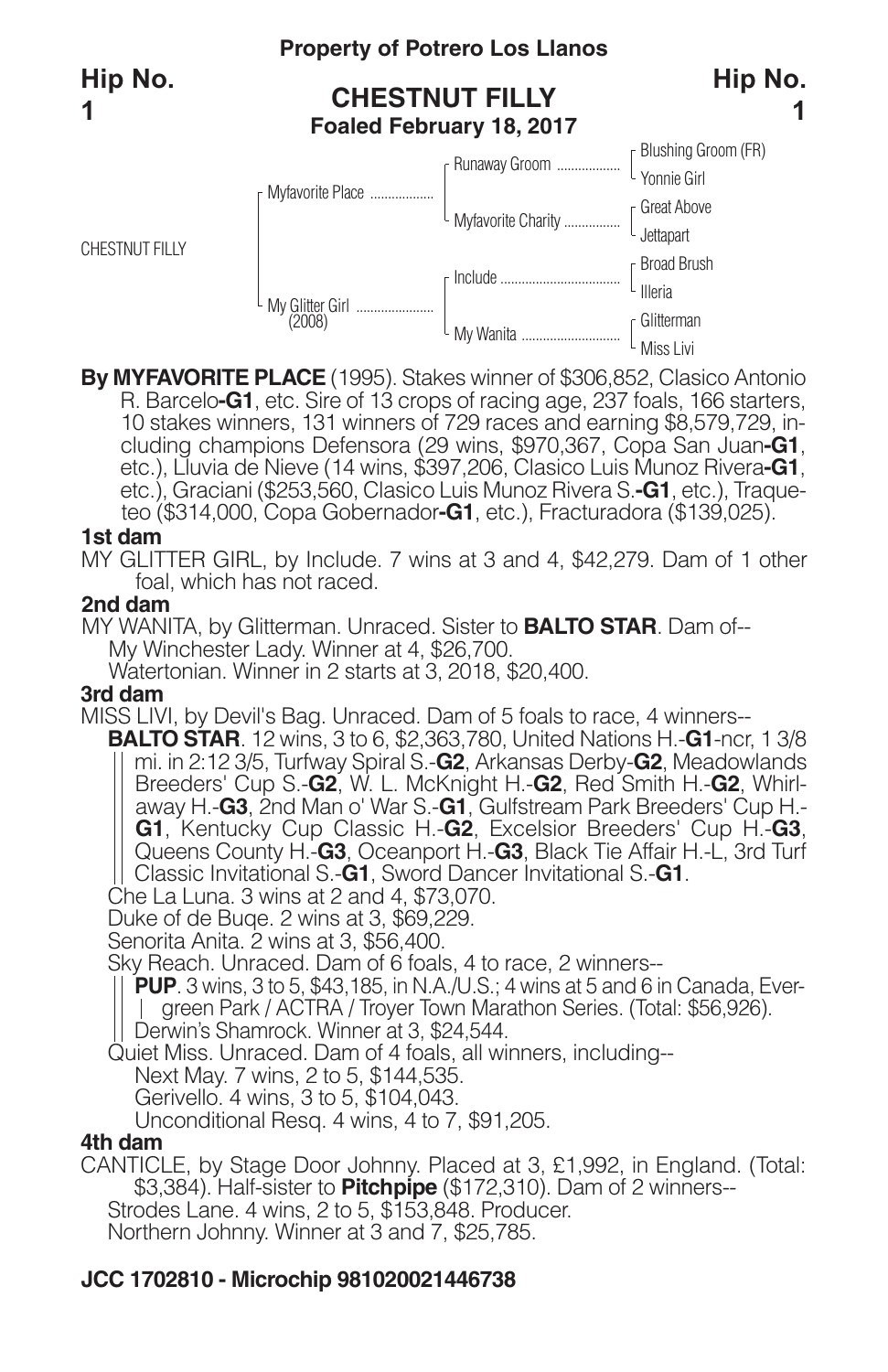**Property of Potrero Los Llanos**

**Hip No. 1**

## CHESTNUT FILLY

**Foaled February 18, 2017**

| | | | |
|---|---|---|---|
| CHESTNUT FILLY | Myfavorite Place | Runaway Groom | Blushing Groom (FR) |
| | | | Yonnie Girl |
| | | Myfavorite Charity | Great Above |
| | | | Jettapart |
| | My Glitter Girl (2008) | Include | Broad Brush |
| | | | Illeria |
| | | My Wanita | Glitterman |
| | | | Miss Livi |

**By MYFAVORITE PLACE** (1995). Stakes winner of $306,852, Clasico Antonio R. Barcelo**-G1**, etc. Sire of 13 crops of racing age, 237 foals, 166 starters, 10 stakes winners, 131 winners of 729 races and earning $8,579,729, including champions Defensora (29 wins, $970,367, Copa San Juan**-G1**, etc.), Lluvia de Nieve (14 wins, $397,206, Clasico Luis Munoz Rivera**-G1**, etc.), Graciani ($253,560, Clasico Luis Munoz Rivera S.**-G1**, etc.), Traqueteo ($314,000, Copa Gobernador**-G1**, etc.), Fracturadora ($139,025).

**1st dam**

MY GLITTER GIRL, by Include. 7 wins at 3 and 4, $42,279. Dam of 1 other foal, which has not raced.

**2nd dam**

MY WANITA, by Glitterman. Unraced. Sister to **BALTO STAR**. Dam of--
My Winchester Lady. Winner at 4, $26,700.
Watertonian. Winner in 2 starts at 3, 2018, $20,400.

**3rd dam**

MISS LIVI, by Devil's Bag. Unraced. Dam of 5 foals to race, 4 winners--
**BALTO STAR**. 12 wins, 3 to 6, $2,363,780, United Nations H.-**G1**-ncr, 1 3/8 mi. in 2:12 3/5, Turfway Spiral S.-**G2**, Arkansas Derby-**G2**, Meadowlands Breeders' Cup S.-**G2**, W. L. McKnight H.-**G2**, Red Smith H.-**G2**, Whirlaway H.-**G3**, 2nd Man o' War S.-**G1**, Gulfstream Park Breeders' Cup H.-**G1**, Kentucky Cup Classic H.-**G2**, Excelsior Breeders' Cup H.-**G3**, Queens County H.-**G3**, Oceanport H.-**G3**, Black Tie Affair H.-L, 3rd Turf Classic Invitational S.-**G1**, Sword Dancer Invitational S.-**G1**.
Che La Luna. 3 wins at 2 and 4, $73,070.
Duke of de Buqe. 2 wins at 3, $69,229.
Senorita Anita. 2 wins at 3, $56,400.
Sky Reach. Unraced. Dam of 6 foals, 4 to race, 2 winners--
**PUP**. 3 wins, 3 to 5, $43,185, in N.A./U.S.; 4 wins at 5 and 6 in Canada, Evergreen Park / ACTRA / Troyer Town Marathon Series. (Total: $56,926).
Derwin's Shamrock. Winner at 3, $24,544.
Quiet Miss. Unraced. Dam of 4 foals, all winners, including--
Next May. 7 wins, 2 to 5, $144,535.
Gerivello. 4 wins, 3 to 5, $104,043.
Unconditional Resq. 4 wins, 4 to 7, $91,205.

**4th dam**

CANTICLE, by Stage Door Johnny. Placed at 3, £1,992, in England. (Total: $3,384). Half-sister to **Pitchpipe** ($172,310). Dam of 2 winners--
Strodes Lane. 4 wins, 2 to 5, $153,848. Producer.
Northern Johnny. Winner at 3 and 7, $25,785.

**JCC 1702810 - Microchip 981020021446738**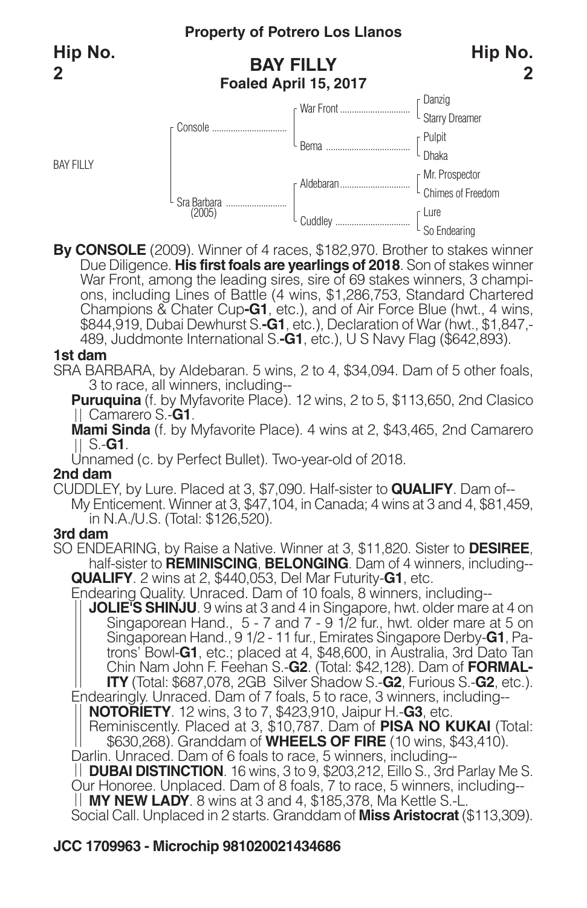**Property of Potrero Los Llanos**

**Hip No. 2**

## BAY FILLY
**Foaled April 15, 2017**

| | | | |
|---|---|---|---|
| BAY FILLY | Console | War Front | Danzig |
| | | | Starry Dreamer |
| | | Bema | Pulpit |
| | | | Dhaka |
| | Sra Barbara (2005) | Aldebaran | Mr. Prospector |
| | | | Chimes of Freedom |
| | | Cuddley | Lure |
| | | | So Endearing |

**By CONSOLE** (2009). Winner of 4 races, $182,970. Brother to stakes winner Due Diligence. **His first foals are yearlings of 2018**. Son of stakes winner War Front, among the leading sires, sire of 69 stakes winners, 3 champions, including Lines of Battle (4 wins, $1,286,753, Standard Chartered Champions & Chater Cup**-G1**, etc.), and of Air Force Blue (hwt., 4 wins, $844,919, Dubai Dewhurst S.**-G1**, etc.), Declaration of War (hwt., $1,847,-489, Juddmonte International S.**-G1**, etc.), U S Navy Flag ($642,893).

### 1st dam
SRA BARBARA, by Aldebaran. 5 wins, 2 to 4, $34,094. Dam of 5 other foals, 3 to race, all winners, including--

**Puruquina** (f. by Myfavorite Place). 12 wins, 2 to 5, $113,650, 2nd Clasico Camarero S.-**G1**.

**Mami Sinda** (f. by Myfavorite Place). 4 wins at 2, $43,465, 2nd Camarero S.-**G1**.

Unnamed (c. by Perfect Bullet). Two-year-old of 2018.

### 2nd dam
CUDDLEY, by Lure. Placed at 3, $7,090. Half-sister to **QUALIFY**. Dam of--

My Enticement. Winner at 3, $47,104, in Canada; 4 wins at 3 and 4, $81,459, in N.A./U.S. (Total: $126,520).

### 3rd dam
SO ENDEARING, by Raise a Native. Winner at 3, $11,820. Sister to **DESIREE**, half-sister to **REMINISCING**, **BELONGING**. Dam of 4 winners, including--

**QUALIFY**. 2 wins at 2, $440,053, Del Mar Futurity-**G1**, etc.

Endearing Quality. Unraced. Dam of 10 foals, 8 winners, including--

**JOLIE'S SHINJU**. 9 wins at 3 and 4 in Singapore, hwt. older mare at 4 on Singaporean Hand., 5 - 7 and 7 - 9 1/2 fur., hwt. older mare at 5 on Singaporean Hand., 9 1/2 - 11 fur., Emirates Singapore Derby-**G1**, Patrons' Bowl-**G1**, etc.; placed at 4, $48,600, in Australia, 3rd Dato Tan Chin Nam John F. Feehan S.-**G2**. (Total: $42,128). Dam of **FORMALITY** (Total: $687,078, 2GB Silver Shadow S.-**G2**, Furious S.-**G2**, etc.).

Endearingly. Unraced. Dam of 7 foals, 5 to race, 3 winners, including--

**NOTORIETY**. 12 wins, 3 to 7, $423,910, Jaipur H.-**G3**, etc.

Reminiscently. Placed at 3, $10,787. Dam of **PISA NO KUKAI** (Total: $630,268). Granddam of **WHEELS OF FIRE** (10 wins, $43,410).

Darlin. Unraced. Dam of 6 foals to race, 5 winners, including--

**DUBAI DISTINCTION**. 16 wins, 3 to 9, $203,212, Eillo S., 3rd Parlay Me S.

Our Honoree. Unplaced. Dam of 8 foals, 7 to race, 5 winners, including--

**MY NEW LADY**. 8 wins at 3 and 4, $185,378, Ma Kettle S.-L.

Social Call. Unplaced in 2 starts. Granddam of **Miss Aristocrat** ($113,309).

**JCC 1709963 - Microchip 981020021434686**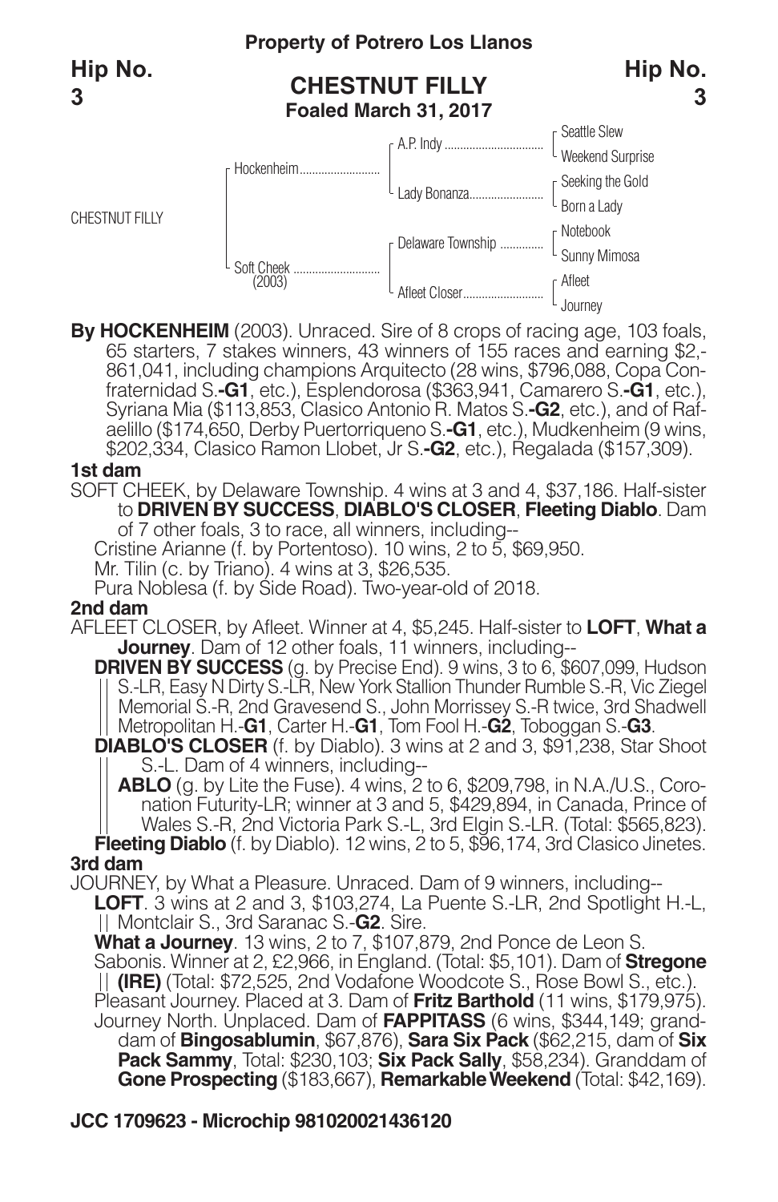**Property of Potrero Los Llanos**

**Hip No. 3**

## CHESTNUT FILLY

**Foaled March 31, 2017**

| | | | |
|---|---|---|---|
| CHESTNUT FILLY | Hockenheim | A.P. Indy | Seattle Slew |
| | | | Weekend Surprise |
| | | Lady Bonanza | Seeking the Gold |
| | | | Born a Lady |
| | Soft Cheek (2003) | Delaware Township | Notebook |
| | | | Sunny Mimosa |
| | | Afleet Closer | Afleet |
| | | | Journey |

**By HOCKENHEIM** (2003). Unraced. Sire of 8 crops of racing age, 103 foals, 65 starters, 7 stakes winners, 43 winners of 155 races and earning $2,861,041, including champions Arquitecto (28 wins, $796,088, Copa Confraternidad S.-**G1**, etc.), Esplendorosa ($363,941, Camarero S.-**G1**, etc.), Syriana Mia ($113,853, Clasico Antonio R. Matos S.-**G2**, etc.), and of Rafaelillo ($174,650, Derby Puertorriqueno S.-**G1**, etc.), Mudkenheim (9 wins, $202,334, Clasico Ramon Llobet, Jr S.-**G2**, etc.), Regalada ($157,309).

**1st dam**

SOFT CHEEK, by Delaware Township. 4 wins at 3 and 4, $37,186. Half-sister to **DRIVEN BY SUCCESS**, **DIABLO'S CLOSER**, **Fleeting Diablo**. Dam of 7 other foals, 3 to race, all winners, including--

Cristine Arianne (f. by Portentoso). 10 wins, 2 to 5, $69,950.
Mr. Tilin (c. by Triano). 4 wins at 3, $26,535.
Pura Noblesa (f. by Side Road). Two-year-old of 2018.

**2nd dam**

AFLEET CLOSER, by Afleet. Winner at 4, $5,245. Half-sister to **LOFT**, **What a Journey**. Dam of 12 other foals, 11 winners, including--

**DRIVEN BY SUCCESS** (g. by Precise End). 9 wins, 3 to 6, $607,099, Hudson S.-LR, Easy N Dirty S.-LR, New York Stallion Thunder Rumble S.-R, Vic Ziegel Memorial S.-R, 2nd Gravesend S., John Morrissey S.-R twice, 3rd Shadwell Metropolitan H.-**G1**, Carter H.-**G1**, Tom Fool H.-**G2**, Toboggan S.-**G3**.

**DIABLO'S CLOSER** (f. by Diablo). 3 wins at 2 and 3, $91,238, Star Shoot S.-L. Dam of 4 winners, including--

**ABLO** (g. by Lite the Fuse). 4 wins, 2 to 6, $209,798, in N.A./U.S., Coronation Futurity-LR; winner at 3 and 5, $429,894, in Canada, Prince of Wales S.-R, 2nd Victoria Park S.-L, 3rd Elgin S.-LR. (Total: $565,823).

**Fleeting Diablo** (f. by Diablo). 12 wins, 2 to 5, $96,174, 3rd Clasico Jinetes.

**3rd dam**

JOURNEY, by What a Pleasure. Unraced. Dam of 9 winners, including--

**LOFT**. 3 wins at 2 and 3, $103,274, La Puente S.-LR, 2nd Spotlight H.-L, Montclair S., 3rd Saranac S.-**G2**. Sire.

**What a Journey**. 13 wins, 2 to 7, $107,879, 2nd Ponce de Leon S.

Sabonis. Winner at 2, £2,966, in England. (Total: $5,101). Dam of **Stregone (IRE)** (Total: $72,525, 2nd Vodafone Woodcote S., Rose Bowl S., etc.).

Pleasant Journey. Placed at 3. Dam of **Fritz Barthold** (11 wins, $179,975).

Journey North. Unplaced. Dam of **FAPPITASS** (6 wins, $344,149; granddam of **Bingosablumin**, $67,876), **Sara Six Pack** ($62,215, dam of **Six Pack Sammy**, Total: $230,103; **Six Pack Sally**, $58,234). Granddam of **Gone Prospecting** ($183,667), **Remarkable Weekend** (Total: $42,169).

**JCC 1709623 - Microchip 981020021436120**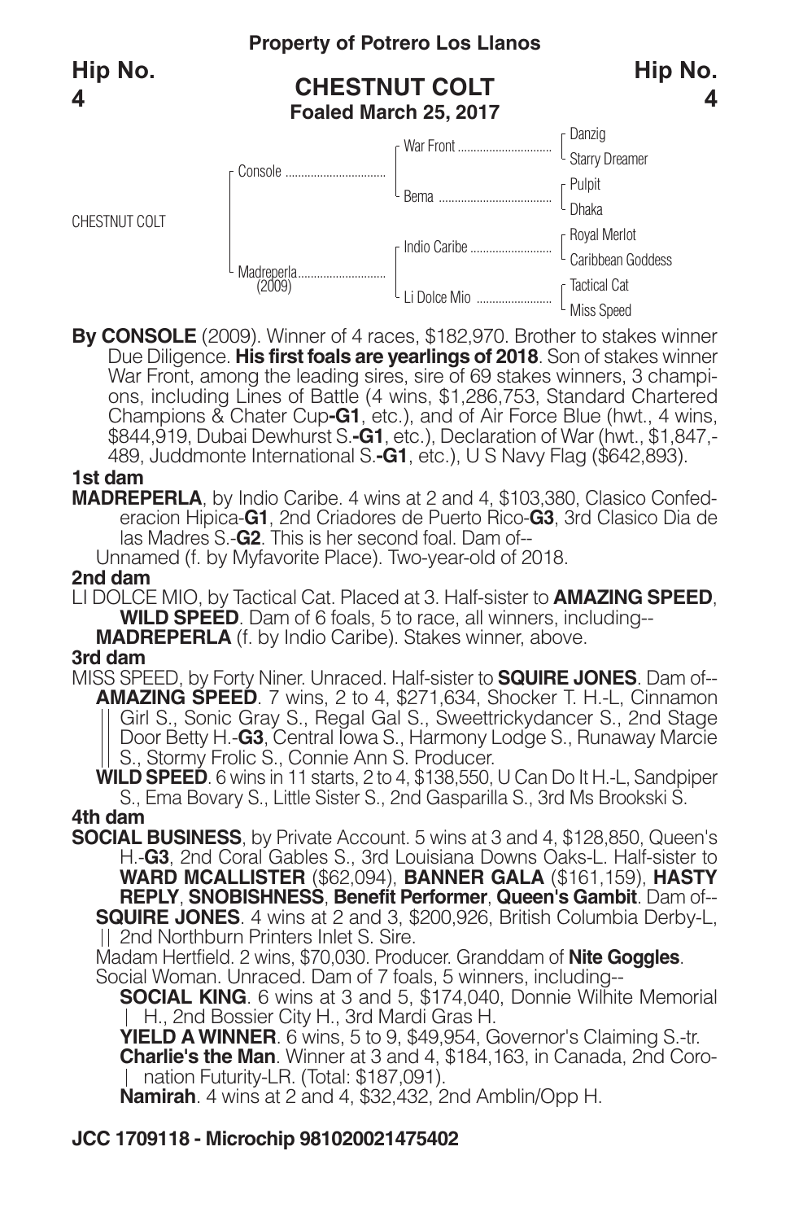**Property of Potrero Los Llanos**

**Hip No. 4**

## CHESTNUT COLT

**Foaled March 25, 2017**

| | | | |
|---|---|---|---|
| CHESTNUT COLT | Console | War Front | Danzig |
| | | | Starry Dreamer |
| | | Bema | Pulpit |
| | | | Dhaka |
| | Madreperla (2009) | Indio Caribe | Royal Merlot |
| | | | Caribbean Goddess |
| | | Li Dolce Mio | Tactical Cat |
| | | | Miss Speed |

**By CONSOLE** (2009). Winner of 4 races, $182,970. Brother to stakes winner Due Diligence. **His first foals are yearlings of 2018**. Son of stakes winner War Front, among the leading sires, sire of 69 stakes winners, 3 champions, including Lines of Battle (4 wins, $1,286,753, Standard Chartered Champions & Chater Cup**-G1**, etc.), and of Air Force Blue (hwt., 4 wins, $844,919, Dubai Dewhurst S.**-G1**, etc.), Declaration of War (hwt., $1,847,489, Juddmonte International S.**-G1**, etc.), U S Navy Flag ($642,893).

**1st dam**

**MADREPERLA**, by Indio Caribe. 4 wins at 2 and 4, $103,380, Clasico Confederacion Hipica-**G1**, 2nd Criadores de Puerto Rico-**G3**, 3rd Clasico Dia de las Madres S.-**G2**. This is her second foal. Dam of--

Unnamed (f. by Myfavorite Place). Two-year-old of 2018.

**2nd dam**

LI DOLCE MIO, by Tactical Cat. Placed at 3. Half-sister to **AMAZING SPEED**, **WILD SPEED**. Dam of 6 foals, 5 to race, all winners, including--

**MADREPERLA** (f. by Indio Caribe). Stakes winner, above.

**3rd dam**

MISS SPEED, by Forty Niner. Unraced. Half-sister to **SQUIRE JONES**. Dam of--

**AMAZING SPEED**. 7 wins, 2 to 4, $271,634, Shocker T. H.-L, Cinnamon Girl S., Sonic Gray S., Regal Gal S., Sweettrickydancer S., 2nd Stage Door Betty H.-**G3**, Central Iowa S., Harmony Lodge S., Runaway Marcie S., Stormy Frolic S., Connie Ann S. Producer.

**WILD SPEED**. 6 wins in 11 starts, 2 to 4, $138,550, U Can Do It H.-L, Sandpiper S., Ema Bovary S., Little Sister S., 2nd Gasparilla S., 3rd Ms Brookski S.

**4th dam**

**SOCIAL BUSINESS**, by Private Account. 5 wins at 3 and 4, $128,850, Queen's H.-**G3**, 2nd Coral Gables S., 3rd Louisiana Downs Oaks-L. Half-sister to **WARD MCALLISTER** ($62,094), **BANNER GALA** ($161,159), **HASTY REPLY**, **SNOBISHNESS**, **Benefit Performer**, **Queen's Gambit**. Dam of--

**SQUIRE JONES**. 4 wins at 2 and 3, $200,926, British Columbia Derby-L, 2nd Northburn Printers Inlet S. Sire.

Madam Hertfield. 2 wins, $70,030. Producer. Granddam of **Nite Goggles**.

Social Woman. Unraced. Dam of 7 foals, 5 winners, including--

**SOCIAL KING**. 6 wins at 3 and 5, $174,040, Donnie Wilhite Memorial H., 2nd Bossier City H., 3rd Mardi Gras H.

**YIELD A WINNER**. 6 wins, 5 to 9, $49,954, Governor's Claiming S.-tr.

**Charlie's the Man**. Winner at 3 and 4, $184,163, in Canada, 2nd Coronation Futurity-LR. (Total: $187,091).

**Namirah**. 4 wins at 2 and 4, $32,432, 2nd Amblin/Opp H.

**JCC 1709118 - Microchip 981020021475402**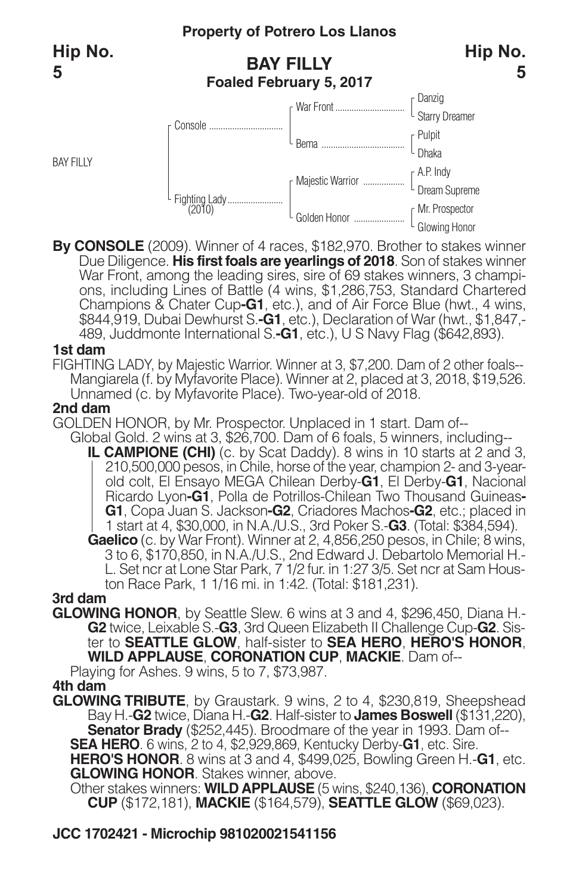**Property of Potrero Los Llanos**

**Hip No. 5**

## BAY FILLY
**Foaled February 5, 2017**

| | | | |
|---|---|---|---|
| BAY FILLY | Console | War Front | Danzig |
| | | | Starry Dreamer |
| | | Bema | Pulpit |
| | | | Dhaka |
| | Fighting Lady (2010) | Majestic Warrior | A.P. Indy |
| | | | Dream Supreme |
| | | Golden Honor | Mr. Prospector |
| | | | Glowing Honor |

**By CONSOLE** (2009). Winner of 4 races, $182,970. Brother to stakes winner Due Diligence. **His first foals are yearlings of 2018**. Son of stakes winner War Front, among the leading sires, sire of 69 stakes winners, 3 champions, including Lines of Battle (4 wins, $1,286,753, Standard Chartered Champions & Chater Cup**-G1**, etc.), and of Air Force Blue (hwt., 4 wins, $844,919, Dubai Dewhurst S.**-G1**, etc.), Declaration of War (hwt., $1,847,489, Juddmonte International S.**-G1**, etc.), U S Navy Flag ($642,893).

**1st dam**

FIGHTING LADY, by Majestic Warrior. Winner at 3, $7,200. Dam of 2 other foals--
Mangiarela (f. by Myfavorite Place). Winner at 2, placed at 3, 2018, $19,526.
Unnamed (c. by Myfavorite Place). Two-year-old of 2018.

**2nd dam**

GOLDEN HONOR, by Mr. Prospector. Unplaced in 1 start. Dam of--
Global Gold. 2 wins at 3, $26,700. Dam of 6 foals, 5 winners, including--
**IL CAMPIONE (CHI)** (c. by Scat Daddy). 8 wins in 10 starts at 2 and 3, 210,500,000 pesos, in Chile, horse of the year, champion 2- and 3-year-old colt, El Ensayo MEGA Chilean Derby-**G1**, El Derby-**G1**, Nacional Ricardo Lyon**-G1**, Polla de Potrillos-Chilean Two Thousand Guineas**-G1**, Copa Juan S. Jackson**-G2**, Criadores Machos**-G2**, etc.; placed in 1 start at 4, $30,000, in N.A./U.S., 3rd Poker S.-**G3**. (Total: $384,594).
**Gaelico** (c. by War Front). Winner at 2, 4,856,250 pesos, in Chile; 8 wins, 3 to 6, $170,850, in N.A./U.S., 2nd Edward J. Debartolo Memorial H.-L. Set ncr at Lone Star Park, 7 1/2 fur. in 1:27 3/5. Set ncr at Sam Houston Race Park, 1 1/16 mi. in 1:42. (Total: $181,231).

**3rd dam**

**GLOWING HONOR**, by Seattle Slew. 6 wins at 3 and 4, $296,450, Diana H.-**G2** twice, Leixable S.-**G3**, 3rd Queen Elizabeth II Challenge Cup-**G2**. Sister to **SEATTLE GLOW**, half-sister to **SEA HERO**, **HERO'S HONOR**, **WILD APPLAUSE**, **CORONATION CUP**, **MACKIE**. Dam of--
Playing for Ashes. 9 wins, 5 to 7, $73,987.

**4th dam**

**GLOWING TRIBUTE**, by Graustark. 9 wins, 2 to 4, $230,819, Sheepshead Bay H.-**G2** twice, Diana H.-**G2**. Half-sister to **James Boswell** ($131,220), **Senator Brady** ($252,445). Broodmare of the year in 1993. Dam of--
**SEA HERO**. 6 wins, 2 to 4, $2,929,869, Kentucky Derby-**G1**, etc. Sire.
**HERO'S HONOR**. 8 wins at 3 and 4, $499,025, Bowling Green H.-**G1**, etc.
**GLOWING HONOR**. Stakes winner, above.
Other stakes winners: **WILD APPLAUSE** (5 wins, $240,136), **CORONATION CUP** ($172,181), **MACKIE** ($164,579), **SEATTLE GLOW** ($69,023).

**JCC 1702421 - Microchip 981020021541156**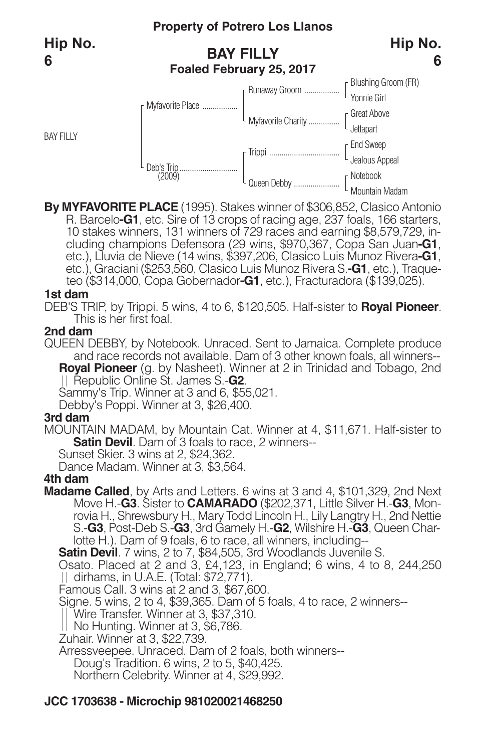**Property of Potrero Los Llanos**

**Hip No. 6**

## BAY FILLY

**Foaled February 25, 2017**

| | | | |
|---|---|---|---|
| BAY FILLY | Myfavorite Place | Runaway Groom | Blushing Groom (FR) |
| | | | Yonnie Girl |
| | | Myfavorite Charity | Great Above |
| | | | Jettapart |
| | Deb's Trip (2009) | Trippi | End Sweep |
| | | | Jealous Appeal |
| | | Queen Debby | Notebook |
| | | | Mountain Madam |

**By MYFAVORITE PLACE** (1995). Stakes winner of $306,852, Clasico Antonio R. Barcelo**-G1**, etc. Sire of 13 crops of racing age, 237 foals, 166 starters, 10 stakes winners, 131 winners of 729 races and earning $8,579,729, including champions Defensora (29 wins, $970,367, Copa San Juan**-G1**, etc.), Lluvia de Nieve (14 wins, $397,206, Clasico Luis Munoz Rivera**-G1**, etc.), Graciani ($253,560, Clasico Luis Munoz Rivera S.**-G1**, etc.), Traqueteo ($314,000, Copa Gobernador**-G1**, etc.), Fracturadora ($139,025).

### 1st dam

DEB'S TRIP, by Trippi. 5 wins, 4 to 6, $120,505. Half-sister to **Royal Pioneer**. This is her first foal.

### 2nd dam

QUEEN DEBBY, by Notebook. Unraced. Sent to Jamaica. Complete produce and race records not available. Dam of 3 other known foals, all winners--

**Royal Pioneer** (g. by Nasheet). Winner at 2 in Trinidad and Tobago, 2nd Republic Online St. James S.-**G2**.

Sammy's Trip. Winner at 3 and 6, $55,021.

Debby's Poppi. Winner at 3, $26,400.

### 3rd dam

MOUNTAIN MADAM, by Mountain Cat. Winner at 4, $11,671. Half-sister to **Satin Devil**. Dam of 3 foals to race, 2 winners--

Sunset Skier. 3 wins at 2, $24,362.

Dance Madam. Winner at 3, $3,564.

### 4th dam

**Madame Called**, by Arts and Letters. 6 wins at 3 and 4, $101,329, 2nd Next Move H.-**G3**. Sister to **CAMARADO** ($202,371, Little Silver H.-**G3**, Monrovia H., Shrewsbury H., Mary Todd Lincoln H., Lily Langtry H., 2nd Nettie S.-**G3**, Post-Deb S.-**G3**, 3rd Gamely H.-**G2**, Wilshire H.-**G3**, Queen Charlotte H.). Dam of 9 foals, 6 to race, all winners, including--

**Satin Devil**. 7 wins, 2 to 7, $84,505, 3rd Woodlands Juvenile S.

Osato. Placed at 2 and 3, £4,123, in England; 6 wins, 4 to 8, 244,250 dirhams, in U.A.E. (Total: $72,771).

Famous Call. 3 wins at 2 and 3, $67,600.

Signe. 5 wins, 2 to 4, $39,365. Dam of 5 foals, 4 to race, 2 winners--

Wire Transfer. Winner at 3, $37,310.

No Hunting. Winner at 3, $6,786.

Zuhair. Winner at 3, $22,739.

Arressveepee. Unraced. Dam of 2 foals, both winners--

Doug's Tradition. 6 wins, 2 to 5, $40,425.

Northern Celebrity. Winner at 4, $29,992.

**JCC 1703638 - Microchip 981020021468250**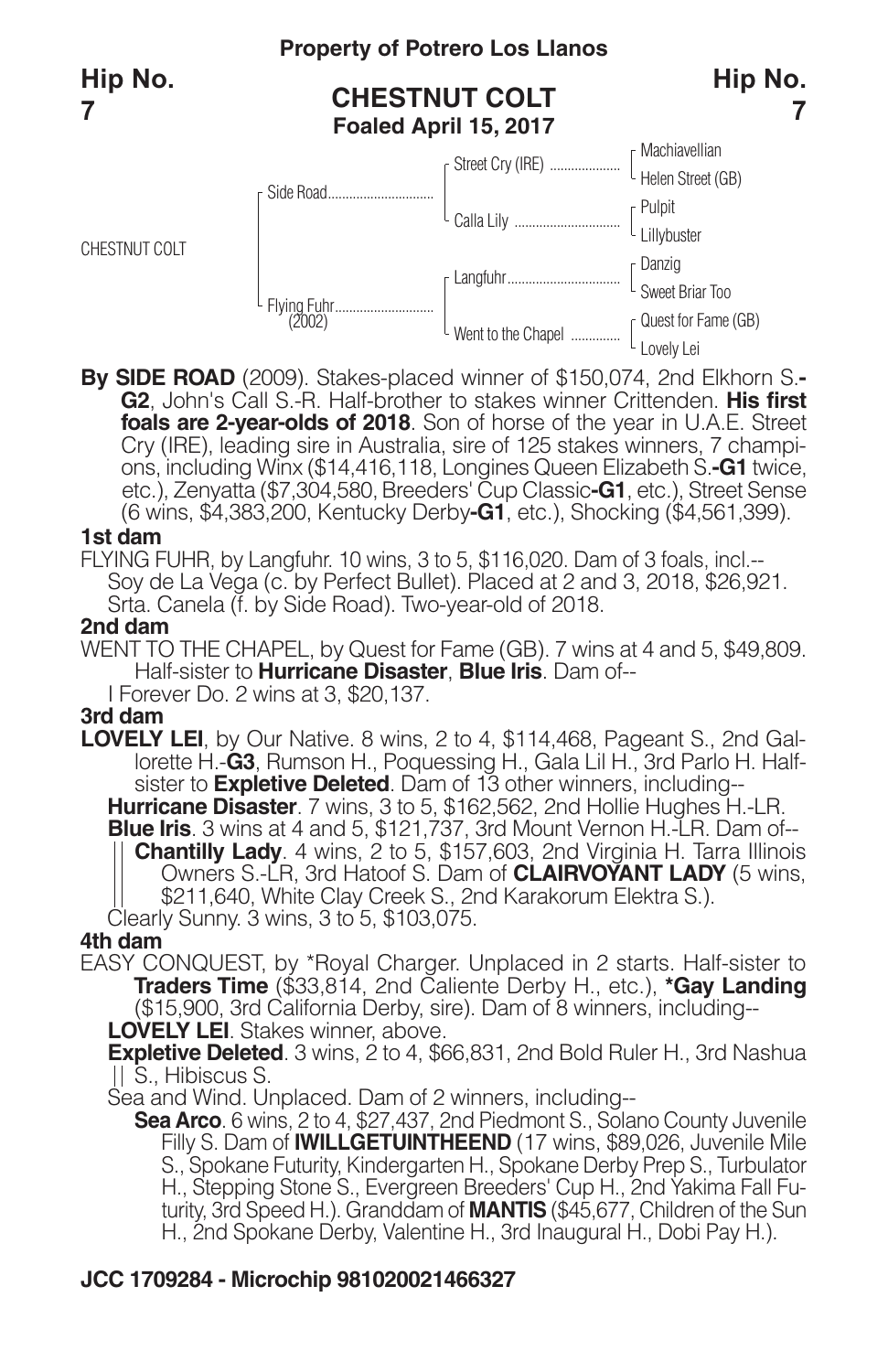**Property of Potrero Los Llanos**

**Hip No. 7**

## CHESTNUT COLT
**Foaled April 15, 2017**

| | | | |
|---|---|---|---|
| CHESTNUT COLT | Side Road | Street Cry (IRE) | Machiavellian |
| | | | Helen Street (GB) |
| | | Calla Lily | Pulpit |
| | | | Lillybuster |
| | Flying Fuhr (2002) | Langfuhr | Danzig |
| | | | Sweet Briar Too |
| | | Went to the Chapel | Quest for Fame (GB) |
| | | | Lovely Lei |

**By SIDE ROAD** (2009). Stakes-placed winner of $150,074, 2nd Elkhorn S.**-G2**, John's Call S.-R. Half-brother to stakes winner Crittenden. **His first foals are 2-year-olds of 2018**. Son of horse of the year in U.A.E. Street Cry (IRE), leading sire in Australia, sire of 125 stakes winners, 7 champions, including Winx ($14,416,118, Longines Queen Elizabeth S.**-G1** twice, etc.), Zenyatta ($7,304,580, Breeders' Cup Classic**-G1**, etc.), Street Sense (6 wins, $4,383,200, Kentucky Derby**-G1**, etc.), Shocking ($4,561,399).

### 1st dam
FLYING FUHR, by Langfuhr. 10 wins, 3 to 5, $116,020. Dam of 3 foals, incl.--
Soy de La Vega (c. by Perfect Bullet). Placed at 2 and 3, 2018, $26,921.
Srta. Canela (f. by Side Road). Two-year-old of 2018.

### 2nd dam
WENT TO THE CHAPEL, by Quest for Fame (GB). 7 wins at 4 and 5, $49,809. Half-sister to **Hurricane Disaster**, **Blue Iris**. Dam of--
I Forever Do. 2 wins at 3, $20,137.

### 3rd dam
**LOVELY LEI**, by Our Native. 8 wins, 2 to 4, $114,468, Pageant S., 2nd Gallorette H.-**G3**, Rumson H., Poquessing H., Gala Lil H., 3rd Parlo H. Half-sister to **Expletive Deleted**. Dam of 13 other winners, including--
**Hurricane Disaster**. 7 wins, 3 to 5, $162,562, 2nd Hollie Hughes H.-LR.
**Blue Iris**. 3 wins at 4 and 5, $121,737, 3rd Mount Vernon H.-LR. Dam of--
**Chantilly Lady**. 4 wins, 2 to 5, $157,603, 2nd Virginia H. Tarra Illinois Owners S.-LR, 3rd Hatoof S. Dam of **CLAIRVOYANT LADY** (5 wins, $211,640, White Clay Creek S., 2nd Karakorum Elektra S.).
Clearly Sunny. 3 wins, 3 to 5, $103,075.

### 4th dam
EASY CONQUEST, by *Royal Charger. Unplaced in 2 starts. Half-sister to **Traders Time** ($33,814, 2nd Caliente Derby H., etc.), ***Gay Landing** ($15,900, 3rd California Derby, sire). Dam of 8 winners, including--
**LOVELY LEI**. Stakes winner, above.
**Expletive Deleted**. 3 wins, 2 to 4, $66,831, 2nd Bold Ruler H., 3rd Nashua S., Hibiscus S.
Sea and Wind. Unplaced. Dam of 2 winners, including--
**Sea Arco**. 6 wins, 2 to 4, $27,437, 2nd Piedmont S., Solano County Juvenile Filly S. Dam of **IWILLGETUINTHEEND** (17 wins, $89,026, Juvenile Mile S., Spokane Futurity, Kindergarten H., Spokane Derby Prep S., Turbulator H., Stepping Stone S., Evergreen Breeders' Cup H., 2nd Yakima Fall Futurity, 3rd Speed H.). Granddam of **MANTIS** ($45,677, Children of the Sun H., 2nd Spokane Derby, Valentine H., 3rd Inaugural H., Dobi Pay H.).

**JCC 1709284 - Microchip 981020021466327**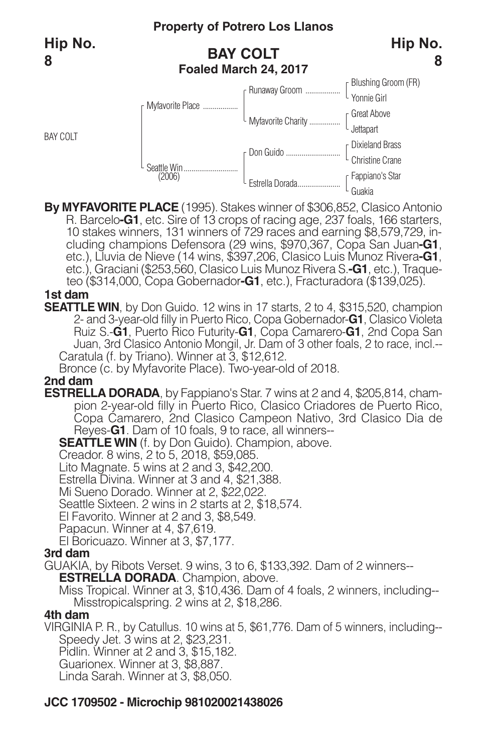**Property of Potrero Los Llanos**

**Hip No. 8**

## BAY COLT
**Foaled March 24, 2017**

| | | | |
|---|---|---|---|
| BAY COLT | Myfavorite Place | Runaway Groom | Blushing Groom (FR) |
| | | | Yonnie Girl |
| | | Myfavorite Charity | Great Above |
| | | | Jettapart |
| | Seattle Win (2006) | Don Guido | Dixieland Brass |
| | | | Christine Crane |
| | | Estrella Dorada | Fappiano's Star |
| | | | Guakia |

**By MYFAVORITE PLACE** (1995). Stakes winner of $306,852, Clasico Antonio R. Barcelo**-G1**, etc. Sire of 13 crops of racing age, 237 foals, 166 starters, 10 stakes winners, 131 winners of 729 races and earning $8,579,729, including champions Defensora (29 wins, $970,367, Copa San Juan**-G1**, etc.), Lluvia de Nieve (14 wins, $397,206, Clasico Luis Munoz Rivera**-G1**, etc.), Graciani ($253,560, Clasico Luis Munoz Rivera S.**-G1**, etc.), Traqueteo ($314,000, Copa Gobernador**-G1**, etc.), Fracturadora ($139,025).

**1st dam**

**SEATTLE WIN**, by Don Guido. 12 wins in 17 starts, 2 to 4, $315,520, champion 2- and 3-year-old filly in Puerto Rico, Copa Gobernador-**G1**, Clasico Violeta Ruiz S.-**G1**, Puerto Rico Futurity-**G1**, Copa Camarero-**G1**, 2nd Copa San Juan, 3rd Clasico Antonio Mongil, Jr. Dam of 3 other foals, 2 to race, incl.--

Caratula (f. by Triano). Winner at 3, $12,612.

Bronce (c. by Myfavorite Place). Two-year-old of 2018.

**2nd dam**

**ESTRELLA DORADA**, by Fappiano's Star. 7 wins at 2 and 4, $205,814, champion 2-year-old filly in Puerto Rico, Clasico Criadores de Puerto Rico, Copa Camarero, 2nd Clasico Campeon Nativo, 3rd Clasico Dia de Reyes-**G1**. Dam of 10 foals, 9 to race, all winners--

**SEATTLE WIN** (f. by Don Guido). Champion, above.

Creador. 8 wins, 2 to 5, 2018, $59,085.

Lito Magnate. 5 wins at 2 and 3, $42,200.

Estrella Divina. Winner at 3 and 4, $21,388.

Mi Sueno Dorado. Winner at 2, $22,022.

Seattle Sixteen. 2 wins in 2 starts at 2, $18,574.

El Favorito. Winner at 2 and 3, $8,549.

Papacun. Winner at 4, $7,619.

El Boricuazo. Winner at 3, $7,177.

**3rd dam**

GUAKIA, by Ribots Verset. 9 wins, 3 to 6, $133,392. Dam of 2 winners--

**ESTRELLA DORADA**. Champion, above.

Miss Tropical. Winner at 3, $10,436. Dam of 4 foals, 2 winners, including--

Misstropicalspring. 2 wins at 2, $18,286.

**4th dam**

VIRGINIA P. R., by Catullus. 10 wins at 5, $61,776. Dam of 5 winners, including--

Speedy Jet. 3 wins at 2, $23,231.

Pidlin. Winner at 2 and 3, $15,182.

Guarionex. Winner at 3, $8,887.

Linda Sarah. Winner at 3, $8,050.

**JCC 1709502 - Microchip 981020021438026**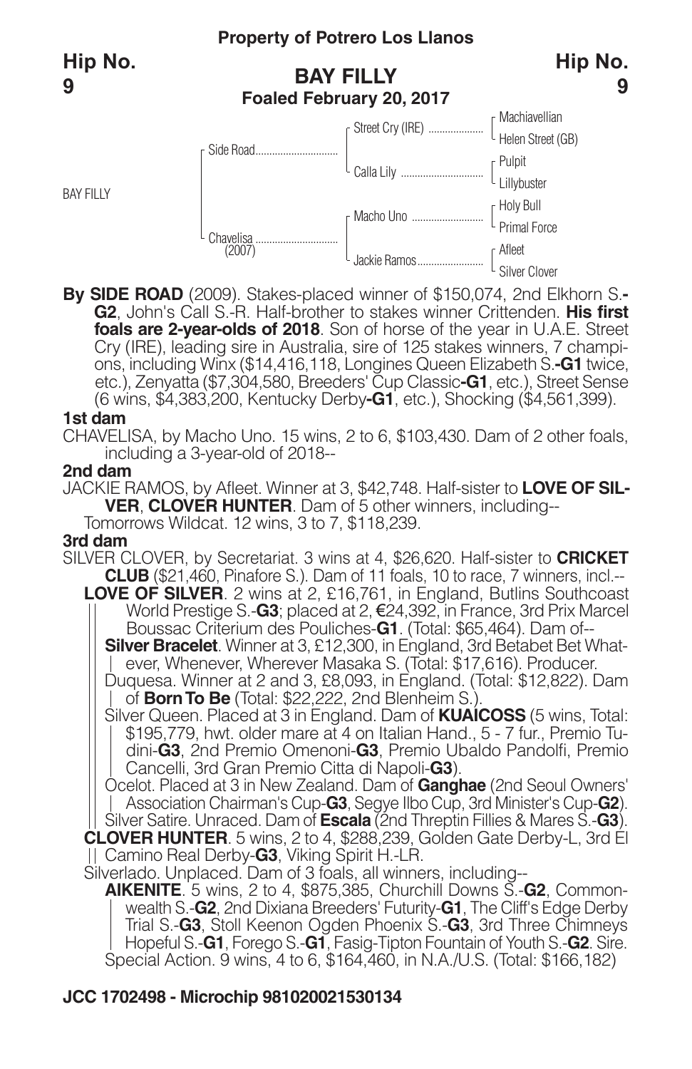**Property of Potrero Los Llanos**

**Hip No. 9**

## BAY FILLY

**Foaled February 20, 2017**

| | | | |
|---|---|---|---|
| BAY FILLY | Side Road | Street Cry (IRE) | Machiavellian |
| | | | Helen Street (GB) |
| | | Calla Lily | Pulpit |
| | | | Lillybuster |
| | Chavelisa (2007) | Macho Uno | Holy Bull |
| | | | Primal Force |
| | | Jackie Ramos | Afleet |
| | | | Silver Clover |

**By SIDE ROAD** (2009). Stakes-placed winner of $150,074, 2nd Elkhorn S.**-G2**, John's Call S.-R. Half-brother to stakes winner Crittenden. **His first foals are 2-year-olds of 2018**. Son of horse of the year in U.A.E. Street Cry (IRE), leading sire in Australia, sire of 125 stakes winners, 7 champions, including Winx ($14,416,118, Longines Queen Elizabeth S.**-G1** twice, etc.), Zenyatta ($7,304,580, Breeders' Cup Classic**-G1**, etc.), Street Sense (6 wins, $4,383,200, Kentucky Derby**-G1**, etc.), Shocking ($4,561,399).

**1st dam**

CHAVELISA, by Macho Uno. 15 wins, 2 to 6, $103,430. Dam of 2 other foals, including a 3-year-old of 2018--

**2nd dam**

JACKIE RAMOS, by Afleet. Winner at 3, $42,748. Half-sister to **LOVE OF SILVER**, **CLOVER HUNTER**. Dam of 5 other winners, including--

Tomorrows Wildcat. 12 wins, 3 to 7, $118,239.

**3rd dam**

SILVER CLOVER, by Secretariat. 3 wins at 4, $26,620. Half-sister to **CRICKET CLUB** ($21,460, Pinafore S.). Dam of 11 foals, 10 to race, 7 winners, incl.--

**LOVE OF SILVER**. 2 wins at 2, £16,761, in England, Butlins Southcoast World Prestige S.-**G3**; placed at 2, €24,392, in France, 3rd Prix Marcel Boussac Criterium des Pouliches-**G1**. (Total: $65,464). Dam of--

**Silver Bracelet**. Winner at 3, £12,300, in England, 3rd Betabet Bet Whatever, Whenever, Wherever Masaka S. (Total: $17,616). Producer.

Duquesa. Winner at 2 and 3, £8,093, in England. (Total: $12,822). Dam of **Born To Be** (Total: $22,222, 2nd Blenheim S.).

Silver Queen. Placed at 3 in England. Dam of **KUAICOSS** (5 wins, Total: $195,779, hwt. older mare at 4 on Italian Hand., 5 - 7 fur., Premio Tudini-**G3**, 2nd Premio Omenoni-**G3**, Premio Ubaldo Pandolfi, Premio Cancelli, 3rd Gran Premio Citta di Napoli-**G3**).

Ocelot. Placed at 3 in New Zealand. Dam of **Ganghae** (2nd Seoul Owners' Association Chairman's Cup-**G3**, Segye Ilbo Cup, 3rd Minister's Cup-**G2**).

Silver Satire. Unraced. Dam of **Escala** (2nd Threptin Fillies & Mares S.-**G3**).

**CLOVER HUNTER**. 5 wins, 2 to 4, $288,239, Golden Gate Derby-L, 3rd El Camino Real Derby-**G3**, Viking Spirit H.-LR.

Silverlado. Unplaced. Dam of 3 foals, all winners, including--

**AIKENITE**. 5 wins, 2 to 4, $875,385, Churchill Downs S.-**G2**, Commonwealth S.-**G2**, 2nd Dixiana Breeders' Futurity-**G1**, The Cliff's Edge Derby Trial S.-**G3**, Stoll Keenon Ogden Phoenix S.-**G3**, 3rd Three Chimneys Hopeful S.-**G1**, Forego S.-**G1**, Fasig-Tipton Fountain of Youth S.-**G2**. Sire.

Special Action. 9 wins, 4 to 6, $164,460, in N.A./U.S. (Total: $166,182)

**JCC 1702498 - Microchip 981020021530134**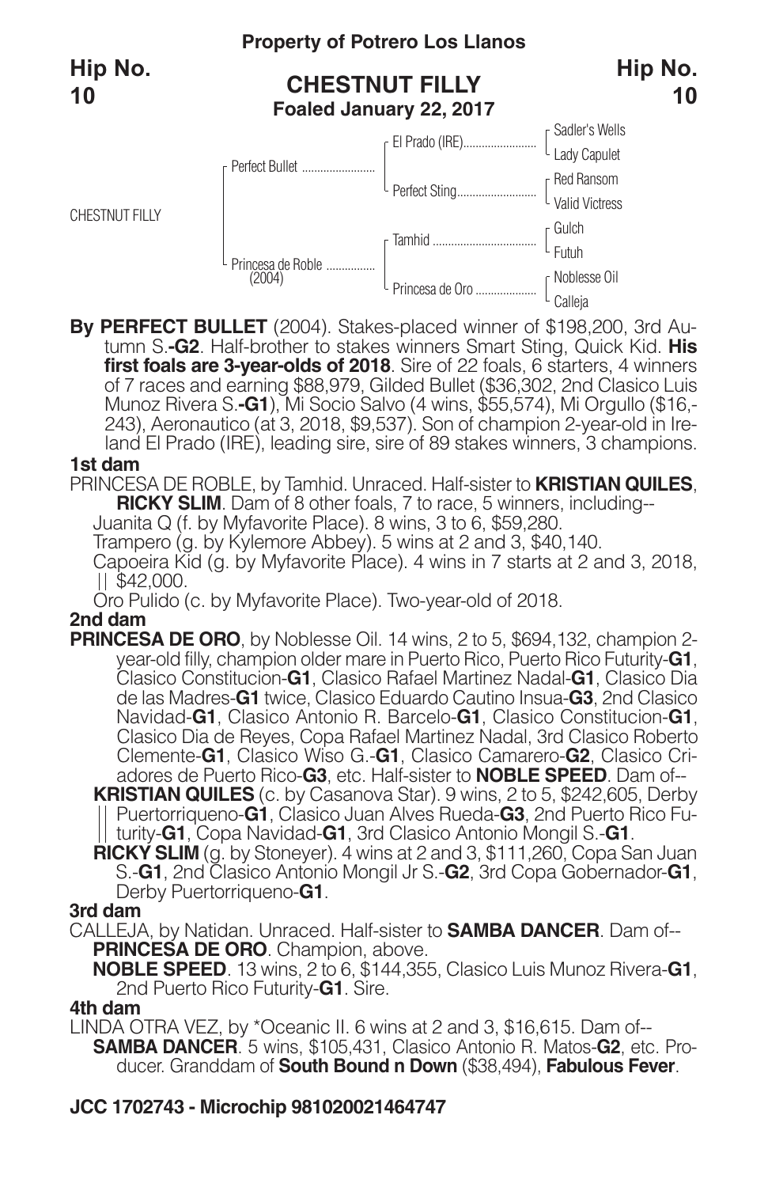**Property of Potrero Los Llanos**

**Hip No. 10**

## CHESTNUT FILLY

**Foaled January 22, 2017**

| | | | |
|---|---|---|---|
| CHESTNUT FILLY | Perfect Bullet | El Prado (IRE) | Sadler's Wells |
| | | | Lady Capulet |
| | | Perfect Sting | Red Ransom |
| | | | Valid Victress |
| | Princesa de Roble (2004) | Tamhid | Gulch |
| | | | Futuh |
| | | Princesa de Oro | Noblesse Oil |
| | | | Calleja |

**By PERFECT BULLET** (2004). Stakes-placed winner of $198,200, 3rd Autumn S.**-G2**. Half-brother to stakes winners Smart Sting, Quick Kid. **His first foals are 3-year-olds of 2018**. Sire of 22 foals, 6 starters, 4 winners of 7 races and earning $88,979, Gilded Bullet ($36,302, 2nd Clasico Luis Munoz Rivera S.**-G1**), Mi Socio Salvo (4 wins, $55,574), Mi Orgullo ($16,243), Aeronautico (at 3, 2018, $9,537). Son of champion 2-year-old in Ireland El Prado (IRE), leading sire, sire of 89 stakes winners, 3 champions.

### 1st dam

PRINCESA DE ROBLE, by Tamhid. Unraced. Half-sister to **KRISTIAN QUILES**, **RICKY SLIM**. Dam of 8 other foals, 7 to race, 5 winners, including--

Juanita Q (f. by Myfavorite Place). 8 wins, 3 to 6, $59,280.

Trampero (g. by Kylemore Abbey). 5 wins at 2 and 3, $40,140.

Capoeira Kid (g. by Myfavorite Place). 4 wins in 7 starts at 2 and 3, 2018, $42,000.

Oro Pulido (c. by Myfavorite Place). Two-year-old of 2018.

### 2nd dam

**PRINCESA DE ORO**, by Noblesse Oil. 14 wins, 2 to 5, $694,132, champion 2-year-old filly, champion older mare in Puerto Rico, Puerto Rico Futurity-**G1**, Clasico Constitucion-**G1**, Clasico Rafael Martinez Nadal-**G1**, Clasico Dia de las Madres-**G1** twice, Clasico Eduardo Cautino Insua-**G3**, 2nd Clasico Navidad-**G1**, Clasico Antonio R. Barcelo-**G1**, Clasico Constitucion-**G1**, Clasico Dia de Reyes, Copa Rafael Martinez Nadal, 3rd Clasico Roberto Clemente-**G1**, Clasico Wiso G.-**G1**, Clasico Camarero-**G2**, Clasico Criadores de Puerto Rico-**G3**, etc. Half-sister to **NOBLE SPEED**. Dam of--

**KRISTIAN QUILES** (c. by Casanova Star). 9 wins, 2 to 5, $242,605, Derby Puertorriqueno-**G1**, Clasico Juan Alves Rueda-**G3**, 2nd Puerto Rico Futurity-**G1**, Copa Navidad-**G1**, 3rd Clasico Antonio Mongil S.-**G1**.

**RICKY SLIM** (g. by Stoneyer). 4 wins at 2 and 3, $111,260, Copa San Juan S.-**G1**, 2nd Clasico Antonio Mongil Jr S.-**G2**, 3rd Copa Gobernador-**G1**, Derby Puertorriqueno-**G1**.

### 3rd dam

CALLEJA, by Natidan. Unraced. Half-sister to **SAMBA DANCER**. Dam of--

**PRINCESA DE ORO**. Champion, above.

**NOBLE SPEED**. 13 wins, 2 to 6, $144,355, Clasico Luis Munoz Rivera-**G1**, 2nd Puerto Rico Futurity-**G1**. Sire.

### 4th dam

LINDA OTRA VEZ, by *Oceanic II. 6 wins at 2 and 3, $16,615. Dam of--

**SAMBA DANCER**. 5 wins, $105,431, Clasico Antonio R. Matos-**G2**, etc. Producer. Granddam of **South Bound n Down** ($38,494), **Fabulous Fever**.

**JCC 1702743 - Microchip 981020021464747**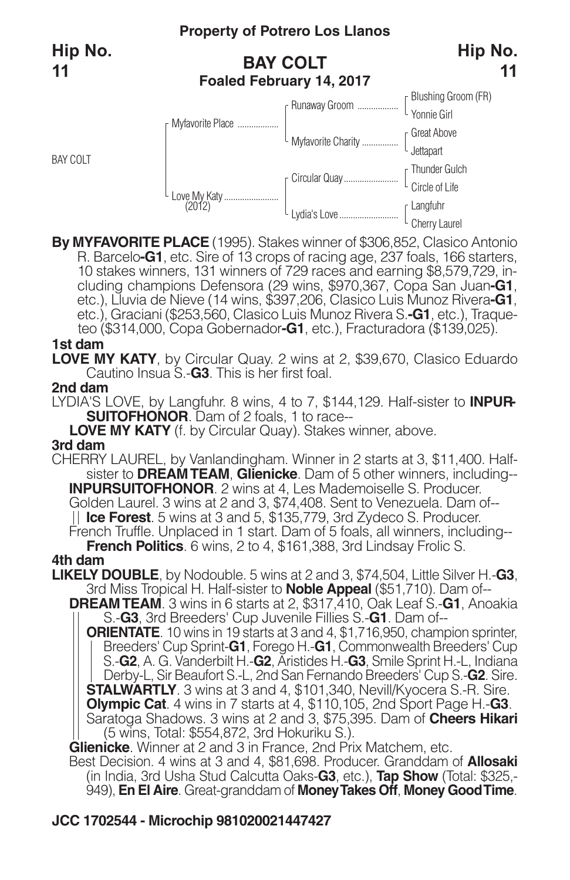**Property of Potrero Los Llanos**

**Hip No. 11**

## BAY COLT
**Foaled February 14, 2017**

**Hip No. 11**

| | | | |
|---|---|---|---|
| BAY COLT | Myfavorite Place | Runaway Groom | Blushing Groom (FR) |
| | | | Yonnie Girl |
| | | Myfavorite Charity | Great Above |
| | | | Jettapart |
| | Love My Katy (2012) | Circular Quay | Thunder Gulch |
| | | | Circle of Life |
| | | Lydia's Love | Langfuhr |
| | | | Cherry Laurel |

**By MYFAVORITE PLACE** (1995). Stakes winner of $306,852, Clasico Antonio R. Barcelo-**G1**, etc. Sire of 13 crops of racing age, 237 foals, 166 starters, 10 stakes winners, 131 winners of 729 races and earning $8,579,729, including champions Defensora (29 wins, $970,367, Copa San Juan-**G1**, etc.), Lluvia de Nieve (14 wins, $397,206, Clasico Luis Munoz Rivera-**G1**, etc.), Graciani ($253,560, Clasico Luis Munoz Rivera S.-**G1**, etc.), Traqueteo ($314,000, Copa Gobernador-**G1**, etc.), Fracturadora ($139,025).

**1st dam**

**LOVE MY KATY**, by Circular Quay. 2 wins at 2, $39,670, Clasico Eduardo Cautino Insua S.-**G3**. This is her first foal.

**2nd dam**

LYDIA'S LOVE, by Langfuhr. 8 wins, 4 to 7, $144,129. Half-sister to **INPURSUITOFHONOR**. Dam of 2 foals, 1 to race--

**LOVE MY KATY** (f. by Circular Quay). Stakes winner, above.

**3rd dam**

CHERRY LAUREL, by Vanlandingham. Winner in 2 starts at 3, $11,400. Half-sister to **DREAM TEAM**, **Glienicke**. Dam of 5 other winners, including--

**INPURSUITOFHONOR**. 2 wins at 4, Les Mademoiselle S. Producer.

Golden Laurel. 3 wins at 2 and 3, $74,408. Sent to Venezuela. Dam of--

**Ice Forest**. 5 wins at 3 and 5, $135,779, 3rd Zydeco S. Producer.

French Truffle. Unplaced in 1 start. Dam of 5 foals, all winners, including--

**French Politics**. 6 wins, 2 to 4, $161,388, 3rd Lindsay Frolic S.

**4th dam**

**LIKELY DOUBLE**, by Nodouble. 5 wins at 2 and 3, $74,504, Little Silver H.-**G3**, 3rd Miss Tropical H. Half-sister to **Noble Appeal** ($51,710). Dam of--

**DREAM TEAM**. 3 wins in 6 starts at 2, $317,410, Oak Leaf S.-**G1**, Anoakia S.-**G3**, 3rd Breeders' Cup Juvenile Fillies S.-**G1**. Dam of--

**ORIENTATE**. 10 wins in 19 starts at 3 and 4, $1,716,950, champion sprinter, Breeders' Cup Sprint-**G1**, Forego H.-**G1**, Commonwealth Breeders' Cup S.-**G2**, A. G. Vanderbilt H.-**G2**, Aristides H.-**G3**, Smile Sprint H.-L, Indiana Derby-L, Sir Beaufort S.-L, 2nd San Fernando Breeders' Cup S.-**G2**. Sire.

**STALWARTLY**. 3 wins at 3 and 4, $101,340, Nevill/Kyocera S.-R. Sire.

**Olympic Cat**. 4 wins in 7 starts at 4, $110,105, 2nd Sport Page H.-**G3**.

Saratoga Shadows. 3 wins at 2 and 3, $75,395. Dam of **Cheers Hikari** (5 wins, Total: $554,872, 3rd Hokuriku S.).

**Glienicke**. Winner at 2 and 3 in France, 2nd Prix Matchem, etc.

Best Decision. 4 wins at 3 and 4, $81,698. Producer. Granddam of **Allosaki** (in India, 3rd Usha Stud Calcutta Oaks-**G3**, etc.), **Tap Show** (Total: $325,949), **En El Aire**. Great-granddam of **Money Takes Off**, **Money Good Time**.

**JCC 1702544 - Microchip 981020021447427**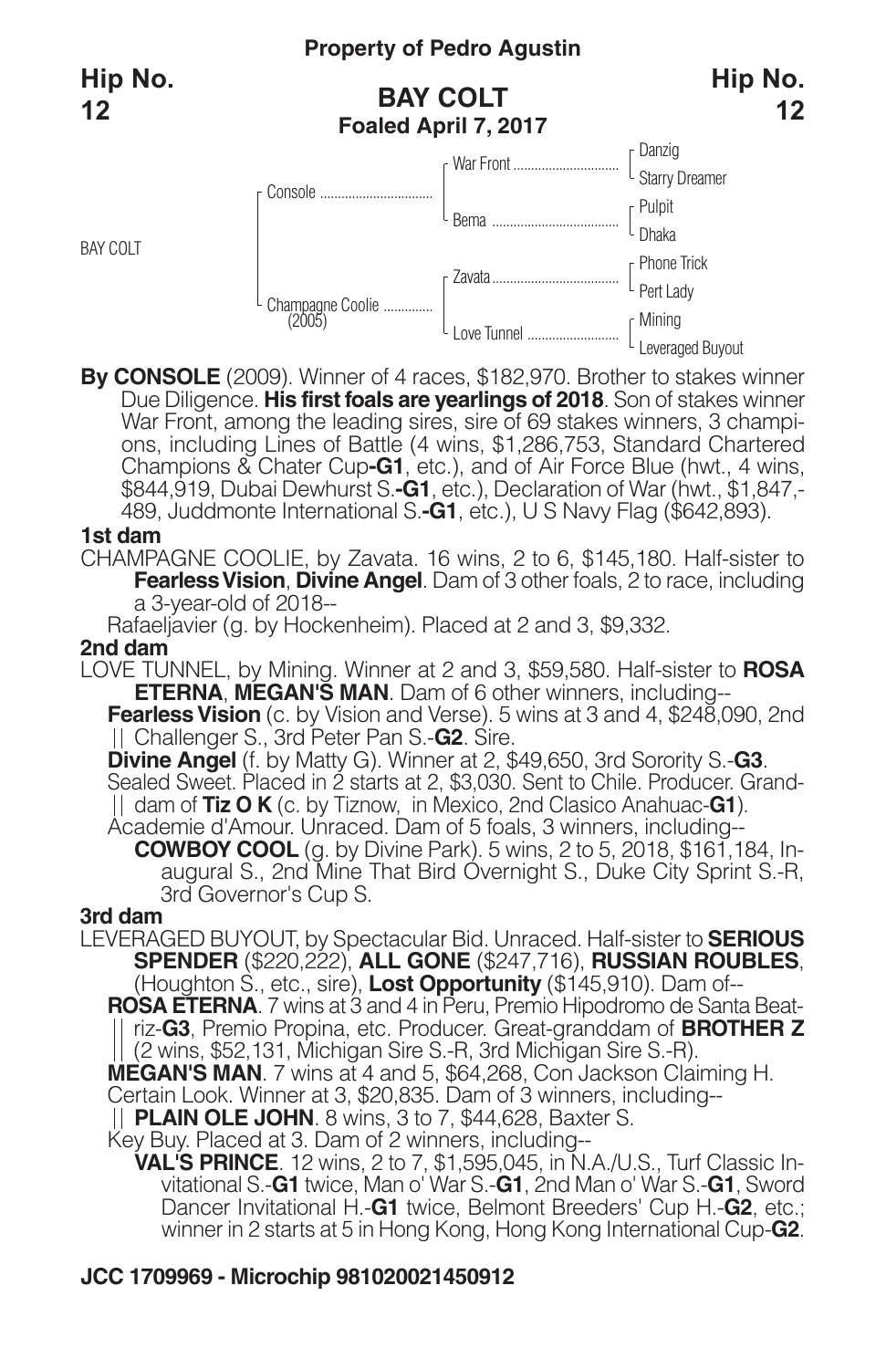**Property of Pedro Agustin**

**Hip No. 12**

## BAY COLT

**Foaled April 7, 2017**

| | | | |
|---|---|---|---|
| BAY COLT | Console | War Front | Danzig |
| | | | Starry Dreamer |
| | | Bema | Pulpit |
| | | | Dhaka |
| | Champagne Coolie (2005) | Zavata | Phone Trick |
| | | | Pert Lady |
| | | Love Tunnel | Mining |
| | | | Leveraged Buyout |

**By CONSOLE** (2009). Winner of 4 races, $182,970. Brother to stakes winner Due Diligence. **His first foals are yearlings of 2018**. Son of stakes winner War Front, among the leading sires, sire of 69 stakes winners, 3 champions, including Lines of Battle (4 wins, $1,286,753, Standard Chartered Champions & Chater Cup**-G1**, etc.), and of Air Force Blue (hwt., 4 wins, $844,919, Dubai Dewhurst S.**-G1**, etc.), Declaration of War (hwt., $1,847,489, Juddmonte International S.**-G1**, etc.), U S Navy Flag ($642,893).

### 1st dam

CHAMPAGNE COOLIE, by Zavata. 16 wins, 2 to 6, $145,180. Half-sister to **Fearless Vision**, **Divine Angel**. Dam of 3 other foals, 2 to race, including a 3-year-old of 2018--

Rafaeljavier (g. by Hockenheim). Placed at 2 and 3, $9,332.

### 2nd dam

LOVE TUNNEL, by Mining. Winner at 2 and 3, $59,580. Half-sister to **ROSA ETERNA**, **MEGAN'S MAN**. Dam of 6 other winners, including--

**Fearless Vision** (c. by Vision and Verse). 5 wins at 3 and 4, $248,090, 2nd Challenger S., 3rd Peter Pan S.-**G2**. Sire.

**Divine Angel** (f. by Matty G). Winner at 2, $49,650, 3rd Sorority S.-**G3**.

Sealed Sweet. Placed in 2 starts at 2, $3,030. Sent to Chile. Producer. Granddam of **Tiz O K** (c. by Tiznow, in Mexico, 2nd Clasico Anahuac-**G1**).

Academie d'Amour. Unraced. Dam of 5 foals, 3 winners, including--

**COWBOY COOL** (g. by Divine Park). 5 wins, 2 to 5, 2018, $161,184, Inaugural S., 2nd Mine That Bird Overnight S., Duke City Sprint S.-R, 3rd Governor's Cup S.

### 3rd dam

LEVERAGED BUYOUT, by Spectacular Bid. Unraced. Half-sister to **SERIOUS SPENDER** ($220,222), **ALL GONE** ($247,716), **RUSSIAN ROUBLES**, (Houghton S., etc., sire), **Lost Opportunity** ($145,910). Dam of--

**ROSA ETERNA**. 7 wins at 3 and 4 in Peru, Premio Hipodromo de Santa Beatriz-**G3**, Premio Propina, etc. Producer. Great-granddam of **BROTHER Z** (2 wins, $52,131, Michigan Sire S.-R, 3rd Michigan Sire S.-R).

**MEGAN'S MAN**. 7 wins at 4 and 5, $64,268, Con Jackson Claiming H.

Certain Look. Winner at 3, $20,835. Dam of 3 winners, including--

**PLAIN OLE JOHN**. 8 wins, 3 to 7, $44,628, Baxter S.

Key Buy. Placed at 3. Dam of 2 winners, including--

**VAL'S PRINCE**. 12 wins, 2 to 7, $1,595,045, in N.A./U.S., Turf Classic Invitational S.-**G1** twice, Man o' War S.-**G1**, 2nd Man o' War S.-**G1**, Sword Dancer Invitational H.-**G1** twice, Belmont Breeders' Cup H.-**G2**, etc.; winner in 2 starts at 5 in Hong Kong, Hong Kong International Cup-**G2**.

**JCC 1709969 - Microchip 981020021450912**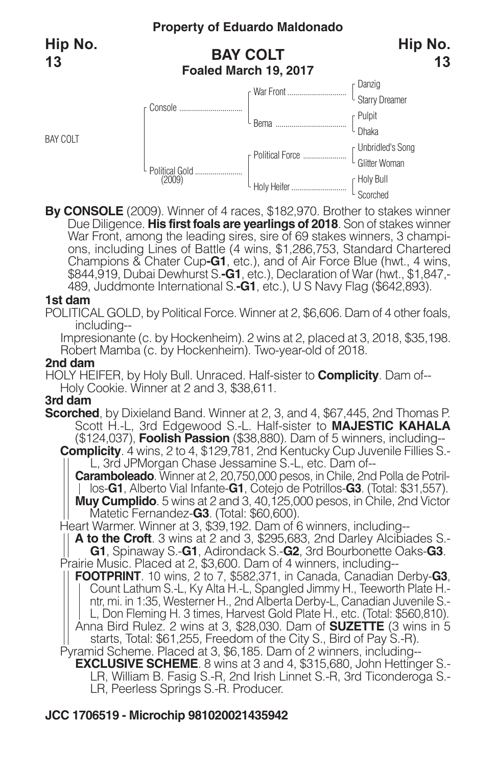**Property of Eduardo Maldonado**

**Hip No. 13**

## BAY COLT

**Foaled March 19, 2017**

| | | | |
|---|---|---|---|
| BAY COLT | Console | War Front | Danzig |
| | | | Starry Dreamer |
| | | Bema | Pulpit |
| | | | Dhaka |
| | Political Gold (2009) | Political Force | Unbridled's Song |
| | | | Glitter Woman |
| | | Holy Heifer | Holy Bull |
| | | | Scorched |

**By CONSOLE** (2009). Winner of 4 races, $182,970. Brother to stakes winner Due Diligence. **His first foals are yearlings of 2018**. Son of stakes winner War Front, among the leading sires, sire of 69 stakes winners, 3 champions, including Lines of Battle (4 wins, $1,286,753, Standard Chartered Champions & Chater Cup**-G1**, etc.), and of Air Force Blue (hwt., 4 wins, $844,919, Dubai Dewhurst S.**-G1**, etc.), Declaration of War (hwt., $1,847,-489, Juddmonte International S.**-G1**, etc.), U S Navy Flag ($642,893).

**1st dam**

POLITICAL GOLD, by Political Force. Winner at 2, $6,606. Dam of 4 other foals, including--

Impresionante (c. by Hockenheim). 2 wins at 2, placed at 3, 2018, $35,198.
Robert Mamba (c. by Hockenheim). Two-year-old of 2018.

**2nd dam**

HOLY HEIFER, by Holy Bull. Unraced. Half-sister to **Complicity**. Dam of--

Holy Cookie. Winner at 2 and 3, $38,611.

**3rd dam**

**Scorched**, by Dixieland Band. Winner at 2, 3, and 4, $67,445, 2nd Thomas P. Scott H.-L, 3rd Edgewood S.-L. Half-sister to **MAJESTIC KAHALA** ($124,037), **Foolish Passion** ($38,880). Dam of 5 winners, including--

**Complicity**. 4 wins, 2 to 4, $129,781, 2nd Kentucky Cup Juvenile Fillies S.-L, 3rd JPMorgan Chase Jessamine S.-L, etc. Dam of--

**Caramboleado**. Winner at 2, 20,750,000 pesos, in Chile, 2nd Polla de Potrillos-**G1**, Alberto Vial Infante-**G1**, Cotejo de Potrillos-**G3**. (Total: $31,557).

**Muy Cumplido**. 5 wins at 2 and 3, 40,125,000 pesos, in Chile, 2nd Victor Matetic Fernandez-**G3**. (Total: $60,600).

Heart Warmer. Winner at 3, $39,192. Dam of 6 winners, including--

**A to the Croft**. 3 wins at 2 and 3, $295,683, 2nd Darley Alcibiades S.-**G1**, Spinaway S.-**G1**, Adirondack S.-**G2**, 3rd Bourbonette Oaks-**G3**.

Prairie Music. Placed at 2, $3,600. Dam of 4 winners, including--

**FOOTPRINT**. 10 wins, 2 to 7, $582,371, in Canada, Canadian Derby-**G3**, Count Lathum S.-L, Ky Alta H.-L, Spangled Jimmy H., Teeworth Plate H.-ntr, mi. in 1:35, Westerner H., 2nd Alberta Derby-L, Canadian Juvenile S.-L, Don Fleming H. 3 times, Harvest Gold Plate H., etc. (Total: $560,810).

Anna Bird Rulez. 2 wins at 3, $28,030. Dam of **SUZETTE** (3 wins in 5 starts, Total: $61,255, Freedom of the City S., Bird of Pay S.-R).

Pyramid Scheme. Placed at 3, $6,185. Dam of 2 winners, including--

**EXCLUSIVE SCHEME**. 8 wins at 3 and 4, $315,680, John Hettinger S.-LR, William B. Fasig S.-R, 2nd Irish Linnet S.-R, 3rd Ticonderoga S.-LR, Peerless Springs S.-R. Producer.

**JCC 1706519 - Microchip 981020021435942**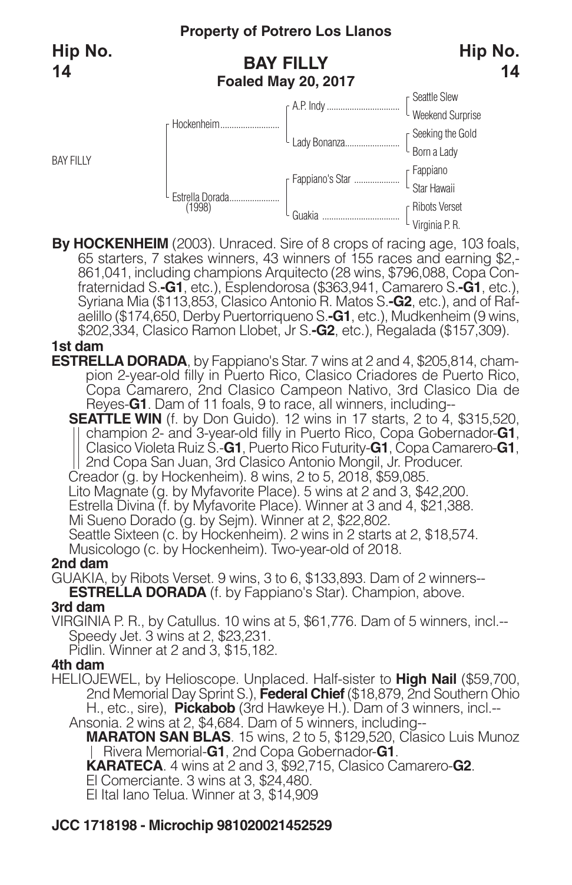**Property of Potrero Los Llanos**

# Hip No. 14

## BAY FILLY

**Foaled May 20, 2017**

| | | | |
|---|---|---|---|
| BAY FILLY | Hockenheim | A.P. Indy | Seattle Slew |
| | | | Weekend Surprise |
| | | Lady Bonanza | Seeking the Gold |
| | | | Born a Lady |
| | Estrella Dorada (1998) | Fappiano's Star | Fappiano |
| | | | Star Hawaii |
| | | Guakia | Ribots Verset |
| | | | Virginia P. R. |

**By HOCKENHEIM** (2003). Unraced. Sire of 8 crops of racing age, 103 foals, 65 starters, 7 stakes winners, 43 winners of 155 races and earning $2,861,041, including champions Arquitecto (28 wins, $796,088, Copa Confraternidad S.-**G1**, etc.), Esplendorosa ($363,941, Camarero S.-**G1**, etc.), Syriana Mia ($113,853, Clasico Antonio R. Matos S.-**G2**, etc.), and of Rafaelillo ($174,650, Derby Puertorriqueno S.-**G1**, etc.), Mudkenheim (9 wins, $202,334, Clasico Ramon Llobet, Jr S.-**G2**, etc.), Regalada ($157,309).

### 1st dam

**ESTRELLA DORADA**, by Fappiano's Star. 7 wins at 2 and 4, $205,814, champion 2-year-old filly in Puerto Rico, Clasico Criadores de Puerto Rico, Copa Camarero, 2nd Clasico Campeon Nativo, 3rd Clasico Dia de Reyes-**G1**. Dam of 11 foals, 9 to race, all winners, including--

- **SEATTLE WIN** (f. by Don Guido). 12 wins in 17 starts, 2 to 4, $315,520, champion 2- and 3-year-old filly in Puerto Rico, Copa Gobernador-**G1**, Clasico Violeta Ruiz S.-**G1**, Puerto Rico Futurity-**G1**, Copa Camarero-**G1**, 2nd Copa San Juan, 3rd Clasico Antonio Mongil, Jr. Producer.
- Creador (g. by Hockenheim). 8 wins, 2 to 5, 2018, $59,085.
- Lito Magnate (g. by Myfavorite Place). 5 wins at 2 and 3, $42,200.
- Estrella Divina (f. by Myfavorite Place). Winner at 3 and 4, $21,388.
- Mi Sueno Dorado (g. by Sejm). Winner at 2, $22,802.
- Seattle Sixteen (c. by Hockenheim). 2 wins in 2 starts at 2, $18,574.
- Musicologo (c. by Hockenheim). Two-year-old of 2018.

### 2nd dam

GUAKIA, by Ribots Verset. 9 wins, 3 to 6, $133,893. Dam of 2 winners--

- **ESTRELLA DORADA** (f. by Fappiano's Star). Champion, above.

### 3rd dam

VIRGINIA P. R., by Catullus. 10 wins at 5, $61,776. Dam of 5 winners, incl.--

- Speedy Jet. 3 wins at 2, $23,231.
- Pidlin. Winner at 2 and 3, $15,182.

### 4th dam

HELIOJEWEL, by Helioscope. Unplaced. Half-sister to **High Nail** ($59,700, 2nd Memorial Day Sprint S.), **Federal Chief** ($18,879, 2nd Southern Ohio H., etc., sire), **Pickabob** (3rd Hawkeye H.). Dam of 3 winners, incl.--

- Ansonia. 2 wins at 2, $4,684. Dam of 5 winners, including--
  - **MARATON SAN BLAS**. 15 wins, 2 to 5, $129,520, Clasico Luis Munoz Rivera Memorial-**G1**, 2nd Copa Gobernador-**G1**.
  - **KARATECA**. 4 wins at 2 and 3, $92,715, Clasico Camarero-**G2**.
  - El Comerciante. 3 wins at 3, $24,480.
  - El Ital Iano Telua. Winner at 3, $14,909

**JCC 1718198 - Microchip 981020021452529**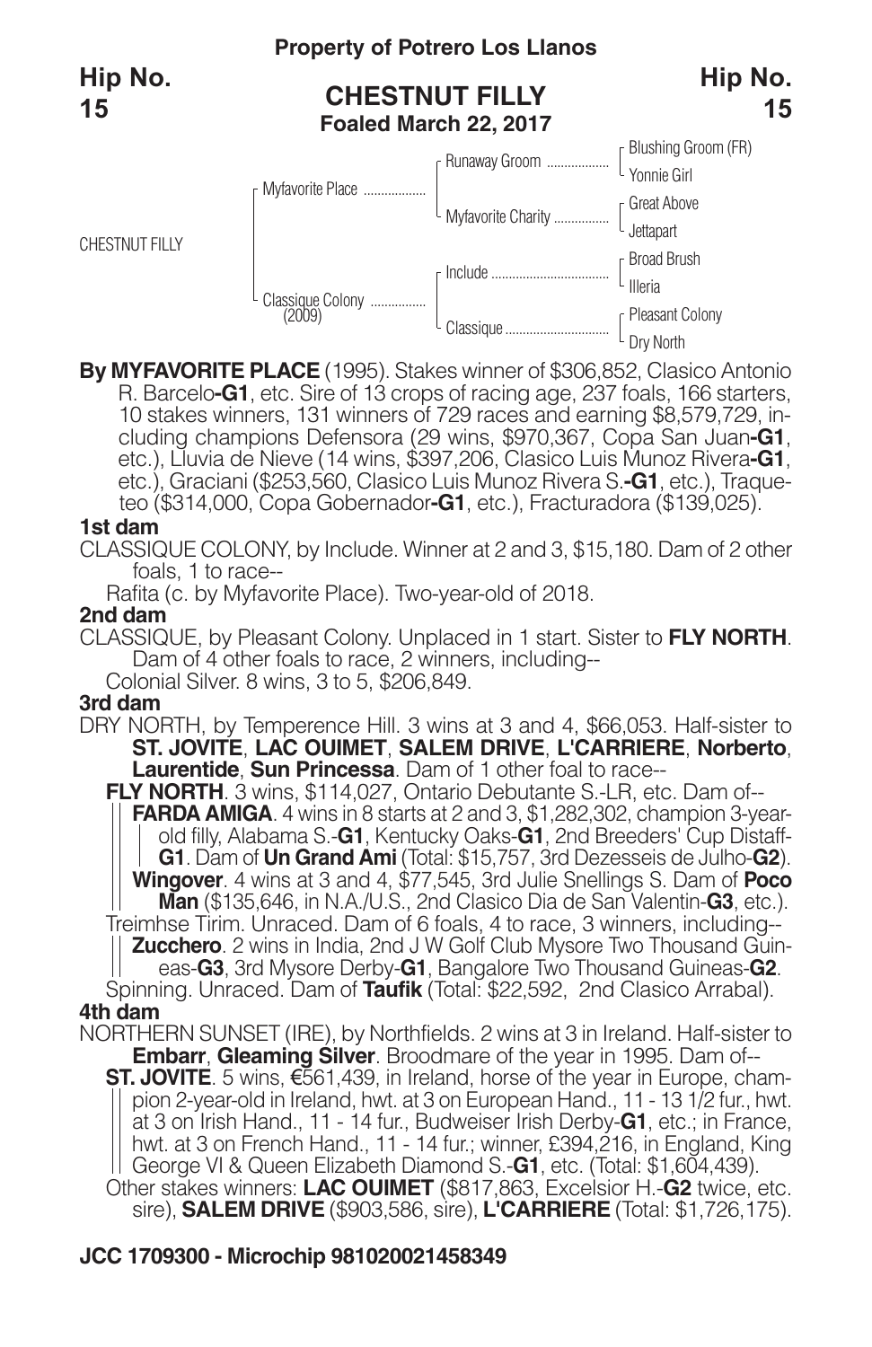**Property of Potrero Los Llanos**

**Hip No. 15**

## CHESTNUT FILLY

**Foaled March 22, 2017**

| | | | |
|---|---|---|---|
| CHESTNUT FILLY | Myfavorite Place | Runaway Groom | Blushing Groom (FR) |
| | | | Yonnie Girl |
| | | Myfavorite Charity | Great Above |
| | | | Jettapart |
| | Classique Colony (2009) | Include | Broad Brush |
| | | | Illeria |
| | | Classique | Pleasant Colony |
| | | | Dry North |

**By MYFAVORITE PLACE** (1995). Stakes winner of $306,852, Clasico Antonio R. Barcelo**-G1**, etc. Sire of 13 crops of racing age, 237 foals, 166 starters, 10 stakes winners, 131 winners of 729 races and earning $8,579,729, including champions Defensora (29 wins, $970,367, Copa San Juan**-G1**, etc.), Lluvia de Nieve (14 wins, $397,206, Clasico Luis Munoz Rivera**-G1**, etc.), Graciani ($253,560, Clasico Luis Munoz Rivera S.**-G1**, etc.), Traqueteo ($314,000, Copa Gobernador**-G1**, etc.), Fracturadora ($139,025).

### 1st dam

CLASSIQUE COLONY, by Include. Winner at 2 and 3, $15,180. Dam of 2 other foals, 1 to race--

Rafita (c. by Myfavorite Place). Two-year-old of 2018.

### 2nd dam

CLASSIQUE, by Pleasant Colony. Unplaced in 1 start. Sister to **FLY NORTH**. Dam of 4 other foals to race, 2 winners, including--

Colonial Silver. 8 wins, 3 to 5, $206,849.

### 3rd dam

DRY NORTH, by Temperence Hill. 3 wins at 3 and 4, $66,053. Half-sister to **ST. JOVITE**, **LAC OUIMET**, **SALEM DRIVE**, **L'CARRIERE**, **Norberto**, **Laurentide**, **Sun Princessa**. Dam of 1 other foal to race--

**FLY NORTH**. 3 wins, $114,027, Ontario Debutante S.-LR, etc. Dam of--

**FARDA AMIGA**. 4 wins in 8 starts at 2 and 3, $1,282,302, champion 3-year-old filly, Alabama S.-**G1**, Kentucky Oaks-**G1**, 2nd Breeders' Cup Distaff-**G1**. Dam of **Un Grand Ami** (Total: $15,757, 3rd Dezesseis de Julho-**G2**).

**Wingover**. 4 wins at 3 and 4, $77,545, 3rd Julie Snellings S. Dam of **Poco Man** ($135,646, in N.A./U.S., 2nd Clasico Dia de San Valentin-**G3**, etc.).

Treimhse Tirim. Unraced. Dam of 6 foals, 4 to race, 3 winners, including--

**Zucchero**. 2 wins in India, 2nd J W Golf Club Mysore Two Thousand Guineas-**G3**, 3rd Mysore Derby-**G1**, Bangalore Two Thousand Guineas-**G2**.

Spinning. Unraced. Dam of **Taufik** (Total: $22,592, 2nd Clasico Arrabal).

### 4th dam

NORTHERN SUNSET (IRE), by Northfields. 2 wins at 3 in Ireland. Half-sister to **Embarr**, **Gleaming Silver**. Broodmare of the year in 1995. Dam of--

**ST. JOVITE**. 5 wins, €561,439, in Ireland, horse of the year in Europe, champion 2-year-old in Ireland, hwt. at 3 on European Hand., 11 - 13 1/2 fur., hwt. at 3 on Irish Hand., 11 - 14 fur., Budweiser Irish Derby-**G1**, etc.; in France, hwt. at 3 on French Hand., 11 - 14 fur.; winner, £394,216, in England, King George VI & Queen Elizabeth Diamond S.-**G1**, etc. (Total: $1,604,439).

Other stakes winners: **LAC OUIMET** ($817,863, Excelsior H.-**G2** twice, etc. sire), **SALEM DRIVE** ($903,586, sire), **L'CARRIERE** (Total: $1,726,175).

**JCC 1709300 - Microchip 981020021458349**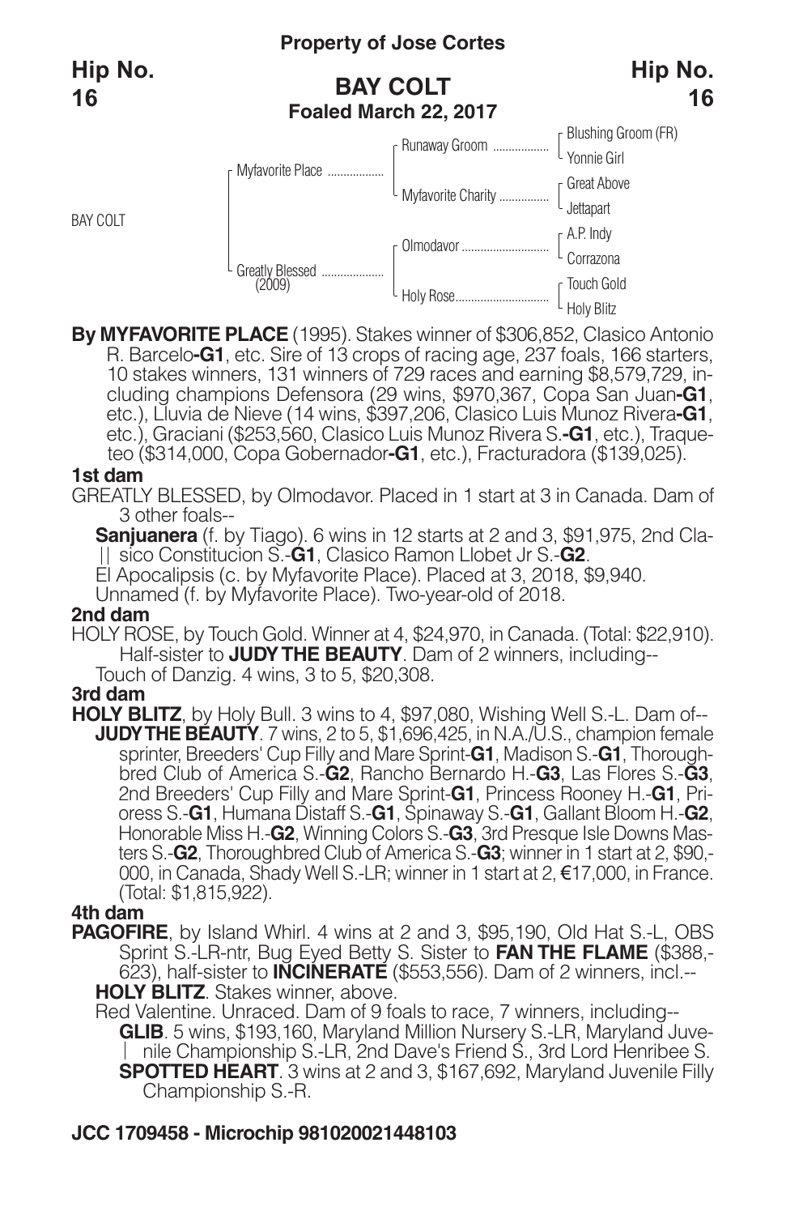**Property of Jose Cortes**

**Hip No. 16**

## BAY COLT

**Foaled March 22, 2017**

| | | | |
|---|---|---|---|
| BAY COLT | Myfavorite Place | Runaway Groom | Blushing Groom (FR) |
| | | | Yonnie Girl |
| | | Myfavorite Charity | Great Above |
| | | | Jettapart |
| | Greatly Blessed (2009) | Olmodavor | A.P. Indy |
| | | | Corrazona |
| | | Holy Rose | Touch Gold |
| | | | Holy Blitz |

**By MYFAVORITE PLACE** (1995). Stakes winner of $306,852, Clasico Antonio R. Barcelo-**G1**, etc. Sire of 13 crops of racing age, 237 foals, 166 starters, 10 stakes winners, 131 winners of 729 races and earning $8,579,729, including champions Defensora (29 wins, $970,367, Copa San Juan-**G1**, etc.), Lluvia de Nieve (14 wins, $397,206, Clasico Luis Munoz Rivera-**G1**, etc.), Graciani ($253,560, Clasico Luis Munoz Rivera S.-**G1**, etc.), Traqueteo ($314,000, Copa Gobernador-**G1**, etc.), Fracturadora ($139,025).

**1st dam**

GREATLY BLESSED, by Olmodavor. Placed in 1 start at 3 in Canada. Dam of 3 other foals--

**Sanjuanera** (f. by Tiago). 6 wins in 12 starts at 2 and 3, $91,975, 2nd Clasico Constitucion S.-**G1**, Clasico Ramon Llobet Jr S.-**G2**.

El Apocalipsis (c. by Myfavorite Place). Placed at 3, 2018, $9,940.

Unnamed (f. by Myfavorite Place). Two-year-old of 2018.

**2nd dam**

HOLY ROSE, by Touch Gold. Winner at 4, $24,970, in Canada. (Total: $22,910). Half-sister to **JUDY THE BEAUTY**. Dam of 2 winners, including--

Touch of Danzig. 4 wins, 3 to 5, $20,308.

**3rd dam**

**HOLY BLITZ**, by Holy Bull. 3 wins to 4, $97,080, Wishing Well S.-L. Dam of--

**JUDY THE BEAUTY**. 7 wins, 2 to 5, $1,696,425, in N.A./U.S., champion female sprinter, Breeders' Cup Filly and Mare Sprint-**G1**, Madison S.-**G1**, Thoroughbred Club of America S.-**G2**, Rancho Bernardo H.-**G3**, Las Flores S.-**G3**, 2nd Breeders' Cup Filly and Mare Sprint-**G1**, Princess Rooney H.-**G1**, Prioress S.-**G1**, Humana Distaff S.-**G1**, Spinaway S.-**G1**, Gallant Bloom H.-**G2**, Honorable Miss H.-**G2**, Winning Colors S.-**G3**, 3rd Presque Isle Downs Masters S.-**G2**, Thoroughbred Club of America S.-**G3**; winner in 1 start at 2, $90,000, in Canada, Shady Well S.-LR; winner in 1 start at 2, €17,000, in France. (Total: $1,815,922).

**4th dam**

**PAGOFIRE**, by Island Whirl. 4 wins at 2 and 3, $95,190, Old Hat S.-L, OBS Sprint S.-LR-ntr, Bug Eyed Betty S. Sister to **FAN THE FLAME** ($388,623), half-sister to **INCINERATE** ($553,556). Dam of 2 winners, incl.--

**HOLY BLITZ**. Stakes winner, above.

Red Valentine. Unraced. Dam of 9 foals to race, 7 winners, including--

**GLIB**. 5 wins, $193,160, Maryland Million Nursery S.-LR, Maryland Juvenile Championship S.-LR, 2nd Dave's Friend S., 3rd Lord Henribee S.

**SPOTTED HEART**. 3 wins at 2 and 3, $167,692, Maryland Juvenile Filly Championship S.-R.

**JCC 1709458 - Microchip 981020021448103**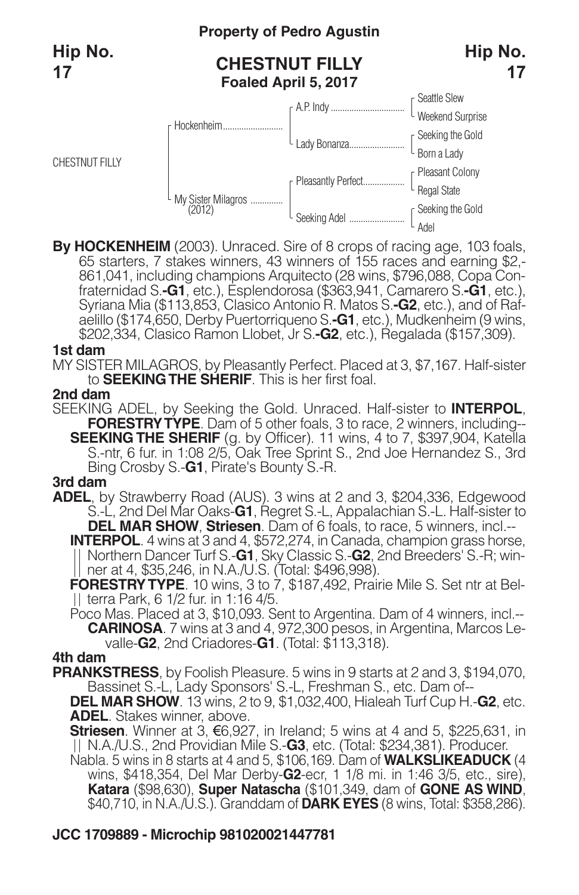**Property of Pedro Agustin**

**Hip No. 17**

# CHESTNUT FILLY
**Foaled April 5, 2017**

| | | | |
|---|---|---|---|
| CHESTNUT FILLY | Hockenheim | A.P. Indy | Seattle Slew |
| | | | Weekend Surprise |
| | | Lady Bonanza | Seeking the Gold |
| | | | Born a Lady |
| | My Sister Milagros (2012) | Pleasantly Perfect | Pleasant Colony |
| | | | Regal State |
| | | Seeking Adel | Seeking the Gold |
| | | | Adel |

**By HOCKENHEIM** (2003). Unraced. Sire of 8 crops of racing age, 103 foals, 65 starters, 7 stakes winners, 43 winners of 155 races and earning $2,861,041, including champions Arquitecto (28 wins, $796,088, Copa Confraternidad S.-**G1**, etc.), Esplendorosa ($363,941, Camarero S.-**G1**, etc.), Syriana Mia ($113,853, Clasico Antonio R. Matos S.-**G2**, etc.), and of Rafaelillo ($174,650, Derby Puertorriqueno S.-**G1**, etc.), Mudkenheim (9 wins, $202,334, Clasico Ramon Llobet, Jr S.-**G2**, etc.), Regalada ($157,309).

**1st dam**

MY SISTER MILAGROS, by Pleasantly Perfect. Placed at 3, $7,167. Half-sister to **SEEKING THE SHERIF**. This is her first foal.

**2nd dam**

SEEKING ADEL, by Seeking the Gold. Unraced. Half-sister to **INTERPOL**, **FORESTRY TYPE**. Dam of 5 other foals, 3 to race, 2 winners, including--

**SEEKING THE SHERIF** (g. by Officer). 11 wins, 4 to 7, $397,904, Katella S.-ntr, 6 fur. in 1:08 2/5, Oak Tree Sprint S., 2nd Joe Hernandez S., 3rd Bing Crosby S.-**G1**, Pirate's Bounty S.-R.

**3rd dam**

**ADEL**, by Strawberry Road (AUS). 3 wins at 2 and 3, $204,336, Edgewood S.-L, 2nd Del Mar Oaks-**G1**, Regret S.-L, Appalachian S.-L. Half-sister to **DEL MAR SHOW**, **Striesen**. Dam of 6 foals, to race, 5 winners, incl.--

**INTERPOL**. 4 wins at 3 and 4, $572,274, in Canada, champion grass horse, Northern Dancer Turf S.-**G1**, Sky Classic S.-**G2**, 2nd Breeders' S.-R; winner at 4, $35,246, in N.A./U.S. (Total: $496,998).

**FORESTRY TYPE**. 10 wins, 3 to 7, $187,492, Prairie Mile S. Set ntr at Belterra Park, 6 1/2 fur. in 1:16 4/5.

Poco Mas. Placed at 3, $10,093. Sent to Argentina. Dam of 4 winners, incl.--

**CARINOSA**. 7 wins at 3 and 4, 972,300 pesos, in Argentina, Marcos Levalle-**G2**, 2nd Criadores-**G1**. (Total: $113,318).

**4th dam**

**PRANKSTRESS**, by Foolish Pleasure. 5 wins in 9 starts at 2 and 3, $194,070, Bassinet S.-L, Lady Sponsors' S.-L, Freshman S., etc. Dam of--

**DEL MAR SHOW**. 13 wins, 2 to 9, $1,032,400, Hialeah Turf Cup H.-**G2**, etc.

**ADEL**. Stakes winner, above.

**Striesen**. Winner at 3, €6,927, in Ireland; 5 wins at 4 and 5, $225,631, in N.A./U.S., 2nd Providian Mile S.-**G3**, etc. (Total: $234,381). Producer.

Nabla. 5 wins in 8 starts at 4 and 5, $106,169. Dam of **WALKSLIKEADUCK** (4 wins, $418,354, Del Mar Derby-**G2**-ecr, 1 1/8 mi. in 1:46 3/5, etc., sire), **Katara** ($98,630), **Super Natascha** ($101,349, dam of **GONE AS WIND**, $40,710, in N.A./U.S.). Granddam of **DARK EYES** (8 wins, Total: $358,286).

**JCC 1709889 - Microchip 981020021447781**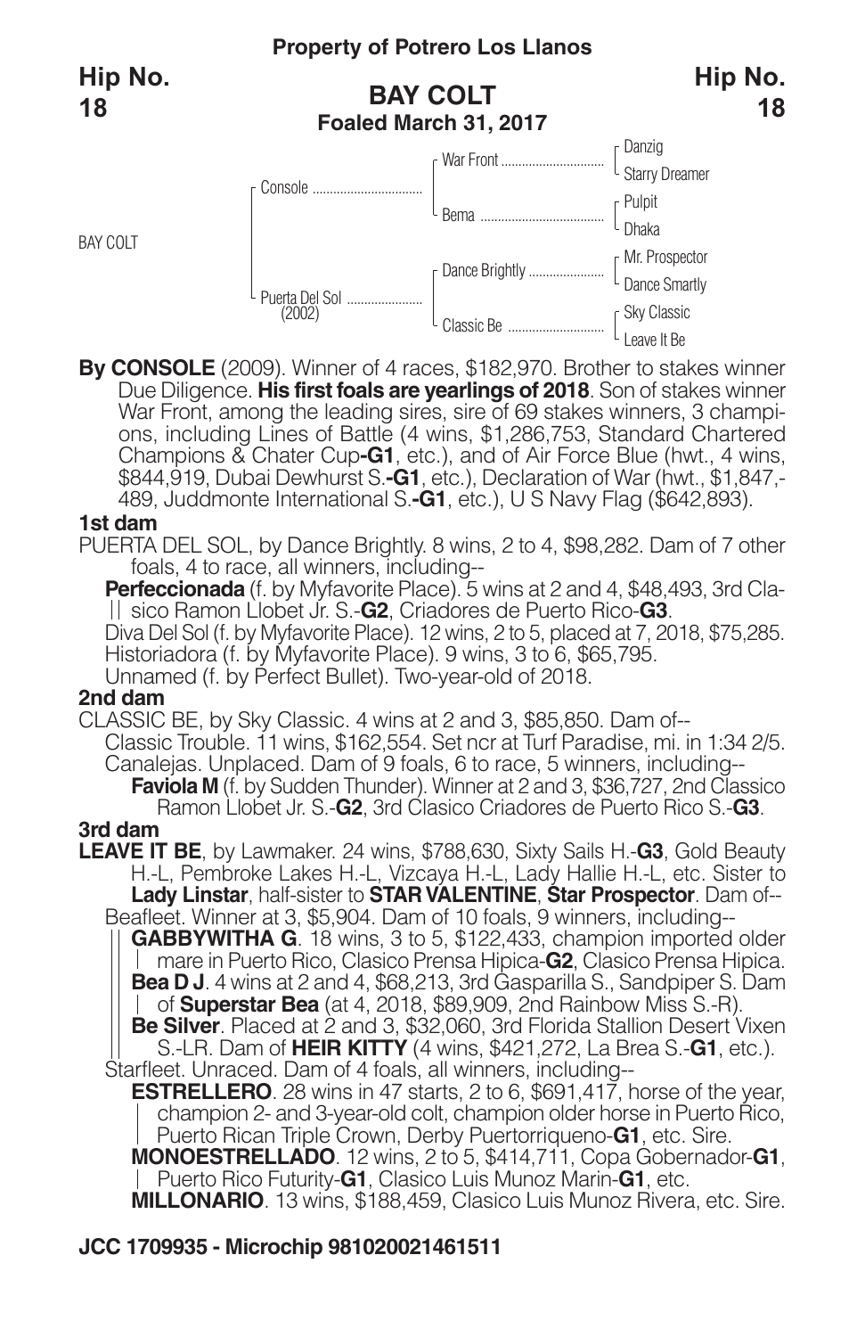**Property of Potrero Los Llanos**

**Hip No. 18**

## BAY COLT

**Foaled March 31, 2017**

| | | | |
|---|---|---|---|
| BAY COLT | Console | War Front | Danzig |
| | | | Starry Dreamer |
| | | Bema | Pulpit |
| | | | Dhaka |
| | Puerta Del Sol (2002) | Dance Brightly | Mr. Prospector |
| | | | Dance Smartly |
| | | Classic Be | Sky Classic |
| | | | Leave It Be |

**By CONSOLE** (2009). Winner of 4 races, $182,970. Brother to stakes winner Due Diligence. **His first foals are yearlings of 2018**. Son of stakes winner War Front, among the leading sires, sire of 69 stakes winners, 3 champions, including Lines of Battle (4 wins, $1,286,753, Standard Chartered Champions & Chater Cup**-G1**, etc.), and of Air Force Blue (hwt., 4 wins, $844,919, Dubai Dewhurst S.**-G1**, etc.), Declaration of War (hwt., $1,847,489, Juddmonte International S.**-G1**, etc.), U S Navy Flag ($642,893).

**1st dam**

PUERTA DEL SOL, by Dance Brightly. 8 wins, 2 to 4, $98,282. Dam of 7 other foals, 4 to race, all winners, including--

**Perfeccionada** (f. by Myfavorite Place). 5 wins at 2 and 4, $48,493, 3rd Clasico Ramon Llobet Jr. S.-**G2**, Criadores de Puerto Rico-**G3**.
Diva Del Sol (f. by Myfavorite Place). 12 wins, 2 to 5, placed at 7, 2018, $75,285.
Historiadora (f. by Myfavorite Place). 9 wins, 3 to 6, $65,795.
Unnamed (f. by Perfect Bullet). Two-year-old of 2018.

**2nd dam**

CLASSIC BE, by Sky Classic. 4 wins at 2 and 3, $85,850. Dam of--
Classic Trouble. 11 wins, $162,554. Set ncr at Turf Paradise, mi. in 1:34 2/5.
Canalejas. Unplaced. Dam of 9 foals, 6 to race, 5 winners, including--
**Faviola M** (f. by Sudden Thunder). Winner at 2 and 3, $36,727, 2nd Classico Ramon Llobet Jr. S.-**G2**, 3rd Clasico Criadores de Puerto Rico S.-**G3**.

**3rd dam**

**LEAVE IT BE**, by Lawmaker. 24 wins, $788,630, Sixty Sails H.-**G3**, Gold Beauty H.-L, Pembroke Lakes H.-L, Vizcaya H.-L, Lady Hallie H.-L, etc. Sister to **Lady Linstar**, half-sister to **STAR VALENTINE**, **Star Prospector**. Dam of--
Beafleet. Winner at 3, $5,904. Dam of 10 foals, 9 winners, including--
**GABBYWITHA G**. 18 wins, 3 to 5, $122,433, champion imported older mare in Puerto Rico, Clasico Prensa Hipica-**G2**, Clasico Prensa Hipica.
**Bea D J**. 4 wins at 2 and 4, $68,213, 3rd Gasparilla S., Sandpiper S. Dam of **Superstar Bea** (at 4, 2018, $89,909, 2nd Rainbow Miss S.-R).
**Be Silver**. Placed at 2 and 3, $32,060, 3rd Florida Stallion Desert Vixen S.-LR. Dam of **HEIR KITTY** (4 wins, $421,272, La Brea S.-**G1**, etc.).
Starfleet. Unraced. Dam of 4 foals, all winners, including--
**ESTRELLERO**. 28 wins in 47 starts, 2 to 6, $691,417, horse of the year, champion 2- and 3-year-old colt, champion older horse in Puerto Rico, Puerto Rican Triple Crown, Derby Puertorriqueno-**G1**, etc. Sire.
**MONOESTRELLADO**. 12 wins, 2 to 5, $414,711, Copa Gobernador-**G1**, Puerto Rico Futurity-**G1**, Clasico Luis Munoz Marin-**G1**, etc.
**MILLONARIO**. 13 wins, $188,459, Clasico Luis Munoz Rivera, etc. Sire.

**JCC 1709935 - Microchip 981020021461511**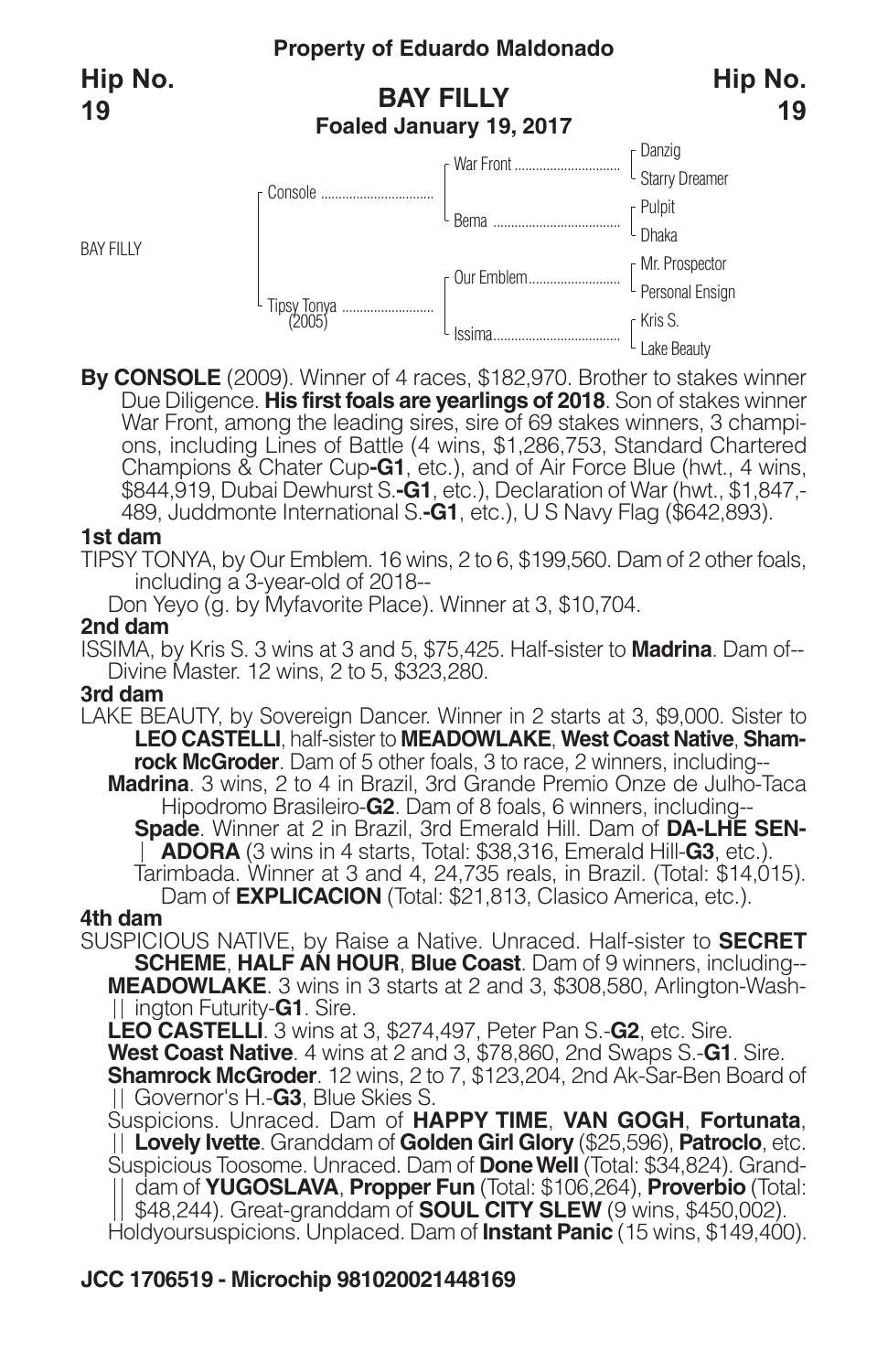**Property of Eduardo Maldonado**

**Hip No. 19**

## BAY FILLY

**Foaled January 19, 2017**

| | | | |
|---|---|---|---|
| BAY FILLY | Console | War Front | Danzig |
| | | | Starry Dreamer |
| | | Bema | Pulpit |
| | | | Dhaka |
| | Tipsy Tonya (2005) | Our Emblem | Mr. Prospector |
| | | | Personal Ensign |
| | | Issima | Kris S. |
| | | | Lake Beauty |

**By CONSOLE** (2009). Winner of 4 races, $182,970. Brother to stakes winner Due Diligence. **His first foals are yearlings of 2018**. Son of stakes winner War Front, among the leading sires, sire of 69 stakes winners, 3 champions, including Lines of Battle (4 wins, $1,286,753, Standard Chartered Champions & Chater Cup**-G1**, etc.), and of Air Force Blue (hwt., 4 wins, $844,919, Dubai Dewhurst S.**-G1**, etc.), Declaration of War (hwt., $1,847,489, Juddmonte International S.**-G1**, etc.), U S Navy Flag ($642,893).

### 1st dam

TIPSY TONYA, by Our Emblem. 16 wins, 2 to 6, $199,560. Dam of 2 other foals, including a 3-year-old of 2018--

Don Yeyo (g. by Myfavorite Place). Winner at 3, $10,704.

### 2nd dam

ISSIMA, by Kris S. 3 wins at 3 and 5, $75,425. Half-sister to **Madrina**. Dam of--

Divine Master. 12 wins, 2 to 5, $323,280.

### 3rd dam

LAKE BEAUTY, by Sovereign Dancer. Winner in 2 starts at 3, $9,000. Sister to **LEO CASTELLI**, half-sister to **MEADOWLAKE**, **West Coast Native**, **Shamrock McGroder**. Dam of 5 other foals, 3 to race, 2 winners, including--

**Madrina**. 3 wins, 2 to 4 in Brazil, 3rd Grande Premio Onze de Julho-Taca Hipodromo Brasileiro-**G2**. Dam of 8 foals, 6 winners, including--

**Spade**. Winner at 2 in Brazil, 3rd Emerald Hill. Dam of **DA-LHE SENADORA** (3 wins in 4 starts, Total: $38,316, Emerald Hill-**G3**, etc.).

Tarimbada. Winner at 3 and 4, 24,735 reals, in Brazil. (Total: $14,015). Dam of **EXPLICACION** (Total: $21,813, Clasico America, etc.).

### 4th dam

SUSPICIOUS NATIVE, by Raise a Native. Unraced. Half-sister to **SECRET SCHEME**, **HALF AN HOUR**, **Blue Coast**. Dam of 9 winners, including--

**MEADOWLAKE**. 3 wins in 3 starts at 2 and 3, $308,580, Arlington-Washington Futurity-**G1**. Sire.

**LEO CASTELLI**. 3 wins at 3, $274,497, Peter Pan S.-**G2**, etc. Sire.

**West Coast Native**. 4 wins at 2 and 3, $78,860, 2nd Swaps S.-**G1**. Sire.

**Shamrock McGroder**. 12 wins, 2 to 7, $123,204, 2nd Ak-Sar-Ben Board of Governor's H.-**G3**, Blue Skies S.

Suspicions. Unraced. Dam of **HAPPY TIME**, **VAN GOGH**, **Fortunata**, **Lovely Ivette**. Granddam of **Golden Girl Glory** ($25,596), **Patroclo**, etc.

Suspicious Toosome. Unraced. Dam of **Done Well** (Total: $34,824). Granddam of **YUGOSLAVA**, **Propper Fun** (Total: $106,264), **Proverbio** (Total: $48,244). Great-granddam of **SOUL CITY SLEW** (9 wins, $450,002).

Holdyoursuspicions. Unplaced. Dam of **Instant Panic** (15 wins, $149,400).

**JCC 1706519 - Microchip 981020021448169**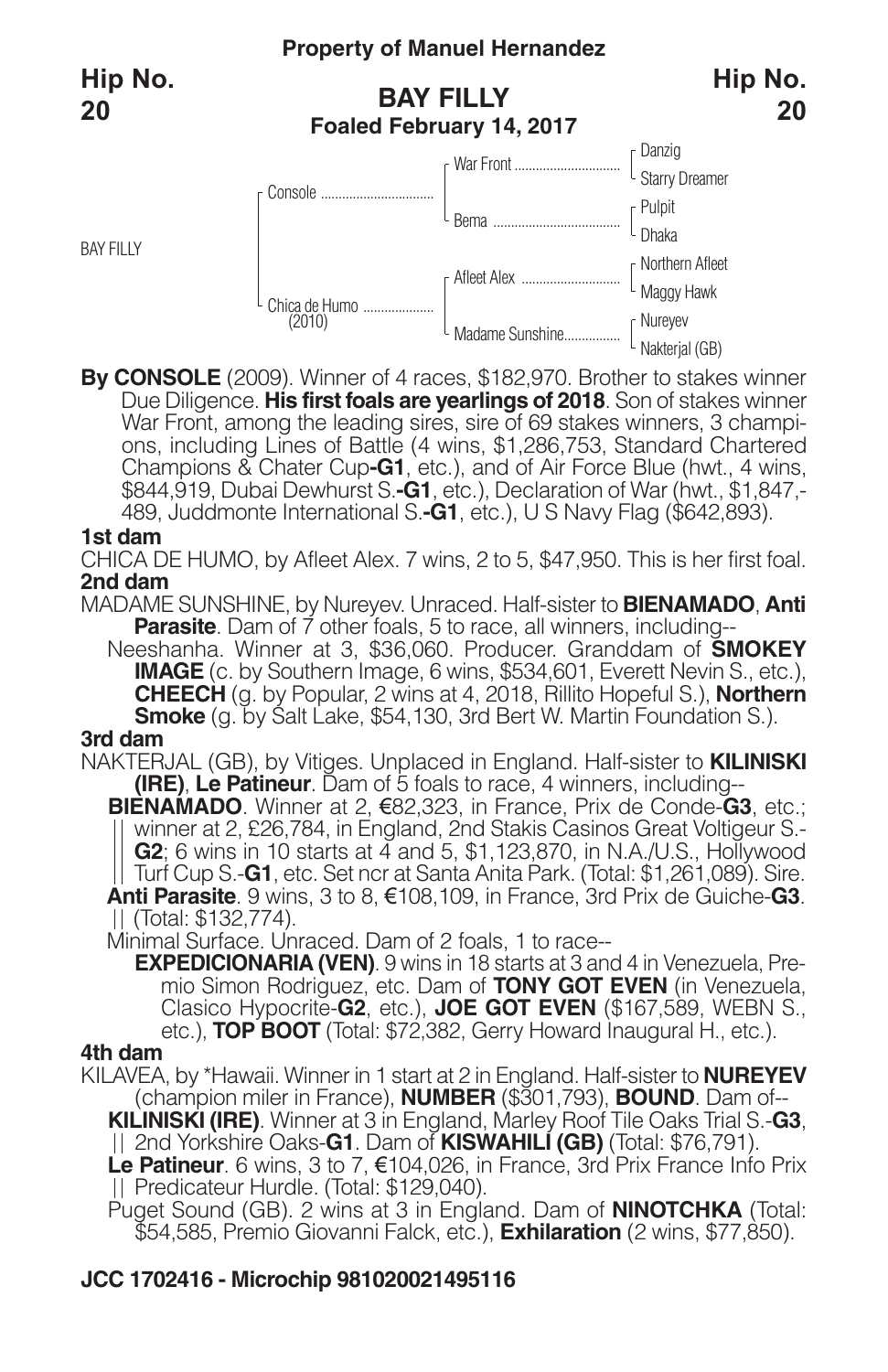**Property of Manuel Hernandez**

**Hip No. 20**

## BAY FILLY
**Foaled February 14, 2017**

| | | | |
|---|---|---|---|
| BAY FILLY | Console | War Front | Danzig |
| | | | Starry Dreamer |
| | | Bema | Pulpit |
| | | | Dhaka |
| | Chica de Humo (2010) | Afleet Alex | Northern Afleet |
| | | | Maggy Hawk |
| | | Madame Sunshine | Nureyev |
| | | | Nakterjal (GB) |

**By CONSOLE** (2009). Winner of 4 races, $182,970. Brother to stakes winner Due Diligence. **His first foals are yearlings of 2018**. Son of stakes winner War Front, among the leading sires, sire of 69 stakes winners, 3 champions, including Lines of Battle (4 wins, $1,286,753, Standard Chartered Champions & Chater Cup**-G1**, etc.), and of Air Force Blue (hwt., 4 wins, $844,919, Dubai Dewhurst S.**-G1**, etc.), Declaration of War (hwt., $1,847,489, Juddmonte International S.**-G1**, etc.), U S Navy Flag ($642,893).

**1st dam**

CHICA DE HUMO, by Afleet Alex. 7 wins, 2 to 5, $47,950. This is her first foal.

**2nd dam**

MADAME SUNSHINE, by Nureyev. Unraced. Half-sister to **BIENAMADO**, **Anti Parasite**. Dam of 7 other foals, 5 to race, all winners, including--

Neeshanha. Winner at 3, $36,060. Producer. Granddam of **SMOKEY IMAGE** (c. by Southern Image, 6 wins, $534,601, Everett Nevin S., etc.), **CHEECH** (g. by Popular, 2 wins at 4, 2018, Rillito Hopeful S.), **Northern Smoke** (g. by Salt Lake, $54,130, 3rd Bert W. Martin Foundation S.).

**3rd dam**

NAKTERJAL (GB), by Vitiges. Unplaced in England. Half-sister to **KILINISKI (IRE)**, **Le Patineur**. Dam of 5 foals to race, 4 winners, including--

**BIENAMADO**. Winner at 2, €82,323, in France, Prix de Conde-**G3**, etc.; winner at 2, £26,784, in England, 2nd Stakis Casinos Great Voltigeur S.-**G2**; 6 wins in 10 starts at 4 and 5, $1,123,870, in N.A./U.S., Hollywood Turf Cup S.-**G1**, etc. Set ncr at Santa Anita Park. (Total: $1,261,089). Sire.

**Anti Parasite**. 9 wins, 3 to 8, €108,109, in France, 3rd Prix de Guiche-**G3**. (Total: $132,774).

Minimal Surface. Unraced. Dam of 2 foals, 1 to race--

**EXPEDICIONARIA (VEN)**. 9 wins in 18 starts at 3 and 4 in Venezuela, Premio Simon Rodriguez, etc. Dam of **TONY GOT EVEN** (in Venezuela, Clasico Hypocrite-**G2**, etc.), **JOE GOT EVEN** ($167,589, WEBN S., etc.), **TOP BOOT** (Total: $72,382, Gerry Howard Inaugural H., etc.).

**4th dam**

KILAVEA, by *Hawaii. Winner in 1 start at 2 in England. Half-sister to **NUREYEV** (champion miler in France), **NUMBER** ($301,793), **BOUND**. Dam of--

**KILINISKI (IRE)**. Winner at 3 in England, Marley Roof Tile Oaks Trial S.-**G3**, 2nd Yorkshire Oaks-**G1**. Dam of **KISWAHILI (GB)** (Total: $76,791).

**Le Patineur**. 6 wins, 3 to 7, €104,026, in France, 3rd Prix France Info Prix Predicateur Hurdle. (Total: $129,040).

Puget Sound (GB). 2 wins at 3 in England. Dam of **NINOTCHKA** (Total: $54,585, Premio Giovanni Falck, etc.), **Exhilaration** (2 wins, $77,850).

**JCC 1702416 - Microchip 981020021495116**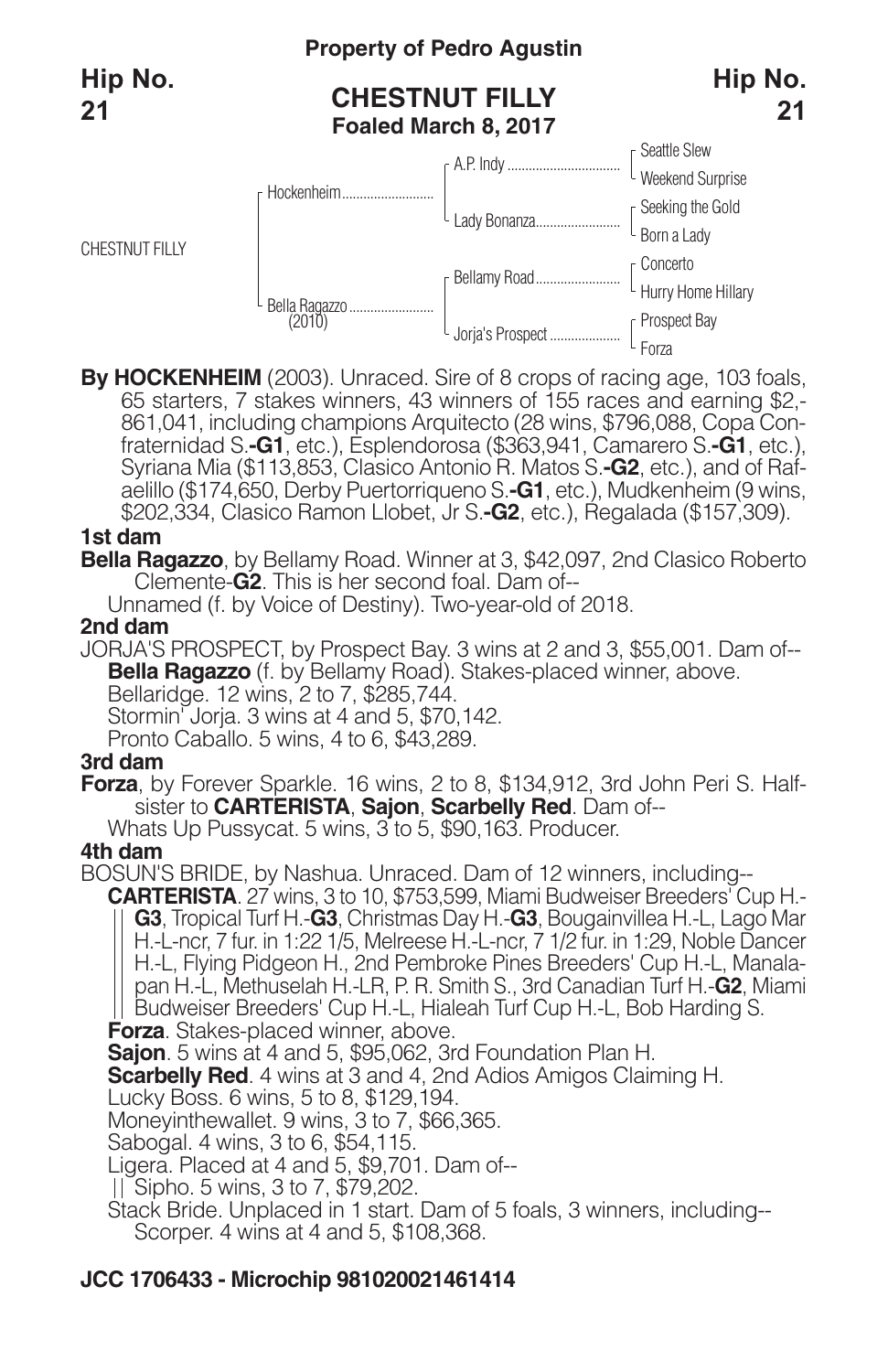Property of Pedro Agustin

**Hip No. 21**

## CHESTNUT FILLY

**Foaled March 8, 2017**

| | | | |
|---|---|---|---|
| CHESTNUT FILLY | Hockenheim | A.P. Indy | Seattle Slew |
| | | | Weekend Surprise |
| | | Lady Bonanza | Seeking the Gold |
| | | | Born a Lady |
| | Bella Ragazzo (2010) | Bellamy Road | Concerto |
| | | | Hurry Home Hillary |
| | | Jorja's Prospect | Prospect Bay |
| | | | Forza |

**By HOCKENHEIM** (2003). Unraced. Sire of 8 crops of racing age, 103 foals, 65 starters, 7 stakes winners, 43 winners of 155 races and earning $2,861,041, including champions Arquitecto (28 wins, $796,088, Copa Confraternidad S.-**G1**, etc.), Esplendorosa ($363,941, Camarero S.-**G1**, etc.), Syriana Mia ($113,853, Clasico Antonio R. Matos S.-**G2**, etc.), and of Rafaelillo ($174,650, Derby Puertorriqueno S.-**G1**, etc.), Mudkenheim (9 wins, $202,334, Clasico Ramon Llobet, Jr S.-**G2**, etc.), Regalada ($157,309).

**1st dam**

**Bella Ragazzo**, by Bellamy Road. Winner at 3, $42,097, 2nd Clasico Roberto Clemente-**G2**. This is her second foal. Dam of--

Unnamed (f. by Voice of Destiny). Two-year-old of 2018.

**2nd dam**

JORJA'S PROSPECT, by Prospect Bay. 3 wins at 2 and 3, $55,001. Dam of--

**Bella Ragazzo** (f. by Bellamy Road). Stakes-placed winner, above.
Bellaridge. 12 wins, 2 to 7, $285,744.
Stormin' Jorja. 3 wins at 4 and 5, $70,142.
Pronto Caballo. 5 wins, 4 to 6, $43,289.

**3rd dam**

**Forza**, by Forever Sparkle. 16 wins, 2 to 8, $134,912, 3rd John Peri S. Half-sister to **CARTERISTA**, **Sajon**, **Scarbelly Red**. Dam of--

Whats Up Pussycat. 5 wins, 3 to 5, $90,163. Producer.

**4th dam**

BOSUN'S BRIDE, by Nashua. Unraced. Dam of 12 winners, including--

**CARTERISTA**. 27 wins, 3 to 10, $753,599, Miami Budweiser Breeders' Cup H.-**G3**, Tropical Turf H.-**G3**, Christmas Day H.-**G3**, Bougainvillea H.-L, Lago Mar H.-L-ncr, 7 fur. in 1:22 1/5, Melreese H.-L-ncr, 7 1/2 fur. in 1:29, Noble Dancer H.-L, Flying Pidgeon H., 2nd Pembroke Pines Breeders' Cup H.-L, Manalapan H.-L, Methuselah H.-LR, P. R. Smith S., 3rd Canadian Turf H.-**G2**, Miami Budweiser Breeders' Cup H.-L, Hialeah Turf Cup H.-L, Bob Harding S.
**Forza**. Stakes-placed winner, above.
**Sajon**. 5 wins at 4 and 5, $95,062, 3rd Foundation Plan H.
**Scarbelly Red**. 4 wins at 3 and 4, 2nd Adios Amigos Claiming H.
Lucky Boss. 6 wins, 5 to 8, $129,194.
Moneyinthewallet. 9 wins, 3 to 7, $66,365.
Sabogal. 4 wins, 3 to 6, $54,115.
Ligera. Placed at 4 and 5, $9,701. Dam of--
Sipho. 5 wins, 3 to 7, $79,202.
Stack Bride. Unplaced in 1 start. Dam of 5 foals, 3 winners, including--
Scorper. 4 wins at 4 and 5, $108,368.

**JCC 1706433 - Microchip 981020021461414**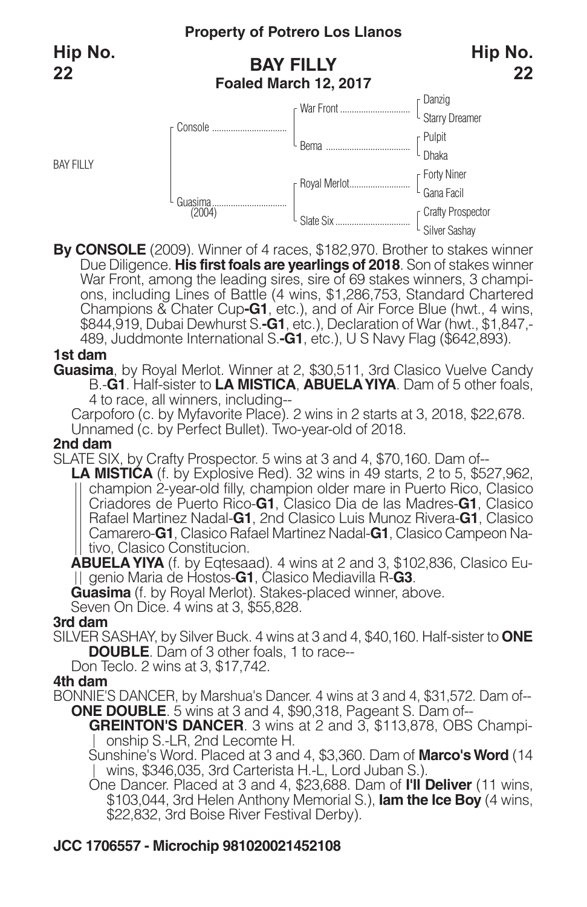**Property of Potrero Los Llanos**

**Hip No. 22**

## BAY FILLY

**Foaled March 12, 2017**

| | | | |
|---|---|---|---|
| BAY FILLY | Console | War Front | Danzig |
| | | | Starry Dreamer |
| | | Bema | Pulpit |
| | | | Dhaka |
| | Guasima (2004) | Royal Merlot | Forty Niner |
| | | | Gana Facil |
| | | Slate Six | Crafty Prospector |
| | | | Silver Sashay |

**By CONSOLE** (2009). Winner of 4 races, $182,970. Brother to stakes winner Due Diligence. **His first foals are yearlings of 2018**. Son of stakes winner War Front, among the leading sires, sire of 69 stakes winners, 3 champions, including Lines of Battle (4 wins, $1,286,753, Standard Chartered Champions & Chater Cup-**G1**, etc.), and of Air Force Blue (hwt., 4 wins, $844,919, Dubai Dewhurst S.-**G1**, etc.), Declaration of War (hwt., $1,847,489, Juddmonte International S.-**G1**, etc.), U S Navy Flag ($642,893).

### 1st dam

**Guasima**, by Royal Merlot. Winner at 2, $30,511, 3rd Clasico Vuelve Candy B.-**G1**. Half-sister to **LA MISTICA**, **ABUELA YIYA**. Dam of 5 other foals, 4 to race, all winners, including--

Carpoforo (c. by Myfavorite Place). 2 wins in 2 starts at 3, 2018, $22,678.
Unnamed (c. by Perfect Bullet). Two-year-old of 2018.

### 2nd dam

SLATE SIX, by Crafty Prospector. 5 wins at 3 and 4, $70,160. Dam of--

**LA MISTICA** (f. by Explosive Red). 32 wins in 49 starts, 2 to 5, $527,962, champion 2-year-old filly, champion older mare in Puerto Rico, Clasico Criadores de Puerto Rico-**G1**, Clasico Dia de las Madres-**G1**, Clasico Rafael Martinez Nadal-**G1**, 2nd Clasico Luis Munoz Rivera-**G1**, Clasico Camarero-**G1**, Clasico Rafael Martinez Nadal-**G1**, Clasico Campeon Nativo, Clasico Constitucion.

**ABUELA YIYA** (f. by Eqtesaad). 4 wins at 2 and 3, $102,836, Clasico Eugenio Maria de Hostos-**G1**, Clasico Mediavilla R-**G3**.

**Guasima** (f. by Royal Merlot). Stakes-placed winner, above.

Seven On Dice. 4 wins at 3, $55,828.

### 3rd dam

SILVER SASHAY, by Silver Buck. 4 wins at 3 and 4, $40,160. Half-sister to **ONE DOUBLE**. Dam of 3 other foals, 1 to race--

Don Teclo. 2 wins at 3, $17,742.

### 4th dam

BONNIE'S DANCER, by Marshua's Dancer. 4 wins at 3 and 4, $31,572. Dam of--

**ONE DOUBLE**. 5 wins at 3 and 4, $90,318, Pageant S. Dam of--

**GREINTON'S DANCER**. 3 wins at 2 and 3, $113,878, OBS Championship S.-LR, 2nd Lecomte H.

Sunshine's Word. Placed at 3 and 4, $3,360. Dam of **Marco's Word** (14 wins, $346,035, 3rd Carterista H.-L, Lord Juban S.).

One Dancer. Placed at 3 and 4, $23,688. Dam of **I'll Deliver** (11 wins, $103,044, 3rd Helen Anthony Memorial S.), **Iam the Ice Boy** (4 wins, $22,832, 3rd Boise River Festival Derby).

**JCC 1706557 - Microchip 981020021452108**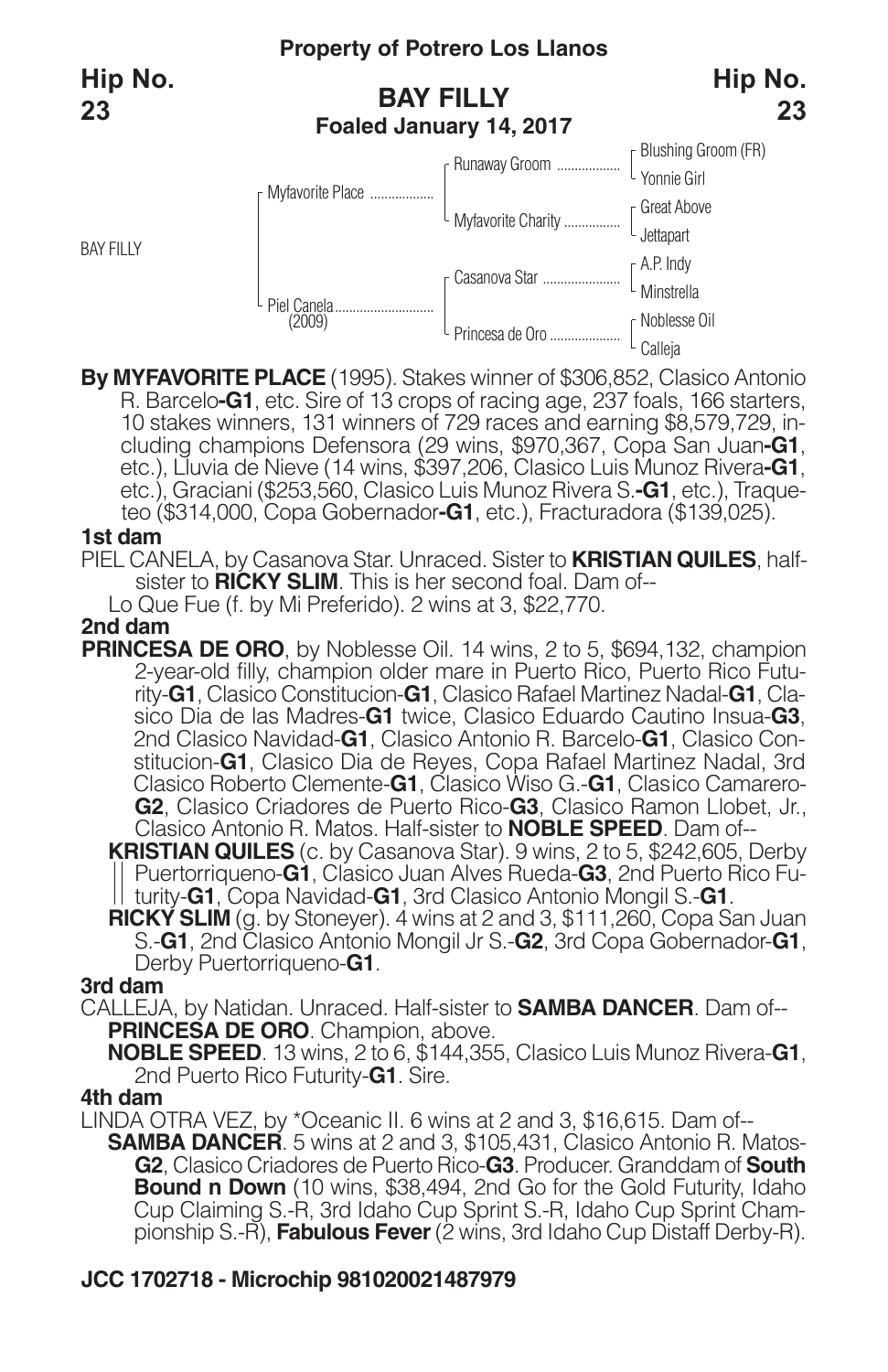**Property of Potrero Los Llanos**

**Hip No. 23**

## BAY FILLY
**Foaled January 14, 2017**

| | | | |
|---|---|---|---|
| BAY FILLY | Myfavorite Place | Runaway Groom | Blushing Groom (FR) |
| | | | Yonnie Girl |
| | | Myfavorite Charity | Great Above |
| | | | Jettapart |
| | Piel Canela (2009) | Casanova Star | A.P. Indy |
| | | | Minstrella |
| | | Princesa de Oro | Noblesse Oil |
| | | | Calleja |

**By MYFAVORITE PLACE** (1995). Stakes winner of $306,852, Clasico Antonio R. Barcelo**-G1**, etc. Sire of 13 crops of racing age, 237 foals, 166 starters, 10 stakes winners, 131 winners of 729 races and earning $8,579,729, including champions Defensora (29 wins, $970,367, Copa San Juan**-G1**, etc.), Lluvia de Nieve (14 wins, $397,206, Clasico Luis Munoz Rivera**-G1**, etc.), Graciani ($253,560, Clasico Luis Munoz Rivera S.**-G1**, etc.), Traqueteo ($314,000, Copa Gobernador**-G1**, etc.), Fracturadora ($139,025).

**1st dam**

PIEL CANELA, by Casanova Star. Unraced. Sister to **KRISTIAN QUILES**, half-sister to **RICKY SLIM**. This is her second foal. Dam of--

Lo Que Fue (f. by Mi Preferido). 2 wins at 3, $22,770.

**2nd dam**

**PRINCESA DE ORO**, by Noblesse Oil. 14 wins, 2 to 5, $694,132, champion 2-year-old filly, champion older mare in Puerto Rico, Puerto Rico Futurity-**G1**, Clasico Constitucion-**G1**, Clasico Rafael Martinez Nadal-**G1**, Clasico Dia de las Madres-**G1** twice, Clasico Eduardo Cautino Insua-**G3**, 2nd Clasico Navidad-**G1**, Clasico Antonio R. Barcelo-**G1**, Clasico Constitucion-**G1**, Clasico Dia de Reyes, Copa Rafael Martinez Nadal, 3rd Clasico Roberto Clemente-**G1**, Clasico Wiso G.-**G1**, Clasico Camarero-**G2**, Clasico Criadores de Puerto Rico-**G3**, Clasico Ramon Llobet, Jr., Clasico Antonio R. Matos. Half-sister to **NOBLE SPEED**. Dam of--

**KRISTIAN QUILES** (c. by Casanova Star). 9 wins, 2 to 5, $242,605, Derby Puertorriqueno-**G1**, Clasico Juan Alves Rueda-**G3**, 2nd Puerto Rico Futurity-**G1**, Copa Navidad-**G1**, 3rd Clasico Antonio Mongil S.-**G1**.

**RICKY SLIM** (g. by Stoneyer). 4 wins at 2 and 3, $111,260, Copa San Juan S.-**G1**, 2nd Clasico Antonio Mongil Jr S.-**G2**, 3rd Copa Gobernador-**G1**, Derby Puertorriqueno-**G1**.

**3rd dam**

CALLEJA, by Natidan. Unraced. Half-sister to **SAMBA DANCER**. Dam of--

**PRINCESA DE ORO**. Champion, above.

**NOBLE SPEED**. 13 wins, 2 to 6, $144,355, Clasico Luis Munoz Rivera-**G1**, 2nd Puerto Rico Futurity-**G1**. Sire.

**4th dam**

LINDA OTRA VEZ, by *Oceanic II. 6 wins at 2 and 3, $16,615. Dam of--

**SAMBA DANCER**. 5 wins at 2 and 3, $105,431, Clasico Antonio R. Matos-**G2**, Clasico Criadores de Puerto Rico-**G3**. Producer. Granddam of **South Bound n Down** (10 wins, $38,494, 2nd Go for the Gold Futurity, Idaho Cup Claiming S.-R, 3rd Idaho Cup Sprint S.-R, Idaho Cup Sprint Championship S.-R), **Fabulous Fever** (2 wins, 3rd Idaho Cup Distaff Derby-R).

**JCC 1702718 - Microchip 981020021487979**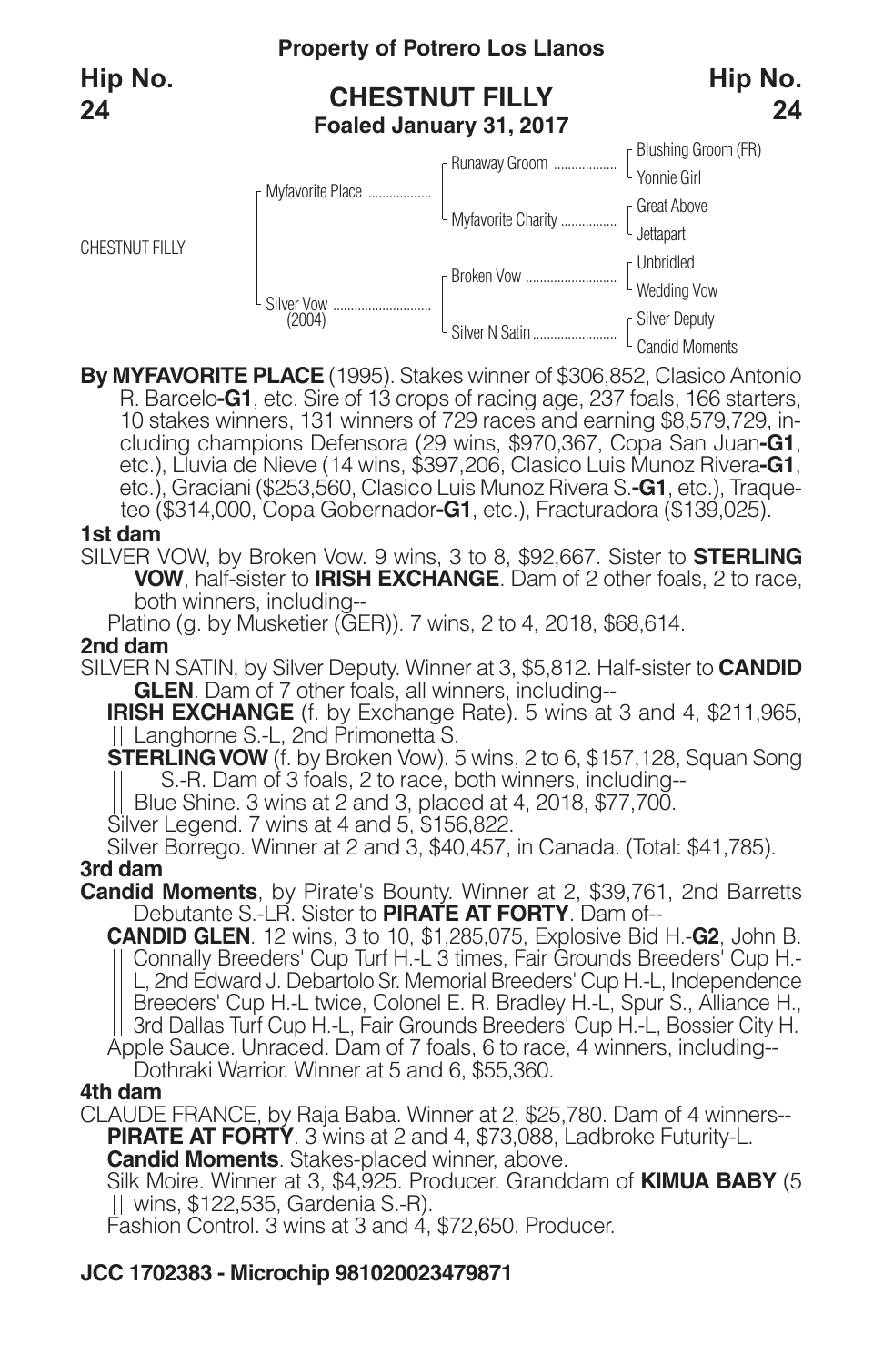**Property of Potrero Los Llanos**

**Hip No. 24**

## CHESTNUT FILLY

**Foaled January 31, 2017**

| | | | |
|---|---|---|---|
| CHESTNUT FILLY | Myfavorite Place | Runaway Groom | Blushing Groom (FR) |
| | | | Yonnie Girl |
| | | Myfavorite Charity | Great Above |
| | | | Jettapart |
| | Silver Vow (2004) | Broken Vow | Unbridled |
| | | | Wedding Vow |
| | | Silver N Satin | Silver Deputy |
| | | | Candid Moments |

**By MYFAVORITE PLACE** (1995). Stakes winner of $306,852, Clasico Antonio R. Barcelo-**G1**, etc. Sire of 13 crops of racing age, 237 foals, 166 starters, 10 stakes winners, 131 winners of 729 races and earning $8,579,729, including champions Defensora (29 wins, $970,367, Copa San Juan-**G1**, etc.), Lluvia de Nieve (14 wins, $397,206, Clasico Luis Munoz Rivera-**G1**, etc.), Graciani ($253,560, Clasico Luis Munoz Rivera S.-**G1**, etc.), Traqueteo ($314,000, Copa Gobernador-**G1**, etc.), Fracturadora ($139,025).

**1st dam**

SILVER VOW, by Broken Vow. 9 wins, 3 to 8, $92,667. Sister to **STERLING VOW**, half-sister to **IRISH EXCHANGE**. Dam of 2 other foals, 2 to race, both winners, including--

Platino (g. by Musketier (GER)). 7 wins, 2 to 4, 2018, $68,614.

**2nd dam**

SILVER N SATIN, by Silver Deputy. Winner at 3, $5,812. Half-sister to **CANDID GLEN**. Dam of 7 other foals, all winners, including--

**IRISH EXCHANGE** (f. by Exchange Rate). 5 wins at 3 and 4, $211,965, Langhorne S.-L, 2nd Primonetta S.

**STERLING VOW** (f. by Broken Vow). 5 wins, 2 to 6, $157,128, Squan Song S.-R. Dam of 3 foals, 2 to race, both winners, including--

Blue Shine. 3 wins at 2 and 3, placed at 4, 2018, $77,700.

Silver Legend. 7 wins at 4 and 5, $156,822.

Silver Borrego. Winner at 2 and 3, $40,457, in Canada. (Total: $41,785).

**3rd dam**

**Candid Moments**, by Pirate's Bounty. Winner at 2, $39,761, 2nd Barretts Debutante S.-LR. Sister to **PIRATE AT FORTY**. Dam of--

**CANDID GLEN**. 12 wins, 3 to 10, $1,285,075, Explosive Bid H.-**G2**, John B. Connally Breeders' Cup Turf H.-L 3 times, Fair Grounds Breeders' Cup H.-L, 2nd Edward J. Debartolo Sr. Memorial Breeders' Cup H.-L, Independence Breeders' Cup H.-L twice, Colonel E. R. Bradley H.-L, Spur S., Alliance H., 3rd Dallas Turf Cup H.-L, Fair Grounds Breeders' Cup H.-L, Bossier City H.

Apple Sauce. Unraced. Dam of 7 foals, 6 to race, 4 winners, including--

Dothraki Warrior. Winner at 5 and 6, $55,360.

**4th dam**

CLAUDE FRANCE, by Raja Baba. Winner at 2, $25,780. Dam of 4 winners--

**PIRATE AT FORTY**. 3 wins at 2 and 4, $73,088, Ladbroke Futurity-L.

**Candid Moments**. Stakes-placed winner, above.

Silk Moire. Winner at 3, $4,925. Producer. Granddam of **KIMUA BABY** (5 wins, $122,535, Gardenia S.-R).

Fashion Control. 3 wins at 3 and 4, $72,650. Producer.

**JCC 1702383 - Microchip 981020023479871**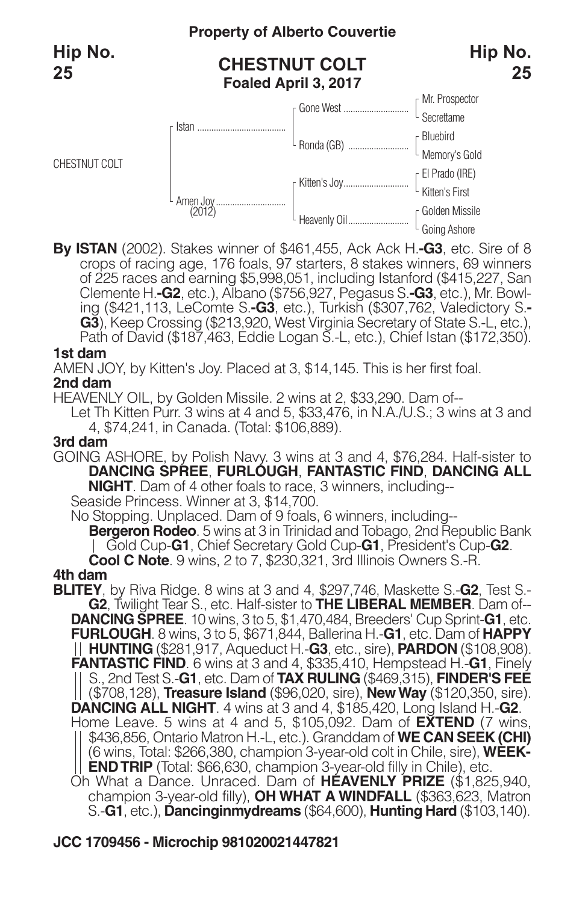**Property of Alberto Couvertie**

**Hip No. 25**

## CHESTNUT COLT
**Foaled April 3, 2017**

| | | | |
|---|---|---|---|
| CHESTNUT COLT | Istan | Gone West | Mr. Prospector |
| | | | Secrettame |
| | | Ronda (GB) | Bluebird |
| | | | Memory's Gold |
| | Amen Joy (2012) | Kitten's Joy | El Prado (IRE) |
| | | | Kitten's First |
| | | Heavenly Oil | Golden Missile |
| | | | Going Ashore |

**By ISTAN** (2002). Stakes winner of $461,455, Ack Ack H.-**G3**, etc. Sire of 8 crops of racing age, 176 foals, 97 starters, 8 stakes winners, 69 winners of 225 races and earning $5,998,051, including Istanford ($415,227, San Clemente H.-**G2**, etc.), Albano ($756,927, Pegasus S.-**G3**, etc.), Mr. Bowling ($421,113, LeComte S.-**G3**, etc.), Turkish ($307,762, Valedictory S.-**G3**), Keep Crossing ($213,920, West Virginia Secretary of State S.-L, etc.), Path of David ($187,463, Eddie Logan S.-L, etc.), Chief Istan ($172,350).

**1st dam**

AMEN JOY, by Kitten's Joy. Placed at 3, $14,145. This is her first foal.

**2nd dam**

HEAVENLY OIL, by Golden Missile. 2 wins at 2, $33,290. Dam of--

Let Th Kitten Purr. 3 wins at 4 and 5, $33,476, in N.A./U.S.; 3 wins at 3 and 4, $74,241, in Canada. (Total: $106,889).

**3rd dam**

GOING ASHORE, by Polish Navy. 3 wins at 3 and 4, $76,284. Half-sister to **DANCING SPREE**, **FURLOUGH**, **FANTASTIC FIND**, **DANCING ALL NIGHT**. Dam of 4 other foals to race, 3 winners, including--

Seaside Princess. Winner at 3, $14,700.

No Stopping. Unplaced. Dam of 9 foals, 6 winners, including--

**Bergeron Rodeo**. 5 wins at 3 in Trinidad and Tobago, 2nd Republic Bank Gold Cup-**G1**, Chief Secretary Gold Cup-**G1**, President's Cup-**G2**.

**Cool C Note**. 9 wins, 2 to 7, $230,321, 3rd Illinois Owners S.-R.

**4th dam**

**BLITEY**, by Riva Ridge. 8 wins at 3 and 4, $297,746, Maskette S.-**G2**, Test S.-**G2**, Twilight Tear S., etc. Half-sister to **THE LIBERAL MEMBER**. Dam of--

**DANCING SPREE**. 10 wins, 3 to 5, $1,470,484, Breeders' Cup Sprint-**G1**, etc.

**FURLOUGH**. 8 wins, 3 to 5, $671,844, Ballerina H.-**G1**, etc. Dam of **HAPPY HUNTING** ($281,917, Aqueduct H.-**G3**, etc., sire), **PARDON** ($108,908).

**FANTASTIC FIND**. 6 wins at 3 and 4, $335,410, Hempstead H.-**G1**, Finely S., 2nd Test S.-**G1**, etc. Dam of **TAX RULING** ($469,315), **FINDER'S FEE** ($708,128), **Treasure Island** ($96,020, sire), **New Way** ($120,350, sire).

**DANCING ALL NIGHT**. 4 wins at 3 and 4, $185,420, Long Island H.-**G2**.

Home Leave. 5 wins at 4 and 5, $105,092. Dam of **EXTEND** (7 wins, $436,856, Ontario Matron H.-L, etc.). Granddam of **WE CAN SEEK (CHI)** (6 wins, Total: $266,380, champion 3-year-old colt in Chile, sire), **WEEKEND TRIP** (Total: $66,630, champion 3-year-old filly in Chile), etc.

Oh What a Dance. Unraced. Dam of **HEAVENLY PRIZE** ($1,825,940, champion 3-year-old filly), **OH WHAT A WINDFALL** ($363,623, Matron S.-**G1**, etc.), **Dancinginmydreams** ($64,600), **Hunting Hard** ($103,140).

**JCC 1709456 - Microchip 981020021447821**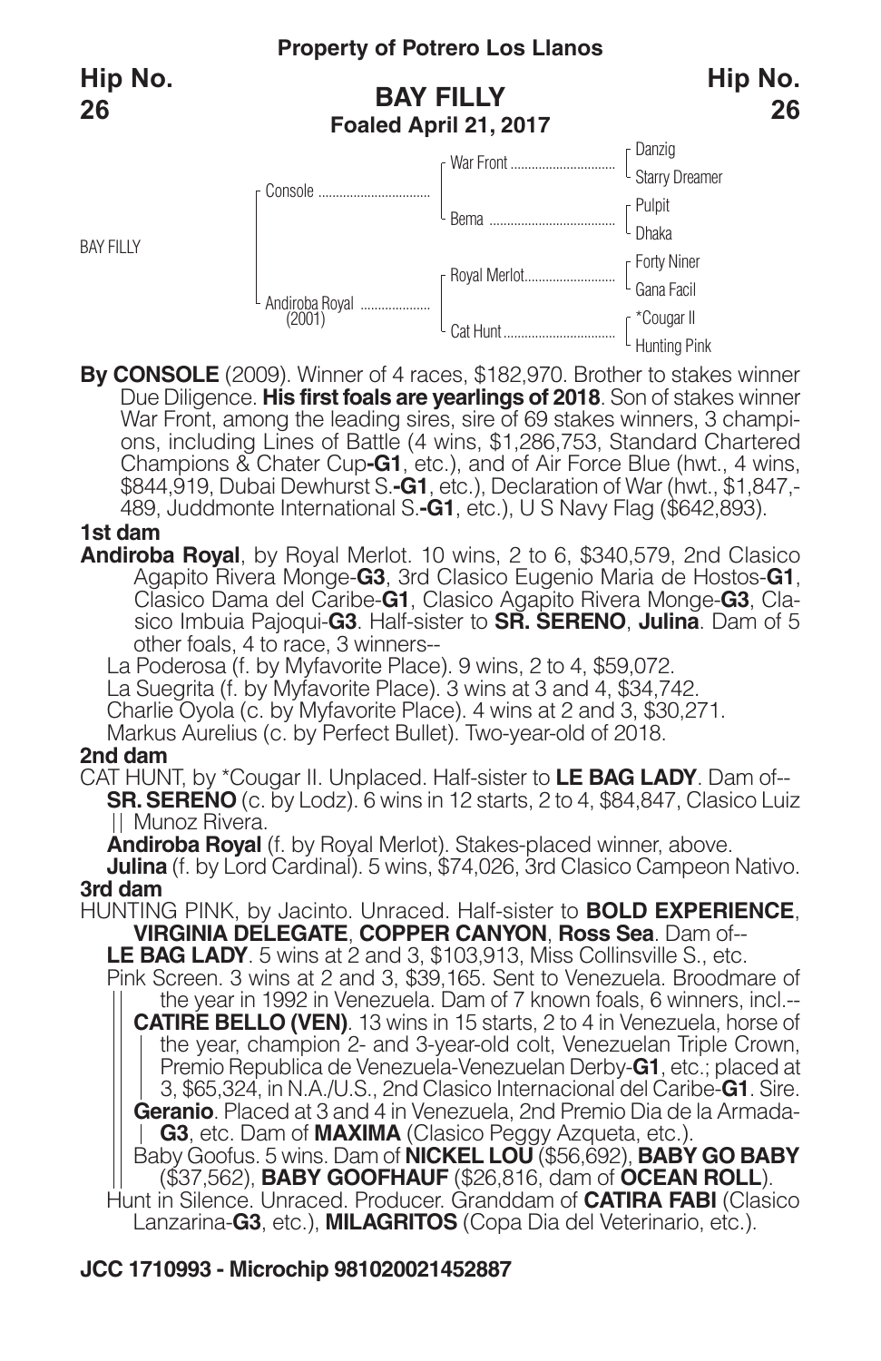**Property of Potrero Los Llanos**

**Hip No. 26**

## BAY FILLY
**Foaled April 21, 2017**

| | | | |
|---|---|---|---|
| BAY FILLY | Console | War Front | Danzig |
| | | | Starry Dreamer |
| | | Bema | Pulpit |
| | | | Dhaka |
| | Andiroba Royal (2001) | Royal Merlot | Forty Niner |
| | | | Gana Facil |
| | | Cat Hunt | *Cougar II |
| | | | Hunting Pink |

**By CONSOLE** (2009). Winner of 4 races, $182,970. Brother to stakes winner Due Diligence. **His first foals are yearlings of 2018**. Son of stakes winner War Front, among the leading sires, sire of 69 stakes winners, 3 champions, including Lines of Battle (4 wins, $1,286,753, Standard Chartered Champions & Chater Cup**-G1**, etc.), and of Air Force Blue (hwt., 4 wins, $844,919, Dubai Dewhurst S.**-G1**, etc.), Declaration of War (hwt., $1,847,489, Juddmonte International S.**-G1**, etc.), U S Navy Flag ($642,893).

### 1st dam

**Andiroba Royal**, by Royal Merlot. 10 wins, 2 to 6, $340,579, 2nd Clasico Agapito Rivera Monge-**G3**, 3rd Clasico Eugenio Maria de Hostos-**G1**, Clasico Dama del Caribe-**G1**, Clasico Agapito Rivera Monge-**G3**, Clasico Imbuia Pajoqui-**G3**. Half-sister to **SR. SERENO**, **Julina**. Dam of 5 other foals, 4 to race, 3 winners--

La Poderosa (f. by Myfavorite Place). 9 wins, 2 to 4, $59,072.
La Suegrita (f. by Myfavorite Place). 3 wins at 3 and 4, $34,742.
Charlie Oyola (c. by Myfavorite Place). 4 wins at 2 and 3, $30,271.
Markus Aurelius (c. by Perfect Bullet). Two-year-old of 2018.

### 2nd dam

CAT HUNT, by *Cougar II. Unplaced. Half-sister to **LE BAG LADY**. Dam of--

**SR. SERENO** (c. by Lodz). 6 wins in 12 starts, 2 to 4, $84,847, Clasico Luiz Munoz Rivera.
**Andiroba Royal** (f. by Royal Merlot). Stakes-placed winner, above.
**Julina** (f. by Lord Cardinal). 5 wins, $74,026, 3rd Clasico Campeon Nativo.

### 3rd dam

HUNTING PINK, by Jacinto. Unraced. Half-sister to **BOLD EXPERIENCE**, **VIRGINIA DELEGATE**, **COPPER CANYON**, **Ross Sea**. Dam of--

**LE BAG LADY**. 5 wins at 2 and 3, $103,913, Miss Collinsville S., etc.
Pink Screen. 3 wins at 2 and 3, $39,165. Sent to Venezuela. Broodmare of the year in 1992 in Venezuela. Dam of 7 known foals, 6 winners, incl.--
**CATIRE BELLO (VEN)**. 13 wins in 15 starts, 2 to 4 in Venezuela, horse of the year, champion 2- and 3-year-old colt, Venezuelan Triple Crown, Premio Republica de Venezuela-Venezuelan Derby-**G1**, etc.; placed at 3, $65,324, in N.A./U.S., 2nd Clasico Internacional del Caribe-**G1**. Sire.
**Geranio**. Placed at 3 and 4 in Venezuela, 2nd Premio Dia de la Armada-**G3**, etc. Dam of **MAXIMA** (Clasico Peggy Azqueta, etc.).
Baby Goofus. 5 wins. Dam of **NICKEL LOU** ($56,692), **BABY GO BABY** ($37,562), **BABY GOOFHAUF** ($26,816, dam of **OCEAN ROLL**).
Hunt in Silence. Unraced. Producer. Granddam of **CATIRA FABI** (Clasico Lanzarina-**G3**, etc.), **MILAGRITOS** (Copa Dia del Veterinario, etc.).

**JCC 1710993 - Microchip 981020021452887**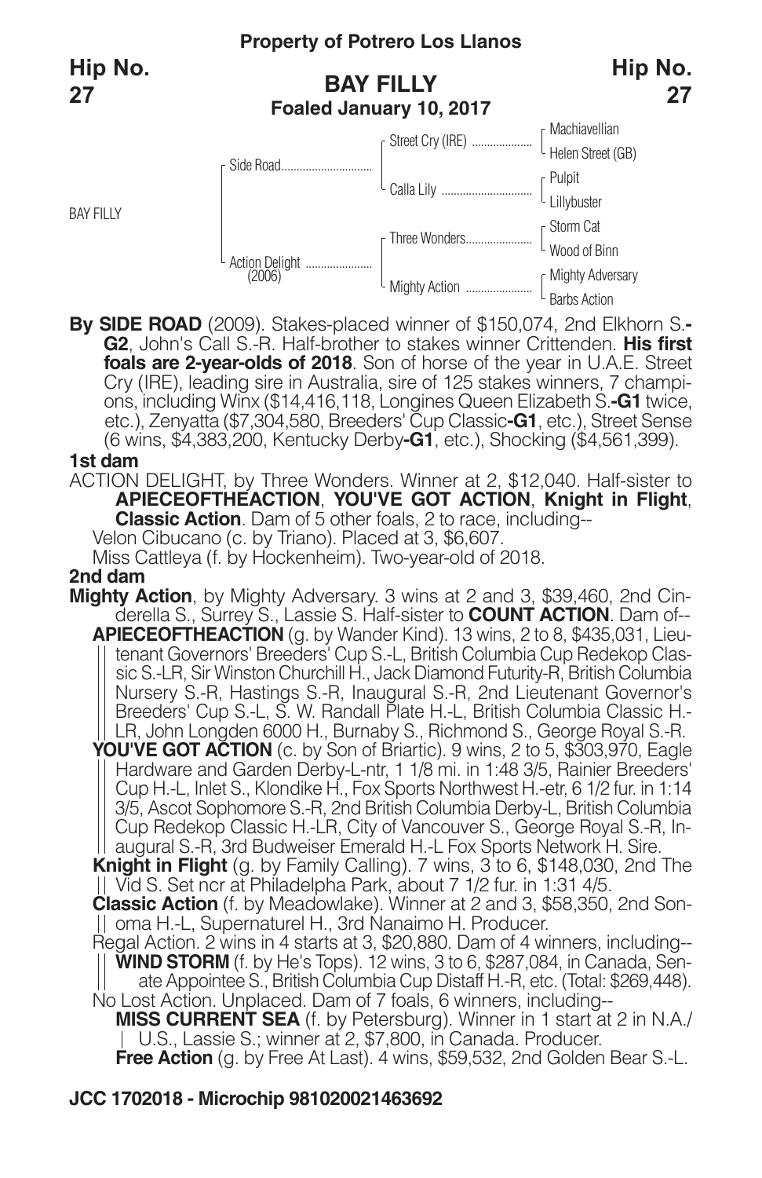**Property of Potrero Los Llanos**

**Hip No. 27**

## BAY FILLY
**Foaled January 10, 2017**

| | | | |
|---|---|---|---|
| BAY FILLY | Side Road | Street Cry (IRE) | Machiavellian |
| | | | Helen Street (GB) |
| | | Calla Lily | Pulpit |
| | | | Lillybuster |
| | Action Delight (2006) | Three Wonders | Storm Cat |
| | | | Wood of Binn |
| | | Mighty Action | Mighty Adversary |
| | | | Barbs Action |

**By SIDE ROAD** (2009). Stakes-placed winner of $150,074, 2nd Elkhorn S.**-G2**, John's Call S.-R. Half-brother to stakes winner Crittenden. **His first foals are 2-year-olds of 2018**. Son of horse of the year in U.A.E. Street Cry (IRE), leading sire in Australia, sire of 125 stakes winners, 7 champions, including Winx ($14,416,118, Longines Queen Elizabeth S.**-G1** twice, etc.), Zenyatta ($7,304,580, Breeders' Cup Classic**-G1**, etc.), Street Sense (6 wins, $4,383,200, Kentucky Derby**-G1**, etc.), Shocking ($4,561,399).

**1st dam**

ACTION DELIGHT, by Three Wonders. Winner at 2, $12,040. Half-sister to **APIECEOFTHEACTION**, **YOU'VE GOT ACTION**, **Knight in Flight**, **Classic Action**. Dam of 5 other foals, 2 to race, including--

Velon Cibucano (c. by Triano). Placed at 3, $6,607.

Miss Cattleya (f. by Hockenheim). Two-year-old of 2018.

**2nd dam**

**Mighty Action**, by Mighty Adversary. 3 wins at 2 and 3, $39,460, 2nd Cinderella S., Surrey S., Lassie S. Half-sister to **COUNT ACTION**. Dam of--

**APIECEOFTHEACTION** (g. by Wander Kind). 13 wins, 2 to 8, $435,031, Lieutenant Governors' Breeders' Cup S.-L, British Columbia Cup Redekop Classic S.-LR, Sir Winston Churchill H., Jack Diamond Futurity-R, British Columbia Nursery S.-R, Hastings S.-R, Inaugural S.-R, 2nd Lieutenant Governor's Breeders' Cup S.-L, S. W. Randall Plate H.-L, British Columbia Classic H.-LR, John Longden 6000 H., Burnaby S., Richmond S., George Royal S.-R.

**YOU'VE GOT ACTION** (c. by Son of Briartic). 9 wins, 2 to 5, $303,970, Eagle Hardware and Garden Derby-L-ntr, 1 1/8 mi. in 1:48 3/5, Rainier Breeders' Cup H.-L, Inlet S., Klondike H., Fox Sports Northwest H.-etr, 6 1/2 fur. in 1:14 3/5, Ascot Sophomore S.-R, 2nd British Columbia Derby-L, British Columbia Cup Redekop Classic H.-LR, City of Vancouver S., George Royal S.-R, Inaugural S.-R, 3rd Budweiser Emerald H.-L Fox Sports Network H. Sire.

**Knight in Flight** (g. by Family Calling). 7 wins, 3 to 6, $148,030, 2nd The Vid S. Set ncr at Philadelphia Park, about 7 1/2 fur. in 1:31 4/5.

**Classic Action** (f. by Meadowlake). Winner at 2 and 3, $58,350, 2nd Sonoma H.-L, Supernaturel H., 3rd Nanaimo H. Producer.

Regal Action. 2 wins in 4 starts at 3, $20,880. Dam of 4 winners, including--

**WIND STORM** (f. by He's Tops). 12 wins, 3 to 6, $287,084, in Canada, Senate Appointee S., British Columbia Cup Distaff H.-R, etc. (Total: $269,448).

No Lost Action. Unplaced. Dam of 7 foals, 6 winners, including--

**MISS CURRENT SEA** (f. by Petersburg). Winner in 1 start at 2 in N.A./U.S., Lassie S.; winner at 2, $7,800, in Canada. Producer.

**Free Action** (g. by Free At Last). 4 wins, $59,532, 2nd Golden Bear S.-L.

**JCC 1702018 - Microchip 981020021463692**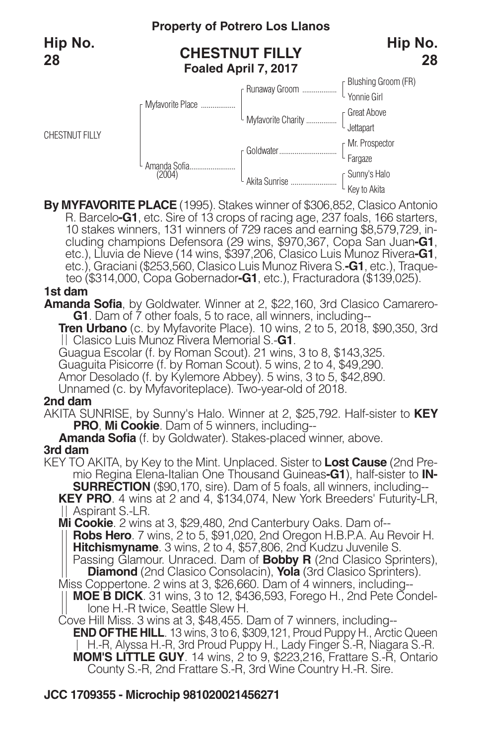**Property of Potrero Los Llanos**

**Hip No. 28**

## CHESTNUT FILLY

**Foaled April 7, 2017**

| | | | |
|---|---|---|---|
| CHESTNUT FILLY | Myfavorite Place | Runaway Groom | Blushing Groom (FR) |
| | | | Yonnie Girl |
| | | Myfavorite Charity | Great Above |
| | | | Jettapart |
| | Amanda Sofia (2004) | Goldwater | Mr. Prospector |
| | | | Fargaze |
| | | Akita Sunrise | Sunny's Halo |
| | | | Key to Akita |

**By MYFAVORITE PLACE** (1995). Stakes winner of $306,852, Clasico Antonio R. Barcelo**-G1**, etc. Sire of 13 crops of racing age, 237 foals, 166 starters, 10 stakes winners, 131 winners of 729 races and earning $8,579,729, including champions Defensora (29 wins, $970,367, Copa San Juan**-G1**, etc.), Lluvia de Nieve (14 wins, $397,206, Clasico Luis Munoz Rivera**-G1**, etc.), Graciani ($253,560, Clasico Luis Munoz Rivera S.**-G1**, etc.), Traqueteo ($314,000, Copa Gobernador**-G1**, etc.), Fracturadora ($139,025).

### 1st dam

**Amanda Sofia**, by Goldwater. Winner at 2, $22,160, 3rd Clasico Camarero-**G1**. Dam of 7 other foals, 5 to race, all winners, including--

**Tren Urbano** (c. by Myfavorite Place). 10 wins, 2 to 5, 2018, $90,350, 3rd Clasico Luis Munoz Rivera Memorial S.-**G1**.

Guagua Escolar (f. by Roman Scout). 21 wins, 3 to 8, $143,325.

Guaguita Pisicorre (f. by Roman Scout). 5 wins, 2 to 4, $49,290.

Amor Desolado (f. by Kylemore Abbey). 5 wins, 3 to 5, $42,890.

Unnamed (c. by Myfavoriteplace). Two-year-old of 2018.

### 2nd dam

AKITA SUNRISE, by Sunny's Halo. Winner at 2, $25,792. Half-sister to **KEY PRO**, **Mi Cookie**. Dam of 5 winners, including--

**Amanda Sofia** (f. by Goldwater). Stakes-placed winner, above.

### 3rd dam

KEY TO AKITA, by Key to the Mint. Unplaced. Sister to **Lost Cause** (2nd Premio Regina Elena-Italian One Thousand Guineas**-G1**), half-sister to **INSURRECTION** ($90,170, sire). Dam of 5 foals, all winners, including--

**KEY PRO**. 4 wins at 2 and 4, $134,074, New York Breeders' Futurity-LR, Aspirant S.-LR.

**Mi Cookie**. 2 wins at 3, $29,480, 2nd Canterbury Oaks. Dam of--

**Robs Hero**. 7 wins, 2 to 5, $91,020, 2nd Oregon H.B.P.A. Au Revoir H.

**Hitchismyname**. 3 wins, 2 to 4, $57,806, 2nd Kudzu Juvenile S.

Passing Glamour. Unraced. Dam of **Bobby R** (2nd Clasico Sprinters), **Diamond** (2nd Clasico Consolacin), **Yola** (3rd Clasico Sprinters).

Miss Coppertone. 2 wins at 3, $26,660. Dam of 4 winners, including--

**MOE B DICK**. 31 wins, 3 to 12, $436,593, Forego H., 2nd Pete Condellone H.-R twice, Seattle Slew H.

Cove Hill Miss. 3 wins at 3, $48,455. Dam of 7 winners, including--

**END OF THE HILL**. 13 wins, 3 to 6, $309,121, Proud Puppy H., Arctic Queen H.-R, Alyssa H.-R, 3rd Proud Puppy H., Lady Finger S.-R, Niagara S.-R.

**MOM'S LITTLE GUY**. 14 wins, 2 to 9, $223,216, Frattare S.-R, Ontario County S.-R, 2nd Frattare S.-R, 3rd Wine Country H.-R. Sire.

**JCC 1709355 - Microchip 981020021456271**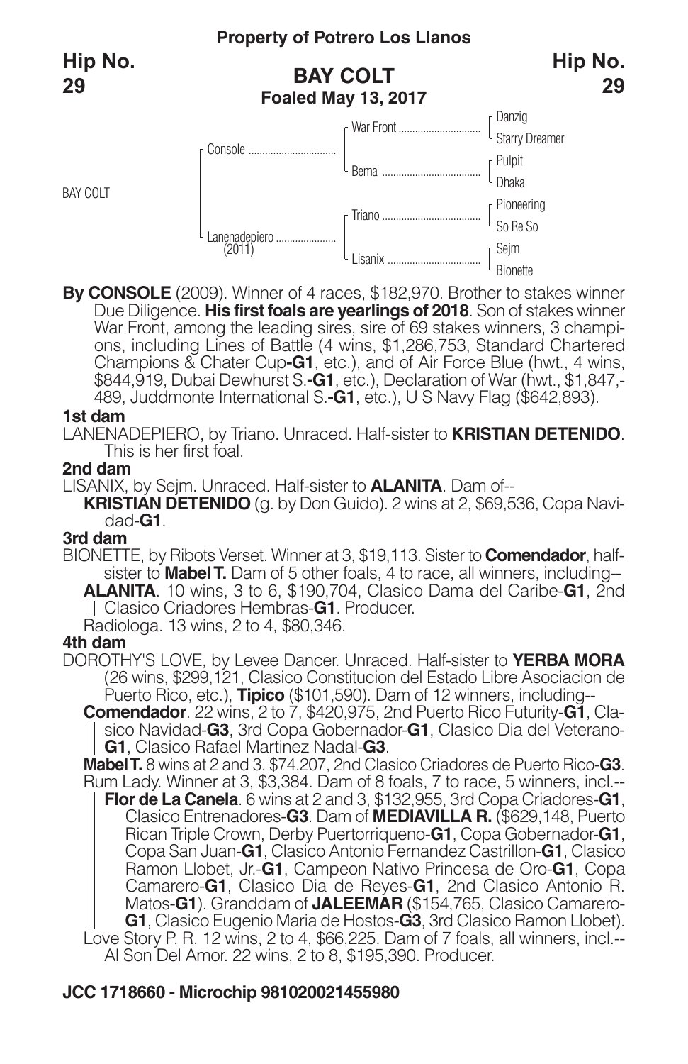**Property of Potrero Los Llanos**

**Hip No. 29**

## BAY COLT

**Foaled May 13, 2017**

| | | | |
|---|---|---|---|
| BAY COLT | Console | War Front | Danzig |
| | | | Starry Dreamer |
| | | Bema | Pulpit |
| | | | Dhaka |
| | Lanenadepiero (2011) | Triano | Pioneering |
| | | | So Re So |
| | | Lisanix | Sejm |
| | | | Bionette |

**By CONSOLE** (2009). Winner of 4 races, $182,970. Brother to stakes winner Due Diligence. **His first foals are yearlings of 2018**. Son of stakes winner War Front, among the leading sires, sire of 69 stakes winners, 3 champions, including Lines of Battle (4 wins, $1,286,753, Standard Chartered Champions & Chater Cup**-G1**, etc.), and of Air Force Blue (hwt., 4 wins, $844,919, Dubai Dewhurst S.**-G1**, etc.), Declaration of War (hwt., $1,847,489, Juddmonte International S.**-G1**, etc.), U S Navy Flag ($642,893).

**1st dam**

LANENADEPIERO, by Triano. Unraced. Half-sister to **KRISTIAN DETENIDO**. This is her first foal.

**2nd dam**

LISANIX, by Sejm. Unraced. Half-sister to **ALANITA**. Dam of--

**KRISTIAN DETENIDO** (g. by Don Guido). 2 wins at 2, $69,536, Copa Navidad-**G1**.

**3rd dam**

BIONETTE, by Ribots Verset. Winner at 3, $19,113. Sister to **Comendador**, half-sister to **Mabel T.** Dam of 5 other foals, 4 to race, all winners, including--

**ALANITA**. 10 wins, 3 to 6, $190,704, Clasico Dama del Caribe-**G1**, 2nd Clasico Criadores Hembras-**G1**. Producer.

Radiologa. 13 wins, 2 to 4, $80,346.

**4th dam**

DOROTHY'S LOVE, by Levee Dancer. Unraced. Half-sister to **YERBA MORA** (26 wins, $299,121, Clasico Constitucion del Estado Libre Asociacion de Puerto Rico, etc.), **Tipico** ($101,590). Dam of 12 winners, including--

**Comendador**. 22 wins, 2 to 7, $420,975, 2nd Puerto Rico Futurity-**G1**, Clasico Navidad-**G3**, 3rd Copa Gobernador-**G1**, Clasico Dia del Veterano-**G1**, Clasico Rafael Martinez Nadal-**G3**.

**Mabel T.** 8 wins at 2 and 3, $74,207, 2nd Clasico Criadores de Puerto Rico-**G3**.

Rum Lady. Winner at 3, $3,384. Dam of 8 foals, 7 to race, 5 winners, incl.--

**Flor de La Canela**. 6 wins at 2 and 3, $132,955, 3rd Copa Criadores-**G1**, Clasico Entrenadores-**G3**. Dam of **MEDIAVILLA R.** ($629,148, Puerto Rican Triple Crown, Derby Puertorriqueno-**G1**, Copa Gobernador-**G1**, Copa San Juan-**G1**, Clasico Antonio Fernandez Castrillon-**G1**, Clasico Ramon Llobet, Jr.-**G1**, Campeon Nativo Princesa de Oro-**G1**, Copa Camarero-**G1**, Clasico Dia de Reyes-**G1**, 2nd Clasico Antonio R. Matos-**G1**). Granddam of **JALEEMAR** ($154,765, Clasico Camarero-**G1**, Clasico Eugenio Maria de Hostos-**G3**, 3rd Clasico Ramon Llobet).

Love Story P. R. 12 wins, 2 to 4, $66,225. Dam of 7 foals, all winners, incl.--

Al Son Del Amor. 22 wins, 2 to 8, $195,390. Producer.

**JCC 1718660 - Microchip 981020021455980**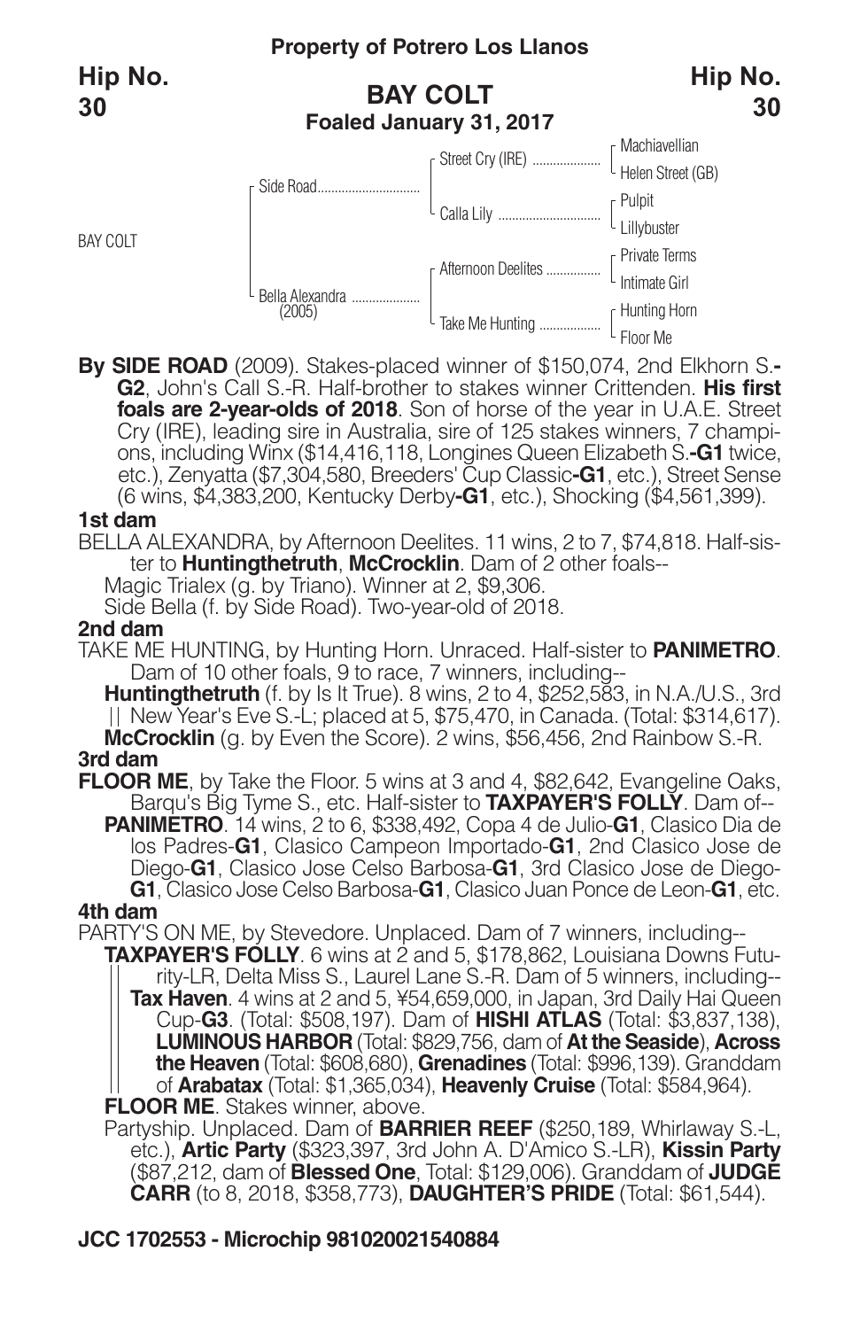**Property of Potrero Los Llanos**

**Hip No. 30**

# BAY COLT

**Foaled January 31, 2017**

| | | | |
|---|---|---|---|
| BAY COLT | Side Road | Street Cry (IRE) | Machiavellian |
| | | | Helen Street (GB) |
| | | Calla Lily | Pulpit |
| | | | Lillybuster |
| | Bella Alexandra (2005) | Afternoon Deelites | Private Terms |
| | | | Intimate Girl |
| | | Take Me Hunting | Hunting Horn |
| | | | Floor Me |

**By SIDE ROAD** (2009). Stakes-placed winner of $150,074, 2nd Elkhorn S.**-G2**, John's Call S.-R. Half-brother to stakes winner Crittenden. **His first foals are 2-year-olds of 2018**. Son of horse of the year in U.A.E. Street Cry (IRE), leading sire in Australia, sire of 125 stakes winners, 7 champions, including Winx ($14,416,118, Longines Queen Elizabeth S.**-G1** twice, etc.), Zenyatta ($7,304,580, Breeders' Cup Classic**-G1**, etc.), Street Sense (6 wins, $4,383,200, Kentucky Derby**-G1**, etc.), Shocking ($4,561,399).

**1st dam**

BELLA ALEXANDRA, by Afternoon Deelites. 11 wins, 2 to 7, $74,818. Half-sister to **Huntingthetruth**, **McCrocklin**. Dam of 2 other foals--

Magic Trialex (g. by Triano). Winner at 2, $9,306.

Side Bella (f. by Side Road). Two-year-old of 2018.

**2nd dam**

TAKE ME HUNTING, by Hunting Horn. Unraced. Half-sister to **PANIMETRO**. Dam of 10 other foals, 9 to race, 7 winners, including--

**Huntingthetruth** (f. by Is It True). 8 wins, 2 to 4, $252,583, in N.A./U.S., 3rd New Year's Eve S.-L; placed at 5, $75,470, in Canada. (Total: $314,617).

**McCrocklin** (g. by Even the Score). 2 wins, $56,456, 2nd Rainbow S.-R.

**3rd dam**

**FLOOR ME**, by Take the Floor. 5 wins at 3 and 4, $82,642, Evangeline Oaks, Barqu's Big Tyme S., etc. Half-sister to **TAXPAYER'S FOLLY**. Dam of--

**PANIMETRO**. 14 wins, 2 to 6, $338,492, Copa 4 de Julio-**G1**, Clasico Dia de los Padres-**G1**, Clasico Campeon Importado-**G1**, 2nd Clasico Jose de Diego-**G1**, Clasico Jose Celso Barbosa-**G1**, 3rd Clasico Jose de Diego-**G1**, Clasico Jose Celso Barbosa-**G1**, Clasico Juan Ponce de Leon-**G1**, etc.

**4th dam**

PARTY'S ON ME, by Stevedore. Unplaced. Dam of 7 winners, including--

**TAXPAYER'S FOLLY**. 6 wins at 2 and 5, $178,862, Louisiana Downs Futurity-LR, Delta Miss S., Laurel Lane S.-R. Dam of 5 winners, including--

**Tax Haven**. 4 wins at 2 and 5, ¥54,659,000, in Japan, 3rd Daily Hai Queen Cup-**G3**. (Total: $508,197). Dam of **HISHI ATLAS** (Total: $3,837,138), **LUMINOUS HARBOR** (Total: $829,756, dam of **At the Seaside**), **Across the Heaven** (Total: $608,680), **Grenadines** (Total: $996,139). Granddam of **Arabatax** (Total: $1,365,034), **Heavenly Cruise** (Total: $584,964).

**FLOOR ME**. Stakes winner, above.

Partyship. Unplaced. Dam of **BARRIER REEF** ($250,189, Whirlaway S.-L, etc.), **Artic Party** ($323,397, 3rd John A. D'Amico S.-LR), **Kissin Party** ($87,212, dam of **Blessed One**, Total: $129,006). Granddam of **JUDGE CARR** (to 8, 2018, $358,773), **DAUGHTER'S PRIDE** (Total: $61,544).

**JCC 1702553 - Microchip 981020021540884**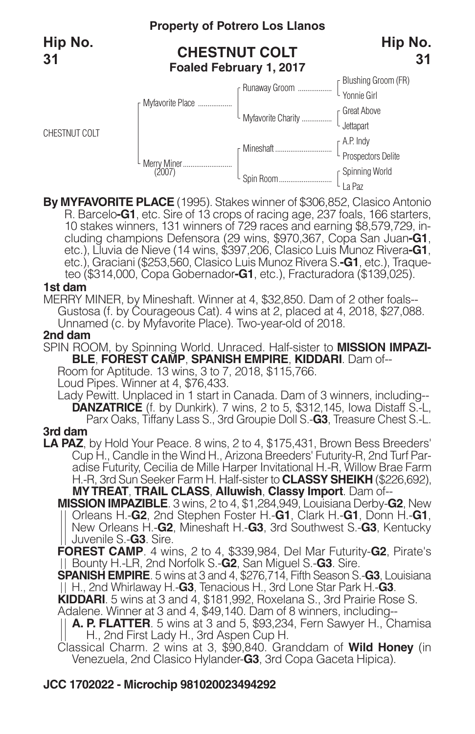**Property of Potrero Los Llanos**

**Hip No. 31**

## CHESTNUT COLT
**Foaled February 1, 2017**

| | | | |
|---|---|---|---|
| CHESTNUT COLT | Myfavorite Place | Runaway Groom | Blushing Groom (FR) |
| | | | Yonnie Girl |
| | | Myfavorite Charity | Great Above |
| | | | Jettapart |
| | Merry Miner (2007) | Mineshaft | A.P. Indy |
| | | | Prospectors Delite |
| | | Spin Room | Spinning World |
| | | | La Paz |

**By MYFAVORITE PLACE** (1995). Stakes winner of $306,852, Clasico Antonio R. Barcelo**-G1**, etc. Sire of 13 crops of racing age, 237 foals, 166 starters, 10 stakes winners, 131 winners of 729 races and earning $8,579,729, including champions Defensora (29 wins, $970,367, Copa San Juan**-G1**, etc.), Lluvia de Nieve (14 wins, $397,206, Clasico Luis Munoz Rivera**-G1**, etc.), Graciani ($253,560, Clasico Luis Munoz Rivera S.**-G1**, etc.), Traqueteo ($314,000, Copa Gobernador**-G1**, etc.), Fracturadora ($139,025).

**1st dam**

MERRY MINER, by Mineshaft. Winner at 4, $32,850. Dam of 2 other foals--
- Gustosa (f. by Courageous Cat). 4 wins at 2, placed at 4, 2018, $27,088.
- Unnamed (c. by Myfavorite Place). Two-year-old of 2018.

**2nd dam**

SPIN ROOM, by Spinning World. Unraced. Half-sister to **MISSION IMPAZIBLE**, **FOREST CAMP**, **SPANISH EMPIRE**, **KIDDARI**. Dam of--
- Room for Aptitude. 13 wins, 3 to 7, 2018, $115,766.
- Loud Pipes. Winner at 4, $76,433.
- Lady Pewitt. Unplaced in 1 start in Canada. Dam of 3 winners, including--
  - **DANZATRICE** (f. by Dunkirk). 7 wins, 2 to 5, $312,145, Iowa Distaff S.-L, Parx Oaks, Tiffany Lass S., 3rd Groupie Doll S.-**G3**, Treasure Chest S.-L.

**3rd dam**

**LA PAZ**, by Hold Your Peace. 8 wins, 2 to 4, $175,431, Brown Bess Breeders' Cup H., Candle in the Wind H., Arizona Breeders' Futurity-R, 2nd Turf Paradise Futurity, Cecilia de Mille Harper Invitational H.-R, Willow Brae Farm H.-R, 3rd Sun Seeker Farm H. Half-sister to **CLASSY SHEIKH** ($226,692), **MY TREAT**, **TRAIL CLASS**, **Alluwish**, **Classy Import**. Dam of--
- **MISSION IMPAZIBLE**. 3 wins, 2 to 4, $1,284,949, Louisiana Derby-**G2**, New Orleans H.-**G2**, 2nd Stephen Foster H.-**G1**, Clark H.-**G1**, Donn H.-**G1**, New Orleans H.-**G2**, Mineshaft H.-**G3**, 3rd Southwest S.-**G3**, Kentucky Juvenile S.-**G3**. Sire.
- **FOREST CAMP**. 4 wins, 2 to 4, $339,984, Del Mar Futurity-**G2**, Pirate's Bounty H.-LR, 2nd Norfolk S.-**G2**, San Miguel S.-**G3**. Sire.
- **SPANISH EMPIRE**. 5 wins at 3 and 4, $276,714, Fifth Season S.-**G3**, Louisiana H., 2nd Whirlaway H.-**G3**, Tenacious H., 3rd Lone Star Park H.-**G3**.
- **KIDDARI**. 5 wins at 3 and 4, $181,992, Roxelana S., 3rd Prairie Rose S.
- Adalene. Winner at 3 and 4, $49,140. Dam of 8 winners, including--
  - **A. P. FLATTER**. 5 wins at 3 and 5, $93,234, Fern Sawyer H., Chamisa H., 2nd First Lady H., 3rd Aspen Cup H.
- Classical Charm. 2 wins at 3, $90,840. Granddam of **Wild Honey** (in Venezuela, 2nd Clasico Hylander-**G3**, 3rd Copa Gaceta Hipica).

**JCC 1702022 - Microchip 981020023494292**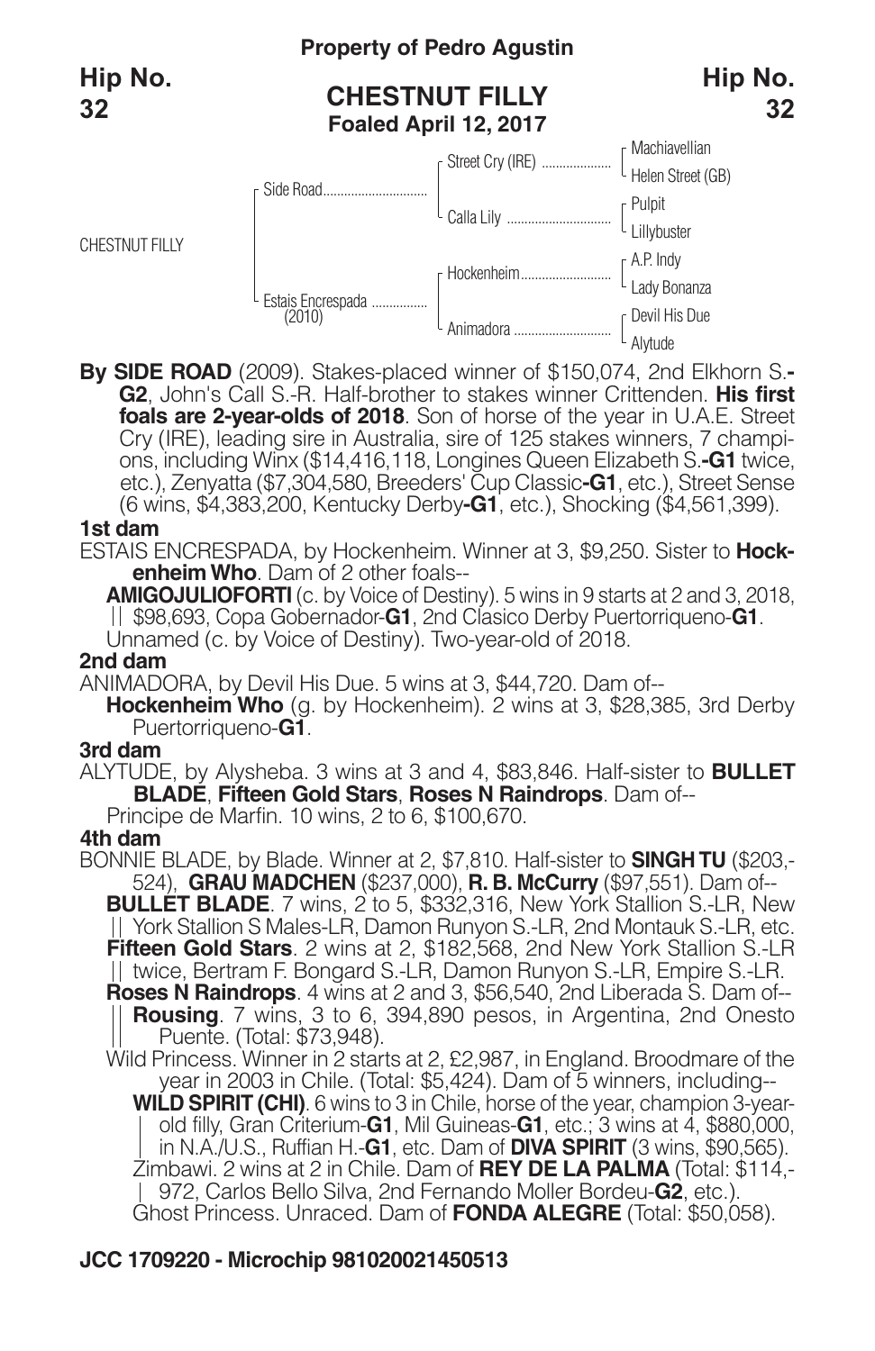**Property of Pedro Agustin**

**Hip No. 32**

## CHESTNUT FILLY
**Foaled April 12, 2017**

| | | | |
|---|---|---|---|
| CHESTNUT FILLY | Side Road | Street Cry (IRE) | Machiavellian |
| | | | Helen Street (GB) |
| | | Calla Lily | Pulpit |
| | | | Lillybuster |
| | Estais Encrespada (2010) | Hockenheim | A.P. Indy |
| | | | Lady Bonanza |
| | | Animadora | Devil His Due |
| | | | Alytude |

**By SIDE ROAD** (2009). Stakes-placed winner of $150,074, 2nd Elkhorn S.-**G2**, John's Call S.-R. Half-brother to stakes winner Crittenden. **His first foals are 2-year-olds of 2018**. Son of horse of the year in U.A.E. Street Cry (IRE), leading sire in Australia, sire of 125 stakes winners, 7 champions, including Winx ($14,416,118, Longines Queen Elizabeth S.-**G1** twice, etc.), Zenyatta ($7,304,580, Breeders' Cup Classic-**G1**, etc.), Street Sense (6 wins, $4,383,200, Kentucky Derby-**G1**, etc.), Shocking ($4,561,399).

**1st dam**

ESTAIS ENCRESPADA, by Hockenheim. Winner at 3, $9,250. Sister to **Hockenheim Who**. Dam of 2 other foals--

**AMIGOJULIOFORTI** (c. by Voice of Destiny). 5 wins in 9 starts at 2 and 3, 2018, $98,693, Copa Gobernador-**G1**, 2nd Clasico Derby Puertorriqueno-**G1**.

Unnamed (c. by Voice of Destiny). Two-year-old of 2018.

**2nd dam**

ANIMADORA, by Devil His Due. 5 wins at 3, $44,720. Dam of--

**Hockenheim Who** (g. by Hockenheim). 2 wins at 3, $28,385, 3rd Derby Puertorriqueno-**G1**.

**3rd dam**

ALYTUDE, by Alysheba. 3 wins at 3 and 4, $83,846. Half-sister to **BULLET BLADE**, **Fifteen Gold Stars**, **Roses N Raindrops**. Dam of--

Principe de Marfin. 10 wins, 2 to 6, $100,670.

**4th dam**

BONNIE BLADE, by Blade. Winner at 2, $7,810. Half-sister to **SINGH TU** ($203,524), **GRAU MADCHEN** ($237,000), **R. B. McCurry** ($97,551). Dam of--

**BULLET BLADE**. 7 wins, 2 to 5, $332,316, New York Stallion S.-LR, New York Stallion S Males-LR, Damon Runyon S.-LR, 2nd Montauk S.-LR, etc.

**Fifteen Gold Stars**. 2 wins at 2, $182,568, 2nd New York Stallion S.-LR twice, Bertram F. Bongard S.-LR, Damon Runyon S.-LR, Empire S.-LR.

**Roses N Raindrops**. 4 wins at 2 and 3, $56,540, 2nd Liberada S. Dam of--

**Rousing**. 7 wins, 3 to 6, 394,890 pesos, in Argentina, 2nd Onesto Puente. (Total: $73,948).

Wild Princess. Winner in 2 starts at 2, £2,987, in England. Broodmare of the year in 2003 in Chile. (Total: $5,424). Dam of 5 winners, including--

**WILD SPIRIT (CHI)**. 6 wins to 3 in Chile, horse of the year, champion 3-year-old filly, Gran Criterium-**G1**, Mil Guineas-**G1**, etc.; 3 wins at 4, $880,000, in N.A./U.S., Ruffian H.-**G1**, etc. Dam of **DIVA SPIRIT** (3 wins, $90,565).

Zimbawi. 2 wins at 2 in Chile. Dam of **REY DE LA PALMA** (Total: $114,972, Carlos Bello Silva, 2nd Fernando Moller Bordeu-**G2**, etc.).

Ghost Princess. Unraced. Dam of **FONDA ALEGRE** (Total: $50,058).

**JCC 1709220 - Microchip 981020021450513**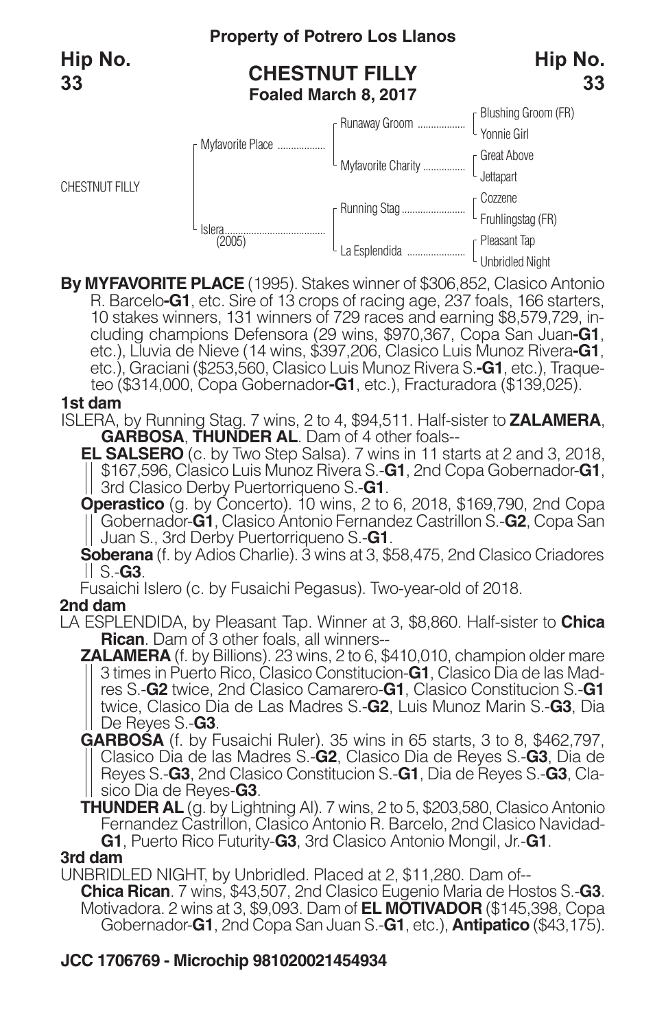**Property of Potrero Los Llanos**

**Hip No. 33**

## CHESTNUT FILLY
**Foaled March 8, 2017**

| | | | |
|---|---|---|---|
| CHESTNUT FILLY | Myfavorite Place | Runaway Groom | Blushing Groom (FR) |
| | | | Yonnie Girl |
| | | Myfavorite Charity | Great Above |
| | | | Jettapart |
| | Islera (2005) | Running Stag | Cozzene |
| | | | Fruhlingstag (FR) |
| | | La Esplendida | Pleasant Tap |
| | | | Unbridled Night |

**By MYFAVORITE PLACE** (1995). Stakes winner of $306,852, Clasico Antonio R. Barcelo**-G1**, etc. Sire of 13 crops of racing age, 237 foals, 166 starters, 10 stakes winners, 131 winners of 729 races and earning $8,579,729, including champions Defensora (29 wins, $970,367, Copa San Juan**-G1**, etc.), Lluvia de Nieve (14 wins, $397,206, Clasico Luis Munoz Rivera**-G1**, etc.), Graciani ($253,560, Clasico Luis Munoz Rivera S.**-G1**, etc.), Traqueteo ($314,000, Copa Gobernador**-G1**, etc.), Fracturadora ($139,025).

### 1st dam

ISLERA, by Running Stag. 7 wins, 2 to 4, $94,511. Half-sister to **ZALAMERA**, **GARBOSA**, **THUNDER AL**. Dam of 4 other foals--

**EL SALSERO** (c. by Two Step Salsa). 7 wins in 11 starts at 2 and 3, 2018, $167,596, Clasico Luis Munoz Rivera S.-**G1**, 2nd Copa Gobernador-**G1**, 3rd Clasico Derby Puertorriqueno S.-**G1**.

**Operastico** (g. by Concerto). 10 wins, 2 to 6, 2018, $169,790, 2nd Copa Gobernador-**G1**, Clasico Antonio Fernandez Castrillon S.-**G2**, Copa San Juan S., 3rd Derby Puertorriqueno S.-**G1**.

**Soberana** (f. by Adios Charlie). 3 wins at 3, $58,475, 2nd Clasico Criadores S.-**G3**.

Fusaichi Islero (c. by Fusaichi Pegasus). Two-year-old of 2018.

### 2nd dam

LA ESPLENDIDA, by Pleasant Tap. Winner at 3, $8,860. Half-sister to **Chica Rican**. Dam of 3 other foals, all winners--

**ZALAMERA** (f. by Billions). 23 wins, 2 to 6, $410,010, champion older mare 3 times in Puerto Rico, Clasico Constitucion-**G1**, Clasico Dia de las Madres S.-**G2** twice, 2nd Clasico Camarero-**G1**, Clasico Constitucion S.-**G1** twice, Clasico Dia de Las Madres S.-**G2**, Luis Munoz Marin S.-**G3**, Dia De Reyes S.-**G3**.

**GARBOSA** (f. by Fusaichi Ruler). 35 wins in 65 starts, 3 to 8, $462,797, Clasico Dia de las Madres S.-**G2**, Clasico Dia de Reyes S.-**G3**, Dia de Reyes S.-**G3**, 2nd Clasico Constitucion S.-**G1**, Dia de Reyes S.-**G3**, Clasico Dia de Reyes-**G3**.

**THUNDER AL** (g. by Lightning Al). 7 wins, 2 to 5, $203,580, Clasico Antonio Fernandez Castrillon, Clasico Antonio R. Barcelo, 2nd Clasico Navidad-**G1**, Puerto Rico Futurity-**G3**, 3rd Clasico Antonio Mongil, Jr.-**G1**.

### 3rd dam

UNBRIDLED NIGHT, by Unbridled. Placed at 2, $11,280. Dam of--

**Chica Rican**. 7 wins, $43,507, 2nd Clasico Eugenio Maria de Hostos S.-**G3**.

Motivadora. 2 wins at 3, $9,093. Dam of **EL MOTIVADOR** ($145,398, Copa Gobernador-**G1**, 2nd Copa San Juan S.-**G1**, etc.), **Antipatico** ($43,175).

**JCC 1706769 - Microchip 981020021454934**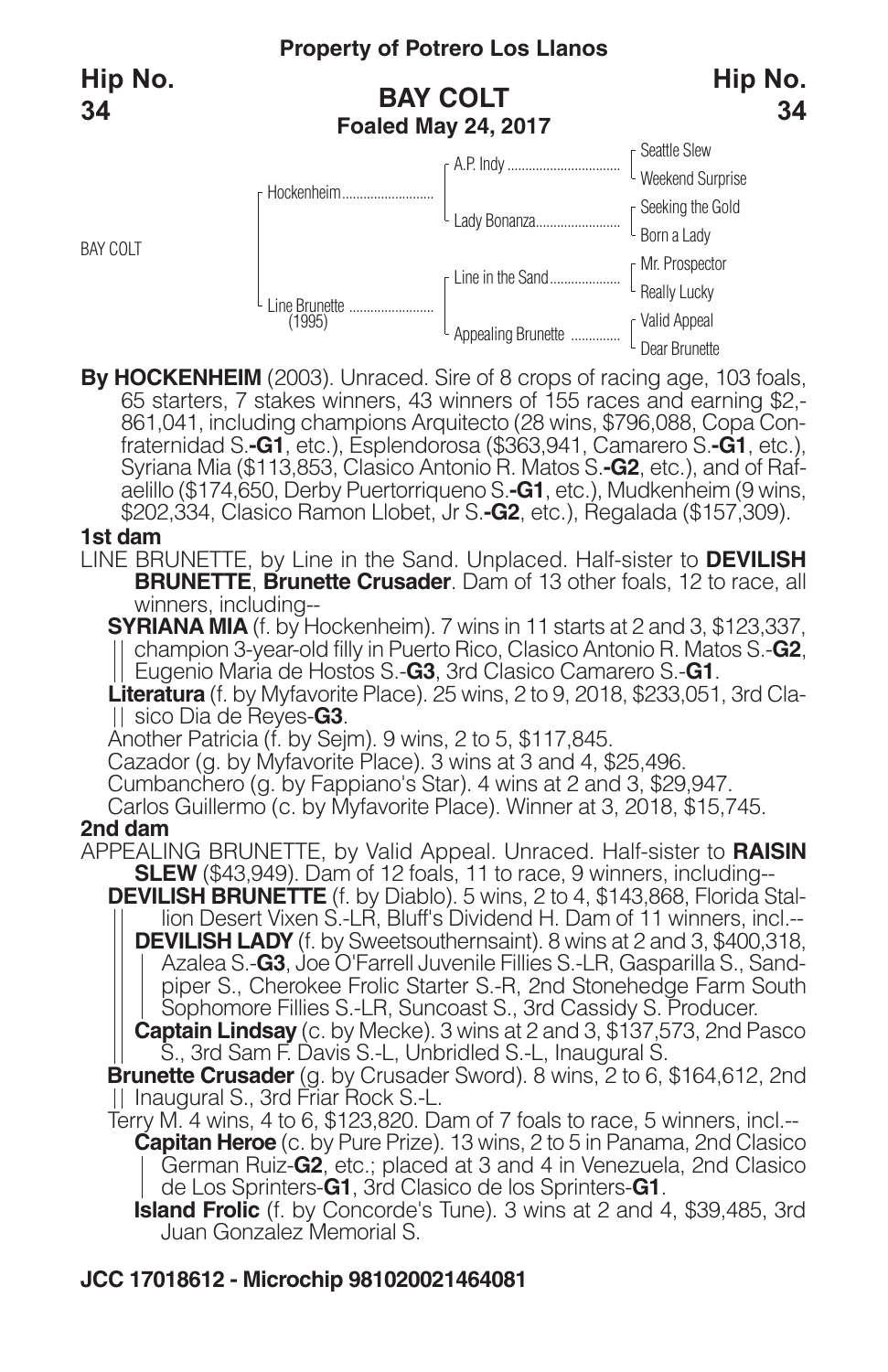**Property of Potrero Los Llanos**

**Hip No. 34**

## BAY COLT

**Foaled May 24, 2017**

| | | | |
|---|---|---|---|
| BAY COLT | Hockenheim | A.P. Indy | Seattle Slew |
| | | | Weekend Surprise |
| | | Lady Bonanza | Seeking the Gold |
| | | | Born a Lady |
| | Line Brunette (1995) | Line in the Sand | Mr. Prospector |
| | | | Really Lucky |
| | | Appealing Brunette | Valid Appeal |
| | | | Dear Brunette |

**By HOCKENHEIM** (2003). Unraced. Sire of 8 crops of racing age, 103 foals, 65 starters, 7 stakes winners, 43 winners of 155 races and earning $2,861,041, including champions Arquitecto (28 wins, $796,088, Copa Confraternidad S.-**G1**, etc.), Esplendorosa ($363,941, Camarero S.-**G1**, etc.), Syriana Mia ($113,853, Clasico Antonio R. Matos S.-**G2**, etc.), and of Rafaelillo ($174,650, Derby Puertorriqueno S.-**G1**, etc.), Mudkenheim (9 wins, $202,334, Clasico Ramon Llobet, Jr S.-**G2**, etc.), Regalada ($157,309).

**1st dam**

LINE BRUNETTE, by Line in the Sand. Unplaced. Half-sister to **DEVILISH BRUNETTE**, **Brunette Crusader**. Dam of 13 other foals, 12 to race, all winners, including--

**SYRIANA MIA** (f. by Hockenheim). 7 wins in 11 starts at 2 and 3, $123,337, champion 3-year-old filly in Puerto Rico, Clasico Antonio R. Matos S.-**G2**, Eugenio Maria de Hostos S.-**G3**, 3rd Clasico Camarero S.-**G1**.

**Literatura** (f. by Myfavorite Place). 25 wins, 2 to 9, 2018, $233,051, 3rd Clasico Dia de Reyes-**G3**.

Another Patricia (f. by Sejm). 9 wins, 2 to 5, $117,845.

Cazador (g. by Myfavorite Place). 3 wins at 3 and 4, $25,496.

Cumbanchero (g. by Fappiano's Star). 4 wins at 2 and 3, $29,947.

Carlos Guillermo (c. by Myfavorite Place). Winner at 3, 2018, $15,745.

**2nd dam**

APPEALING BRUNETTE, by Valid Appeal. Unraced. Half-sister to **RAISIN SLEW** ($43,949). Dam of 12 foals, 11 to race, 9 winners, including--

**DEVILISH BRUNETTE** (f. by Diablo). 5 wins, 2 to 4, $143,868, Florida Stallion Desert Vixen S.-LR, Bluff's Dividend H. Dam of 11 winners, incl.--

**DEVILISH LADY** (f. by Sweetsouthernsaint). 8 wins at 2 and 3, $400,318, Azalea S.-**G3**, Joe O'Farrell Juvenile Fillies S.-LR, Gasparilla S., Sandpiper S., Cherokee Frolic Starter S.-R, 2nd Stonehedge Farm South Sophomore Fillies S.-LR, Suncoast S., 3rd Cassidy S. Producer.

**Captain Lindsay** (c. by Mecke). 3 wins at 2 and 3, $137,573, 2nd Pasco S., 3rd Sam F. Davis S.-L, Unbridled S.-L, Inaugural S.

**Brunette Crusader** (g. by Crusader Sword). 8 wins, 2 to 6, $164,612, 2nd Inaugural S., 3rd Friar Rock S.-L.

Terry M. 4 wins, 4 to 6, $123,820. Dam of 7 foals to race, 5 winners, incl.--

**Capitan Heroe** (c. by Pure Prize). 13 wins, 2 to 5 in Panama, 2nd Clasico German Ruiz-**G2**, etc.; placed at 3 and 4 in Venezuela, 2nd Clasico de Los Sprinters-**G1**, 3rd Clasico de los Sprinters-**G1**.

**Island Frolic** (f. by Concorde's Tune). 3 wins at 2 and 4, $39,485, 3rd Juan Gonzalez Memorial S.

**JCC 17018612 - Microchip 981020021464081**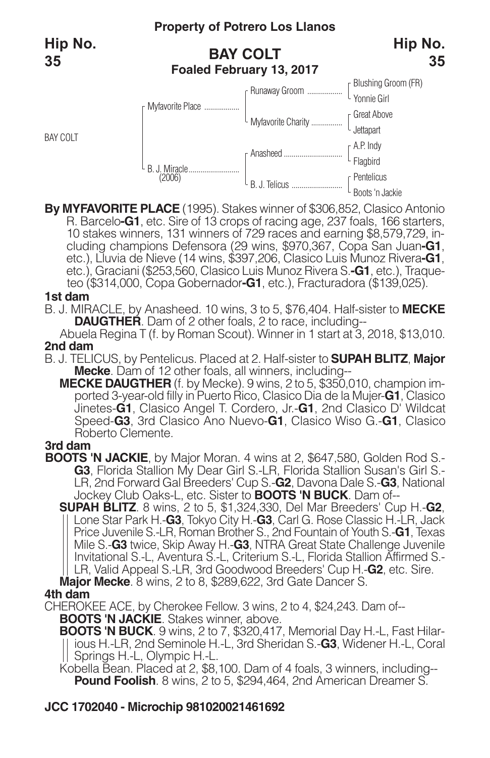**Property of Potrero Los Llanos**

**Hip No. 35**

## BAY COLT

**Foaled February 13, 2017**

| | | | |
|---|---|---|---|
| BAY COLT | Myfavorite Place | Runaway Groom | Blushing Groom (FR) |
| | | | Yonnie Girl |
| | | Myfavorite Charity | Great Above |
| | | | Jettapart |
| | B. J. Miracle (2006) | Anasheed | A.P. Indy |
| | | | Flagbird |
| | | B. J. Telicus | Pentelicus |
| | | | Boots 'n Jackie |

**By MYFAVORITE PLACE** (1995). Stakes winner of $306,852, Clasico Antonio R. Barcelo**-G1**, etc. Sire of 13 crops of racing age, 237 foals, 166 starters, 10 stakes winners, 131 winners of 729 races and earning $8,579,729, including champions Defensora (29 wins, $970,367, Copa San Juan**-G1**, etc.), Lluvia de Nieve (14 wins, $397,206, Clasico Luis Munoz Rivera**-G1**, etc.), Graciani ($253,560, Clasico Luis Munoz Rivera S.**-G1**, etc.), Traqueteo ($314,000, Copa Gobernador**-G1**, etc.), Fracturadora ($139,025).

**1st dam**

B. J. MIRACLE, by Anasheed. 10 wins, 3 to 5, $76,404. Half-sister to **MECKE DAUGTHER**. Dam of 2 other foals, 2 to race, including--

Abuela Regina T (f. by Roman Scout). Winner in 1 start at 3, 2018, $13,010.

**2nd dam**

B. J. TELICUS, by Pentelicus. Placed at 2. Half-sister to **SUPAH BLITZ**, **Major Mecke**. Dam of 12 other foals, all winners, including--

**MECKE DAUGTHER** (f. by Mecke). 9 wins, 2 to 5, $350,010, champion imported 3-year-old filly in Puerto Rico, Clasico Dia de la Mujer-**G1**, Clasico Jinetes-**G1**, Clasico Angel T. Cordero, Jr.-**G1**, 2nd Clasico D' Wildcat Speed-**G3**, 3rd Clasico Ano Nuevo-**G1**, Clasico Wiso G.-**G1**, Clasico Roberto Clemente.

**3rd dam**

**BOOTS 'N JACKIE**, by Major Moran. 4 wins at 2, $647,580, Golden Rod S.-**G3**, Florida Stallion My Dear Girl S.-LR, Florida Stallion Susan's Girl S.-LR, 2nd Forward Gal Breeders' Cup S.-**G2**, Davona Dale S.-**G3**, National Jockey Club Oaks-L, etc. Sister to **BOOTS 'N BUCK**. Dam of--

**SUPAH BLITZ**. 8 wins, 2 to 5, $1,324,330, Del Mar Breeders' Cup H.-**G2**, Lone Star Park H.-**G3**, Tokyo City H.-**G3**, Carl G. Rose Classic H.-LR, Jack Price Juvenile S.-LR, Roman Brother S., 2nd Fountain of Youth S.-**G1**, Texas Mile S.-**G3** twice, Skip Away H.-**G3**, NTRA Great State Challenge Juvenile Invitational S.-L, Aventura S.-L, Criterium S.-L, Florida Stallion Affirmed S.-LR, Valid Appeal S.-LR, 3rd Goodwood Breeders' Cup H.-**G2**, etc. Sire.

**Major Mecke**. 8 wins, 2 to 8, $289,622, 3rd Gate Dancer S.

**4th dam**

CHEROKEE ACE, by Cherokee Fellow. 3 wins, 2 to 4, $24,243. Dam of--

**BOOTS 'N JACKIE**. Stakes winner, above.

**BOOTS 'N BUCK**. 9 wins, 2 to 7, $320,417, Memorial Day H.-L, Fast Hilarious H.-LR, 2nd Seminole H.-L, 3rd Sheridan S.-**G3**, Widener H.-L, Coral Springs H.-L, Olympic H.-L.

Kobella Bean. Placed at 2, $8,100. Dam of 4 foals, 3 winners, including--

**Pound Foolish**. 8 wins, 2 to 5, $294,464, 2nd American Dreamer S.

**JCC 1702040 - Microchip 981020021461692**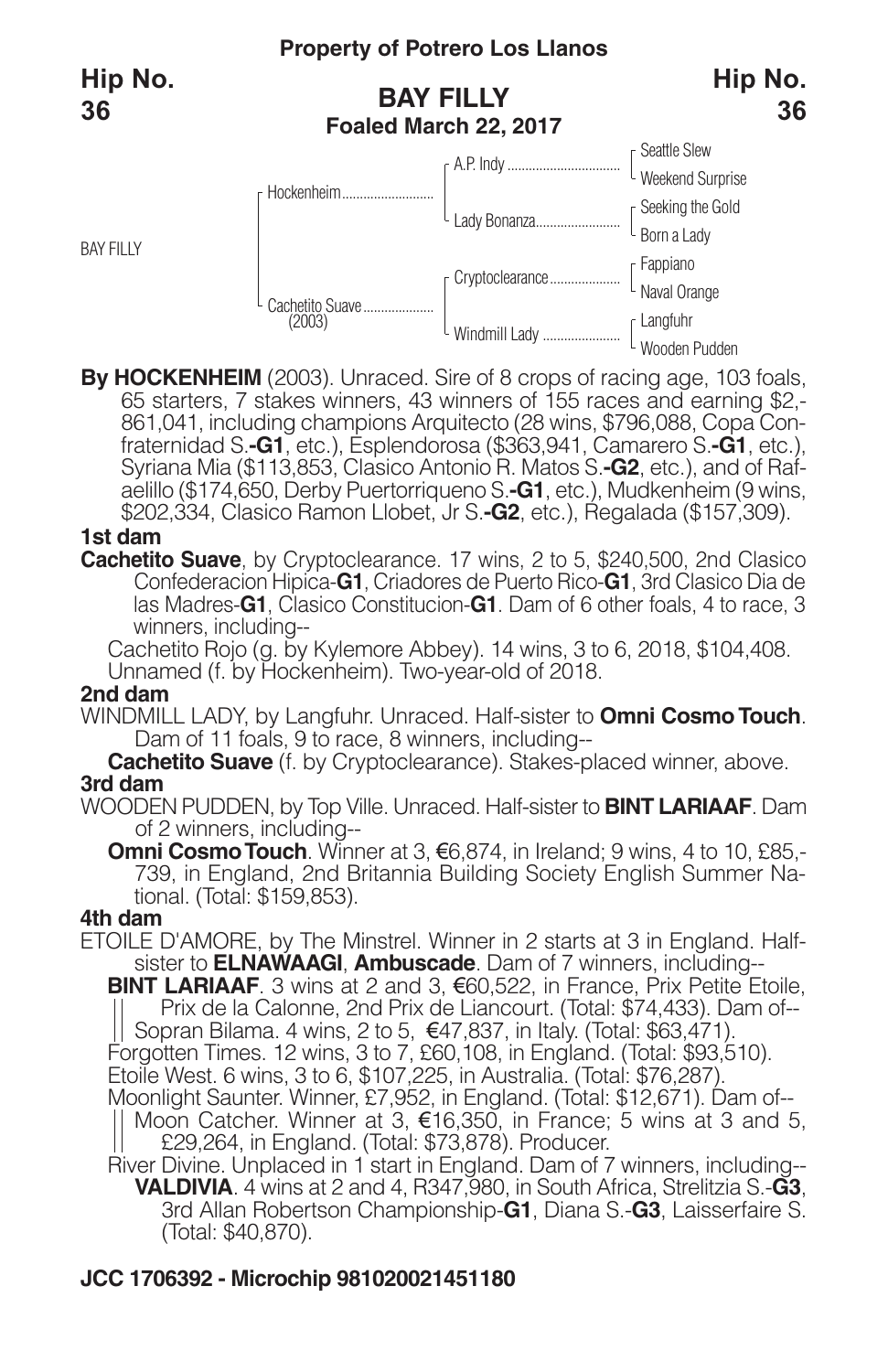**Property of Potrero Los Llanos**

**Hip No. 36**

## BAY FILLY
**Foaled March 22, 2017**

| | | | |
|---|---|---|---|
| BAY FILLY | Hockenheim | A.P. Indy | Seattle Slew |
| | | | Weekend Surprise |
| | | Lady Bonanza | Seeking the Gold |
| | | | Born a Lady |
| | Cachetito Suave (2003) | Cryptoclearance | Fappiano |
| | | | Naval Orange |
| | | Windmill Lady | Langfuhr |
| | | | Wooden Pudden |

**By HOCKENHEIM** (2003). Unraced. Sire of 8 crops of racing age, 103 foals, 65 starters, 7 stakes winners, 43 winners of 155 races and earning $2,861,041, including champions Arquitecto (28 wins, $796,088, Copa Confraternidad S.-**G1**, etc.), Esplendorosa ($363,941, Camarero S.-**G1**, etc.), Syriana Mia ($113,853, Clasico Antonio R. Matos S.-**G2**, etc.), and of Rafaelillo ($174,650, Derby Puertorriqueno S.-**G1**, etc.), Mudkenheim (9 wins, $202,334, Clasico Ramon Llobet, Jr S.-**G2**, etc.), Regalada ($157,309).

**1st dam**

**Cachetito Suave**, by Cryptoclearance. 17 wins, 2 to 5, $240,500, 2nd Clasico Confederacion Hipica-**G1**, Criadores de Puerto Rico-**G1**, 3rd Clasico Dia de las Madres-**G1**, Clasico Constitucion-**G1**. Dam of 6 other foals, 4 to race, 3 winners, including--

Cachetito Rojo (g. by Kylemore Abbey). 14 wins, 3 to 6, 2018, $104,408.
Unnamed (f. by Hockenheim). Two-year-old of 2018.

**2nd dam**

WINDMILL LADY, by Langfuhr. Unraced. Half-sister to **Omni Cosmo Touch**. Dam of 11 foals, 9 to race, 8 winners, including--

**Cachetito Suave** (f. by Cryptoclearance). Stakes-placed winner, above.

**3rd dam**

WOODEN PUDDEN, by Top Ville. Unraced. Half-sister to **BINT LARIAAF**. Dam of 2 winners, including--

**Omni Cosmo Touch**. Winner at 3, €6,874, in Ireland; 9 wins, 4 to 10, £85,739, in England, 2nd Britannia Building Society English Summer National. (Total: $159,853).

**4th dam**

ETOILE D'AMORE, by The Minstrel. Winner in 2 starts at 3 in England. Half-sister to **ELNAWAAGI**, **Ambuscade**. Dam of 7 winners, including--

**BINT LARIAAF**. 3 wins at 2 and 3, €60,522, in France, Prix Petite Etoile, Prix de la Calonne, 2nd Prix de Liancourt. (Total: $74,433). Dam of--
- Sopran Bilama. 4 wins, 2 to 5, €47,837, in Italy. (Total: $63,471).

Forgotten Times. 12 wins, 3 to 7, £60,108, in England. (Total: $93,510).
Etoile West. 6 wins, 3 to 6, $107,225, in Australia. (Total: $76,287).
Moonlight Saunter. Winner, £7,952, in England. (Total: $12,671). Dam of--
- Moon Catcher. Winner at 3, €16,350, in France; 5 wins at 3 and 5, £29,264, in England. (Total: $73,878). Producer.

River Divine. Unplaced in 1 start in England. Dam of 7 winners, including--
- **VALDIVIA**. 4 wins at 2 and 4, R347,980, in South Africa, Strelitzia S.-**G3**, 3rd Allan Robertson Championship-**G1**, Diana S.-**G3**, Laisserfaire S. (Total: $40,870).

**JCC 1706392 - Microchip 981020021451180**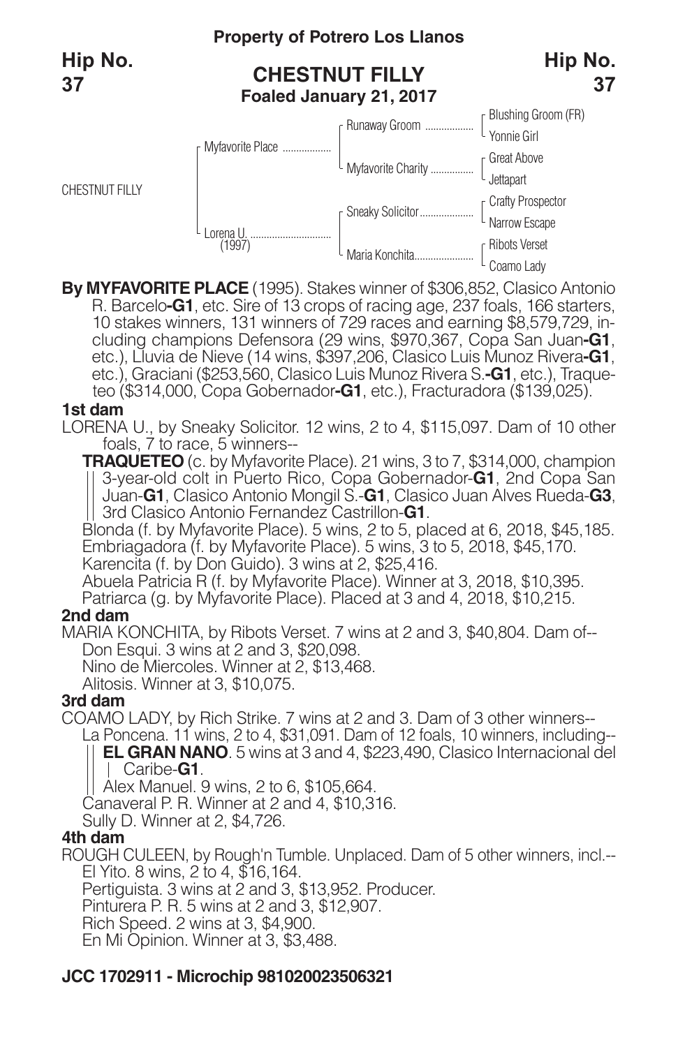**Property of Potrero Los Llanos**

**Hip No. 37**

# CHESTNUT FILLY

**Foaled January 21, 2017**

| | | | |
|---|---|---|---|
| CHESTNUT FILLY | Myfavorite Place | Runaway Groom | Blushing Groom (FR) |
| | | | Yonnie Girl |
| | | Myfavorite Charity | Great Above |
| | | | Jettapart |
| | Lorena U. (1997) | Sneaky Solicitor | Crafty Prospector |
| | | | Narrow Escape |
| | | Maria Konchita | Ribots Verset |
| | | | Coamo Lady |

**By MYFAVORITE PLACE** (1995). Stakes winner of $306,852, Clasico Antonio R. Barcelo**-G1**, etc. Sire of 13 crops of racing age, 237 foals, 166 starters, 10 stakes winners, 131 winners of 729 races and earning $8,579,729, including champions Defensora (29 wins, $970,367, Copa San Juan**-G1**, etc.), Lluvia de Nieve (14 wins, $397,206, Clasico Luis Munoz Rivera**-G1**, etc.), Graciani ($253,560, Clasico Luis Munoz Rivera S.**-G1**, etc.), Traqueteo ($314,000, Copa Gobernador**-G1**, etc.), Fracturadora ($139,025).

### 1st dam

LORENA U., by Sneaky Solicitor. 12 wins, 2 to 4, $115,097. Dam of 10 other foals, 7 to race, 5 winners--

**TRAQUETEO** (c. by Myfavorite Place). 21 wins, 3 to 7, $314,000, champion 3-year-old colt in Puerto Rico, Copa Gobernador-**G1**, 2nd Copa San Juan-**G1**, Clasico Antonio Mongil S.-**G1**, Clasico Juan Alves Rueda-**G3**, 3rd Clasico Antonio Fernandez Castrillon-**G1**.

Blonda (f. by Myfavorite Place). 5 wins, 2 to 5, placed at 6, 2018, $45,185.

Embriagadora (f. by Myfavorite Place). 5 wins, 3 to 5, 2018, $45,170.

Karencita (f. by Don Guido). 3 wins at 2, $25,416.

Abuela Patricia R (f. by Myfavorite Place). Winner at 3, 2018, $10,395.

Patriarca (g. by Myfavorite Place). Placed at 3 and 4, 2018, $10,215.

### 2nd dam

MARIA KONCHITA, by Ribots Verset. 7 wins at 2 and 3, $40,804. Dam of--

Don Esqui. 3 wins at 2 and 3, $20,098.

Nino de Miercoles. Winner at 2, $13,468.

Alitosis. Winner at 3, $10,075.

### 3rd dam

COAMO LADY, by Rich Strike. 7 wins at 2 and 3. Dam of 3 other winners--

La Poncena. 11 wins, 2 to 4, $31,091. Dam of 12 foals, 10 winners, including--

**EL GRAN NANO**. 5 wins at 3 and 4, $223,490, Clasico Internacional del Caribe-**G1**.

Alex Manuel. 9 wins, 2 to 6, $105,664.

Canaveral P. R. Winner at 2 and 4, $10,316.

Sully D. Winner at 2, $4,726.

### 4th dam

ROUGH CULEEN, by Rough'n Tumble. Unplaced. Dam of 5 other winners, incl.--

El Yito. 8 wins, 2 to 4, $16,164.

Pertiguista. 3 wins at 2 and 3, $13,952. Producer.

Pinturera P. R. 5 wins at 2 and 3, $12,907.

Rich Speed. 2 wins at 3, $4,900.

En Mi Opinion. Winner at 3, $3,488.

**JCC 1702911 - Microchip 981020023506321**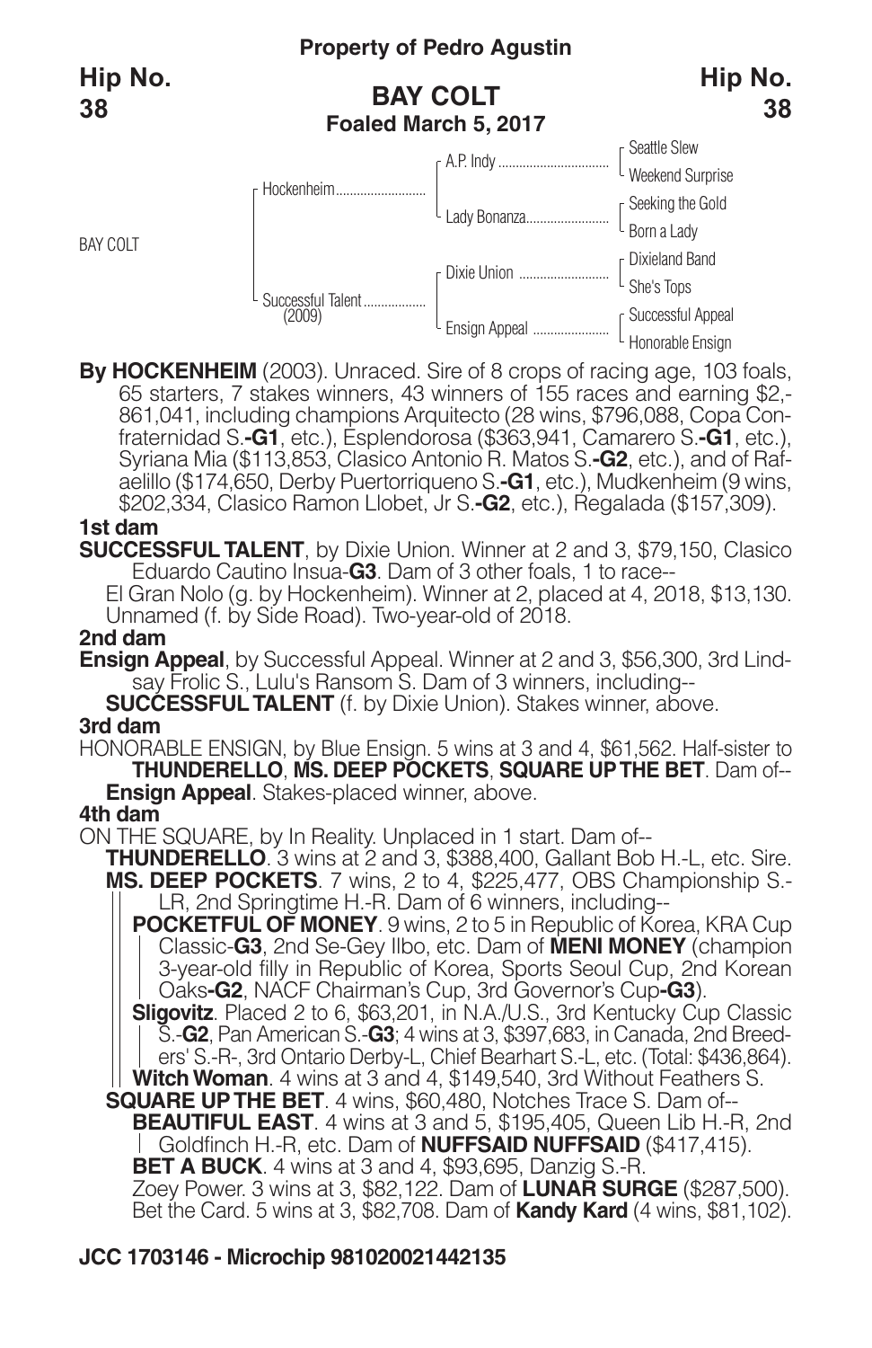**Property of Pedro Agustin**

**Hip No. 38**

## BAY COLT

**Foaled March 5, 2017**

| | | | |
|---|---|---|---|
| BAY COLT | Hockenheim | A.P. Indy | Seattle Slew |
| | | | Weekend Surprise |
| | | Lady Bonanza | Seeking the Gold |
| | | | Born a Lady |
| | Successful Talent (2009) | Dixie Union | Dixieland Band |
| | | | She's Tops |
| | | Ensign Appeal | Successful Appeal |
| | | | Honorable Ensign |

**By HOCKENHEIM** (2003). Unraced. Sire of 8 crops of racing age, 103 foals, 65 starters, 7 stakes winners, 43 winners of 155 races and earning $2,861,041, including champions Arquitecto (28 wins, $796,088, Copa Confraternidad S.-**G1**, etc.), Esplendorosa ($363,941, Camarero S.-**G1**, etc.), Syriana Mia ($113,853, Clasico Antonio R. Matos S.-**G2**, etc.), and of Rafaelillo ($174,650, Derby Puertorriqueno S.-**G1**, etc.), Mudkenheim (9 wins, $202,334, Clasico Ramon Llobet, Jr S.-**G2**, etc.), Regalada ($157,309).

**1st dam**

**SUCCESSFUL TALENT**, by Dixie Union. Winner at 2 and 3, $79,150, Clasico Eduardo Cautino Insua-**G3**. Dam of 3 other foals, 1 to race--

El Gran Nolo (g. by Hockenheim). Winner at 2, placed at 4, 2018, $13,130.

Unnamed (f. by Side Road). Two-year-old of 2018.

**2nd dam**

**Ensign Appeal**, by Successful Appeal. Winner at 2 and 3, $56,300, 3rd Lindsay Frolic S., Lulu's Ransom S. Dam of 3 winners, including--

**SUCCESSFUL TALENT** (f. by Dixie Union). Stakes winner, above.

**3rd dam**

HONORABLE ENSIGN, by Blue Ensign. 5 wins at 3 and 4, $61,562. Half-sister to **THUNDERELLO**, **MS. DEEP POCKETS**, **SQUARE UP THE BET**. Dam of--

**Ensign Appeal**. Stakes-placed winner, above.

**4th dam**

ON THE SQUARE, by In Reality. Unplaced in 1 start. Dam of--

**THUNDERELLO**. 3 wins at 2 and 3, $388,400, Gallant Bob H.-L, etc. Sire.

**MS. DEEP POCKETS**. 7 wins, 2 to 4, $225,477, OBS Championship S.-LR, 2nd Springtime H.-R. Dam of 6 winners, including--

**POCKETFUL OF MONEY**. 9 wins, 2 to 5 in Republic of Korea, KRA Cup Classic-**G3**, 2nd Se-Gey Ilbo, etc. Dam of **MENI MONEY** (champion 3-year-old filly in Republic of Korea, Sports Seoul Cup, 2nd Korean Oaks-**G2**, NACF Chairman's Cup, 3rd Governor's Cup-**G3**).

**Sligovitz**. Placed 2 to 6, $63,201, in N.A./U.S., 3rd Kentucky Cup Classic S.-**G2**, Pan American S.-**G3**; 4 wins at 3, $397,683, in Canada, 2nd Breeders' S.-R-, 3rd Ontario Derby-L, Chief Bearhart S.-L, etc. (Total: $436,864).

**Witch Woman**. 4 wins at 3 and 4, $149,540, 3rd Without Feathers S.

**SQUARE UP THE BET**. 4 wins, $60,480, Notches Trace S. Dam of--

**BEAUTIFUL EAST**. 4 wins at 3 and 5, $195,405, Queen Lib H.-R, 2nd Goldfinch H.-R, etc. Dam of **NUFFSAID NUFFSAID** ($417,415).

**BET A BUCK**. 4 wins at 3 and 4, $93,695, Danzig S.-R.

Zoey Power. 3 wins at 3, $82,122. Dam of **LUNAR SURGE** ($287,500).

Bet the Card. 5 wins at 3, $82,708. Dam of **Kandy Kard** (4 wins, $81,102).

**JCC 1703146 - Microchip 981020021442135**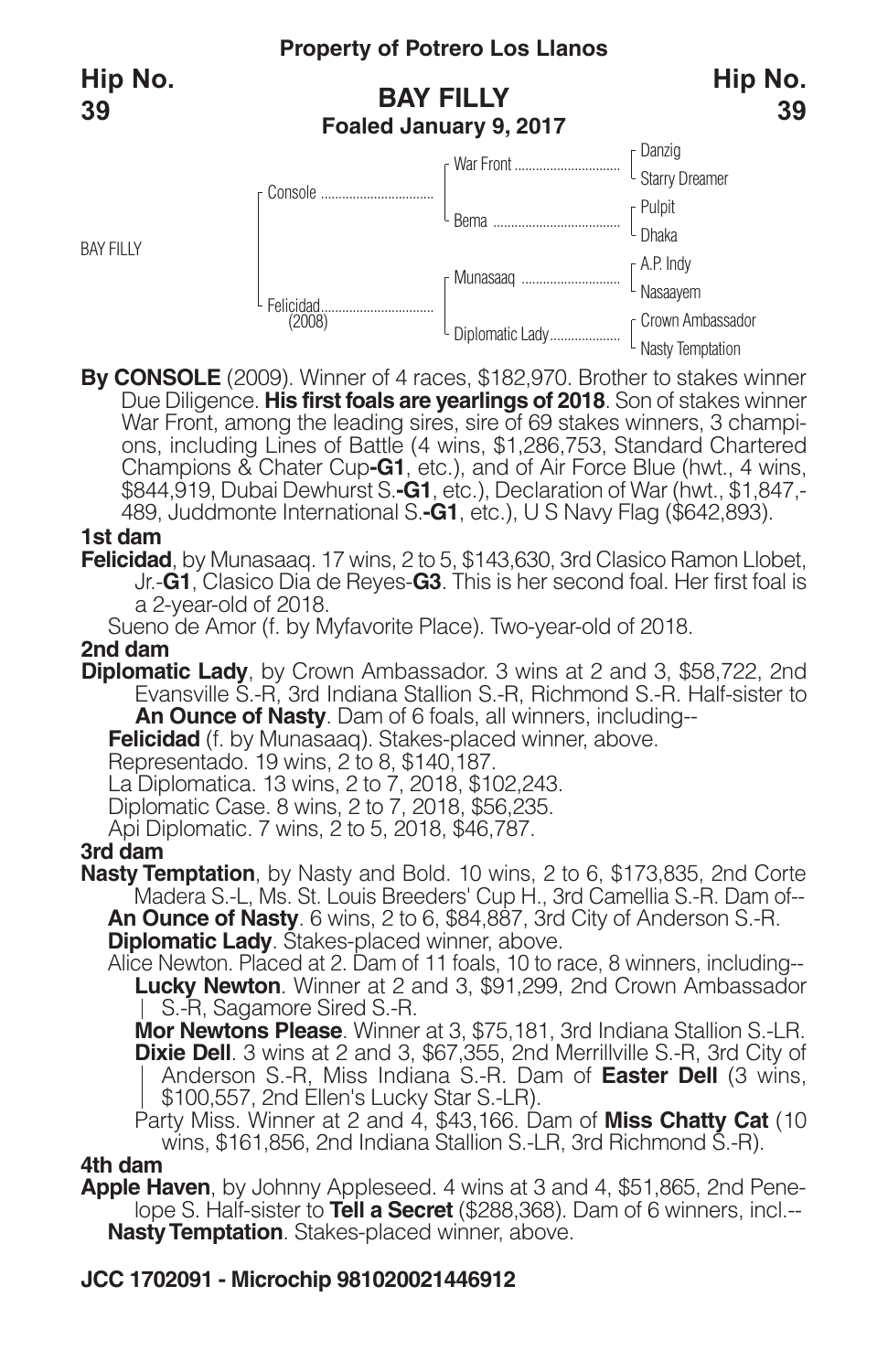**Property of Potrero Los Llanos**

**Hip No. 39**

# BAY FILLY

**Foaled January 9, 2017**

| | | | |
|---|---|---|---|
| BAY FILLY | Console | War Front | Danzig |
| | | | Starry Dreamer |
| | | Bema | Pulpit |
| | | | Dhaka |
| | Felicidad (2008) | Munasaaq | A.P. Indy |
| | | | Nasaayem |
| | | Diplomatic Lady | Crown Ambassador |
| | | | Nasty Temptation |

**By CONSOLE** (2009). Winner of 4 races, $182,970. Brother to stakes winner Due Diligence. **His first foals are yearlings of 2018**. Son of stakes winner War Front, among the leading sires, sire of 69 stakes winners, 3 champions, including Lines of Battle (4 wins, $1,286,753, Standard Chartered Champions & Chater Cup**-G1**, etc.), and of Air Force Blue (hwt., 4 wins, $844,919, Dubai Dewhurst S.**-G1**, etc.), Declaration of War (hwt., $1,847,489, Juddmonte International S.**-G1**, etc.), U S Navy Flag ($642,893).

**1st dam**

**Felicidad**, by Munasaaq. 17 wins, 2 to 5, $143,630, 3rd Clasico Ramon Llobet, Jr.-**G1**, Clasico Dia de Reyes-**G3**. This is her second foal. Her first foal is a 2-year-old of 2018.

Sueno de Amor (f. by Myfavorite Place). Two-year-old of 2018.

**2nd dam**

**Diplomatic Lady**, by Crown Ambassador. 3 wins at 2 and 3, $58,722, 2nd Evansville S.-R, 3rd Indiana Stallion S.-R, Richmond S.-R. Half-sister to **An Ounce of Nasty**. Dam of 6 foals, all winners, including--

**Felicidad** (f. by Munasaaq). Stakes-placed winner, above.

Representado. 19 wins, 2 to 8, $140,187.

La Diplomatica. 13 wins, 2 to 7, 2018, $102,243.

Diplomatic Case. 8 wins, 2 to 7, 2018, $56,235.

Api Diplomatic. 7 wins, 2 to 5, 2018, $46,787.

**3rd dam**

**Nasty Temptation**, by Nasty and Bold. 10 wins, 2 to 6, $173,835, 2nd Corte Madera S.-L, Ms. St. Louis Breeders' Cup H., 3rd Camellia S.-R. Dam of--

**An Ounce of Nasty**. 6 wins, 2 to 6, $84,887, 3rd City of Anderson S.-R.

**Diplomatic Lady**. Stakes-placed winner, above.

Alice Newton. Placed at 2. Dam of 11 foals, 10 to race, 8 winners, including--

**Lucky Newton**. Winner at 2 and 3, $91,299, 2nd Crown Ambassador S.-R, Sagamore Sired S.-R.

**Mor Newtons Please**. Winner at 3, $75,181, 3rd Indiana Stallion S.-LR.

**Dixie Dell**. 3 wins at 2 and 3, $67,355, 2nd Merrillville S.-R, 3rd City of Anderson S.-R, Miss Indiana S.-R. Dam of **Easter Dell** (3 wins, $100,557, 2nd Ellen's Lucky Star S.-LR).

Party Miss. Winner at 2 and 4, $43,166. Dam of **Miss Chatty Cat** (10 wins, $161,856, 2nd Indiana Stallion S.-LR, 3rd Richmond S.-R).

**4th dam**

**Apple Haven**, by Johnny Appleseed. 4 wins at 3 and 4, $51,865, 2nd Penelope S. Half-sister to **Tell a Secret** ($288,368). Dam of 6 winners, incl.--

**Nasty Temptation**. Stakes-placed winner, above.

**JCC 1702091 - Microchip 981020021446912**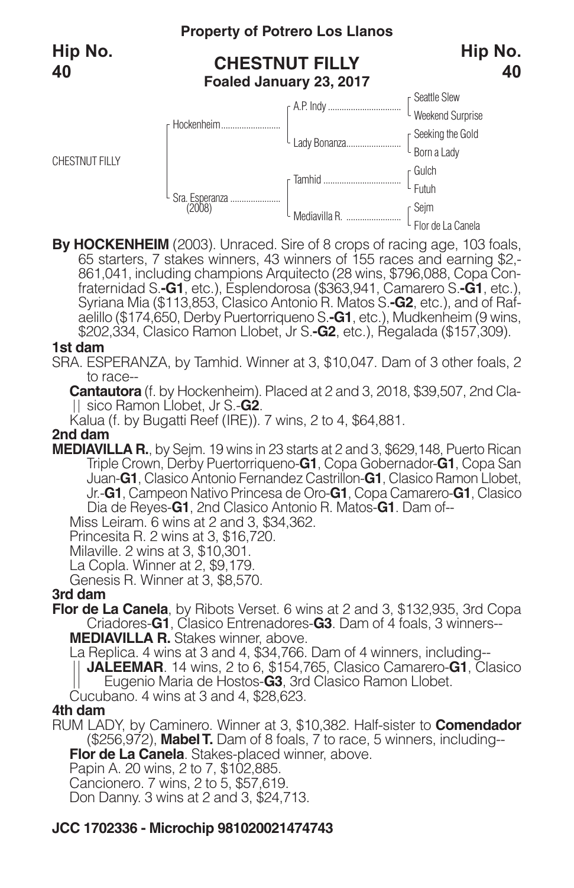**Property of Potrero Los Llanos**

**Hip No. 40**

## CHESTNUT FILLY
**Foaled January 23, 2017**

| | | | |
|---|---|---|---|
| CHESTNUT FILLY | Hockenheim | A.P. Indy | Seattle Slew |
| | | | Weekend Surprise |
| | | Lady Bonanza | Seeking the Gold |
| | | | Born a Lady |
| | Sra. Esperanza (2008) | Tamhid | Gulch |
| | | | Futuh |
| | | Mediavilla R. | Sejm |
| | | | Flor de La Canela |

**By HOCKENHEIM** (2003). Unraced. Sire of 8 crops of racing age, 103 foals, 65 starters, 7 stakes winners, 43 winners of 155 races and earning $2,861,041, including champions Arquitecto (28 wins, $796,088, Copa Confraternidad S.-**G1**, etc.), Esplendorosa ($363,941, Camarero S.-**G1**, etc.), Syriana Mia ($113,853, Clasico Antonio R. Matos S.-**G2**, etc.), and of Rafaelillo ($174,650, Derby Puertorriqueno S.-**G1**, etc.), Mudkenheim (9 wins, $202,334, Clasico Ramon Llobet, Jr S.-**G2**, etc.), Regalada ($157,309).

### 1st dam

SRA. ESPERANZA, by Tamhid. Winner at 3, $10,047. Dam of 3 other foals, 2 to race--

**Cantautora** (f. by Hockenheim). Placed at 2 and 3, 2018, $39,507, 2nd Clasico Ramon Llobet, Jr S.-**G2**.

Kalua (f. by Bugatti Reef (IRE)). 7 wins, 2 to 4, $64,881.

### 2nd dam

**MEDIAVILLA R.**, by Sejm. 19 wins in 23 starts at 2 and 3, $629,148, Puerto Rican Triple Crown, Derby Puertorriqueno-**G1**, Copa Gobernador-**G1**, Copa San Juan-**G1**, Clasico Antonio Fernandez Castrillon-**G1**, Clasico Ramon Llobet, Jr.-**G1**, Campeon Nativo Princesa de Oro-**G1**, Copa Camarero-**G1**, Clasico Dia de Reyes-**G1**, 2nd Clasico Antonio R. Matos-**G1**. Dam of--

Miss Leiram. 6 wins at 2 and 3, $34,362.

Princesita R. 2 wins at 3, $16,720.

Milaville. 2 wins at 3, $10,301.

La Copla. Winner at 2, $9,179.

Genesis R. Winner at 3, $8,570.

### 3rd dam

**Flor de La Canela**, by Ribots Verset. 6 wins at 2 and 3, $132,935, 3rd Copa Criadores-**G1**, Clasico Entrenadores-**G3**. Dam of 4 foals, 3 winners--

**MEDIAVILLA R.** Stakes winner, above.

La Replica. 4 wins at 3 and 4, $34,766. Dam of 4 winners, including--

**JALEEMAR**. 14 wins, 2 to 6, $154,765, Clasico Camarero-**G1**, Clasico Eugenio Maria de Hostos-**G3**, 3rd Clasico Ramon Llobet.

Cucubano. 4 wins at 3 and 4, $28,623.

### 4th dam

RUM LADY, by Caminero. Winner at 3, $10,382. Half-sister to **Comendador** ($256,972), **Mabel T.** Dam of 8 foals, 7 to race, 5 winners, including--

**Flor de La Canela**. Stakes-placed winner, above.

Papin A. 20 wins, 2 to 7, $102,885.

Cancionero. 7 wins, 2 to 5, $57,619.

Don Danny. 3 wins at 2 and 3, $24,713.

**JCC 1702336 - Microchip 981020021474743**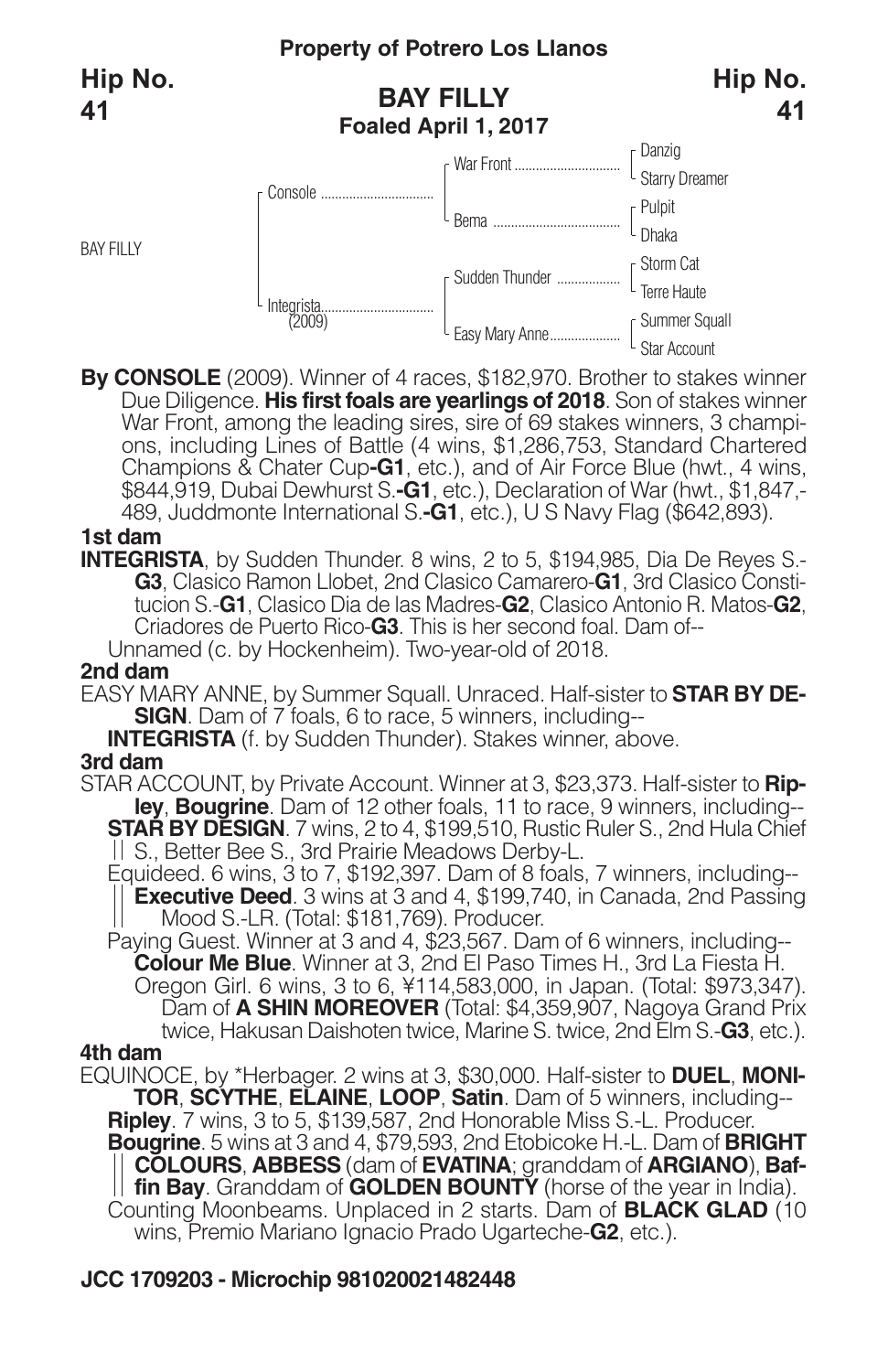**Property of Potrero Los Llanos**

**Hip No. 41**

## BAY FILLY

**Foaled April 1, 2017**

| | | | |
|---|---|---|---|
| BAY FILLY | Console | War Front | Danzig |
| | | | Starry Dreamer |
| | | Bema | Pulpit |
| | | | Dhaka |
| | Integrista (2009) | Sudden Thunder | Storm Cat |
| | | | Terre Haute |
| | | Easy Mary Anne | Summer Squall |
| | | | Star Account |

**By CONSOLE** (2009). Winner of 4 races, $182,970. Brother to stakes winner Due Diligence. **His first foals are yearlings of 2018**. Son of stakes winner War Front, among the leading sires, sire of 69 stakes winners, 3 champions, including Lines of Battle (4 wins, $1,286,753, Standard Chartered Champions & Chater Cup**-G1**, etc.), and of Air Force Blue (hwt., 4 wins, $844,919, Dubai Dewhurst S.**-G1**, etc.), Declaration of War (hwt., $1,847,-489, Juddmonte International S.**-G1**, etc.), U S Navy Flag ($642,893).

### 1st dam

**INTEGRISTA**, by Sudden Thunder. 8 wins, 2 to 5, $194,985, Dia De Reyes S.-**G3**, Clasico Ramon Llobet, 2nd Clasico Camarero-**G1**, 3rd Clasico Constitucion S.-**G1**, Clasico Dia de las Madres-**G2**, Clasico Antonio R. Matos-**G2**, Criadores de Puerto Rico-**G3**. This is her second foal. Dam of--

Unnamed (c. by Hockenheim). Two-year-old of 2018.

### 2nd dam

EASY MARY ANNE, by Summer Squall. Unraced. Half-sister to **STAR BY DESIGN**. Dam of 7 foals, 6 to race, 5 winners, including--

**INTEGRISTA** (f. by Sudden Thunder). Stakes winner, above.

### 3rd dam

STAR ACCOUNT, by Private Account. Winner at 3, $23,373. Half-sister to **Ripley**, **Bougrine**. Dam of 12 other foals, 11 to race, 9 winners, including--

**STAR BY DESIGN**. 7 wins, 2 to 4, $199,510, Rustic Ruler S., 2nd Hula Chief S., Better Bee S., 3rd Prairie Meadows Derby-L.

Equideed. 6 wins, 3 to 7, $192,397. Dam of 8 foals, 7 winners, including--

**Executive Deed**. 3 wins at 3 and 4, $199,740, in Canada, 2nd Passing Mood S.-LR. (Total: $181,769). Producer.

Paying Guest. Winner at 3 and 4, $23,567. Dam of 6 winners, including--

**Colour Me Blue**. Winner at 3, 2nd El Paso Times H., 3rd La Fiesta H.

Oregon Girl. 6 wins, 3 to 6, ¥114,583,000, in Japan. (Total: $973,347). Dam of **A SHIN MOREOVER** (Total: $4,359,907, Nagoya Grand Prix twice, Hakusan Daishoten twice, Marine S. twice, 2nd Elm S.-**G3**, etc.).

### 4th dam

EQUINOCE, by *Herbager. 2 wins at 3, $30,000. Half-sister to **DUEL**, **MONITOR**, **SCYTHE**, **ELAINE**, **LOOP**, **Satin**. Dam of 5 winners, including--

**Ripley**. 7 wins, 3 to 5, $139,587, 2nd Honorable Miss S.-L. Producer.

**Bougrine**. 5 wins at 3 and 4, $79,593, 2nd Etobicoke H.-L. Dam of **BRIGHT COLOURS**, **ABBESS** (dam of **EVATINA**; granddam of **ARGIANO**), **Baffin Bay**. Granddam of **GOLDEN BOUNTY** (horse of the year in India).

Counting Moonbeams. Unplaced in 2 starts. Dam of **BLACK GLAD** (10 wins, Premio Mariano Ignacio Prado Ugarteche-**G2**, etc.).

**JCC 1709203 - Microchip 981020021482448**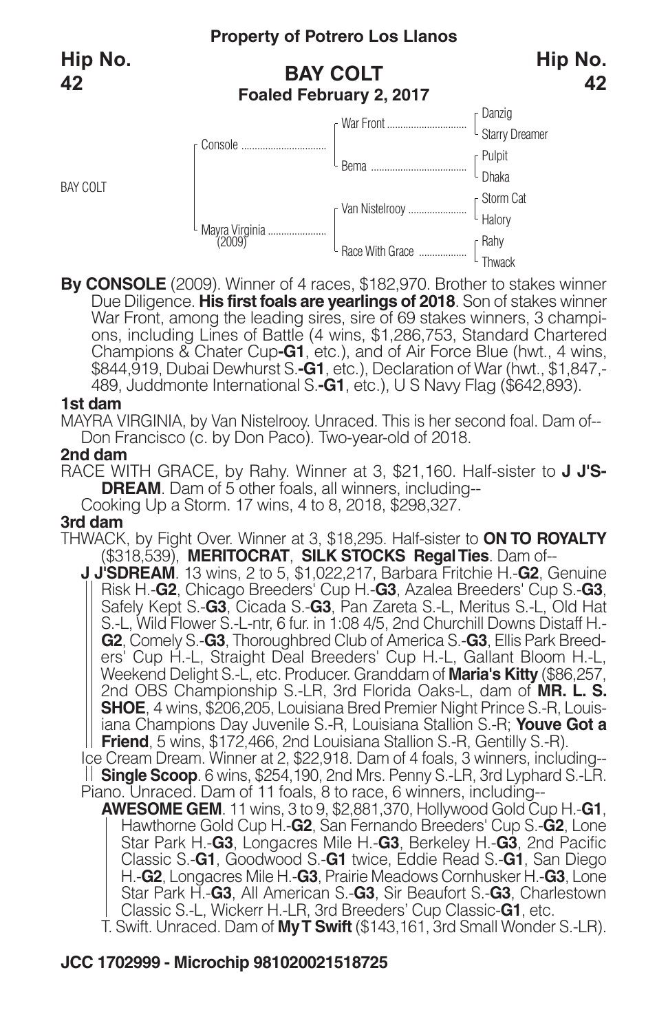**Property of Potrero Los Llanos**

**Hip No. 42**

## BAY COLT
**Foaled February 2, 2017**

**Hip No. 42**

| | | | |
|---|---|---|---|
| BAY COLT | Console | War Front | Danzig |
| | | | Starry Dreamer |
| | | Bema | Pulpit |
| | | | Dhaka |
| | Mayra Virginia (2009) | Van Nistelrooy | Storm Cat |
| | | | Halory |
| | | Race With Grace | Rahy |
| | | | Thwack |

**By CONSOLE** (2009). Winner of 4 races, $182,970. Brother to stakes winner Due Diligence. **His first foals are yearlings of 2018**. Son of stakes winner War Front, among the leading sires, sire of 69 stakes winners, 3 champions, including Lines of Battle (4 wins, $1,286,753, Standard Chartered Champions & Chater Cup**-G1**, etc.), and of Air Force Blue (hwt., 4 wins, $844,919, Dubai Dewhurst S.**-G1**, etc.), Declaration of War (hwt., $1,847,-489, Juddmonte International S.**-G1**, etc.), U S Navy Flag ($642,893).

**1st dam**

MAYRA VIRGINIA, by Van Nistelrooy. Unraced. This is her second foal. Dam of--
Don Francisco (c. by Don Paco). Two-year-old of 2018.

**2nd dam**

RACE WITH GRACE, by Rahy. Winner at 3, $21,160. Half-sister to **J J'S-DREAM**. Dam of 5 other foals, all winners, including--
Cooking Up a Storm. 17 wins, 4 to 8, 2018, $298,327.

**3rd dam**

THWACK, by Fight Over. Winner at 3, $18,295. Half-sister to **ON TO ROYALTY** ($318,539), **MERITOCRAT**, **SILK STOCKS** **Regal Ties**. Dam of--

**J J'SDREAM**. 13 wins, 2 to 5, $1,022,217, Barbara Fritchie H.-**G2**, Genuine Risk H.-**G2**, Chicago Breeders' Cup H.-**G3**, Azalea Breeders' Cup S.-**G3**, Safely Kept S.-**G3**, Cicada S.-**G3**, Pan Zareta S.-L, Meritus S.-L, Old Hat S.-L, Wild Flower S.-L-ntr, 6 fur. in 1:08 4/5, 2nd Churchill Downs Distaff H.-**G2**, Comely S.-**G3**, Thoroughbred Club of America S.-**G3**, Ellis Park Breeders' Cup H.-L, Straight Deal Breeders' Cup H.-L, Gallant Bloom H.-L, Weekend Delight S.-L, etc. Producer. Granddam of **Maria's Kitty** ($86,257, 2nd OBS Championship S.-LR, 3rd Florida Oaks-L, dam of **MR. L. S. SHOE**, 4 wins, $206,205, Louisiana Bred Premier Night Prince S.-R, Louisiana Champions Day Juvenile S.-R, Louisiana Stallion S.-R; **Youve Got a Friend**, 5 wins, $172,466, 2nd Louisiana Stallion S.-R, Gentilly S.-R).

Ice Cream Dream. Winner at 2, $22,918. Dam of 4 foals, 3 winners, including--
**Single Scoop**. 6 wins, $254,190, 2nd Mrs. Penny S.-LR, 3rd Lyphard S.-LR.

Piano. Unraced. Dam of 11 foals, 8 to race, 6 winners, including--
**AWESOME GEM**. 11 wins, 3 to 9, $2,881,370, Hollywood Gold Cup H.-**G1**, Hawthorne Gold Cup H.-**G2**, San Fernando Breeders' Cup S.-**G2**, Lone Star Park H.-**G3**, Longacres Mile H.-**G3**, Berkeley H.-**G3**, 2nd Pacific Classic S.-**G1**, Goodwood S.-**G1** twice, Eddie Read S.-**G1**, San Diego H.-**G2**, Longacres Mile H.-**G3**, Prairie Meadows Cornhusker H.-**G3**, Lone Star Park H.-**G3**, All American S.-**G3**, Sir Beaufort S.-**G3**, Charlestown Classic S.-L, Wickerr H.-LR, 3rd Breeders' Cup Classic-**G1**, etc.

T. Swift. Unraced. Dam of **My T Swift** ($143,161, 3rd Small Wonder S.-LR).

**JCC 1702999 - Microchip 981020021518725**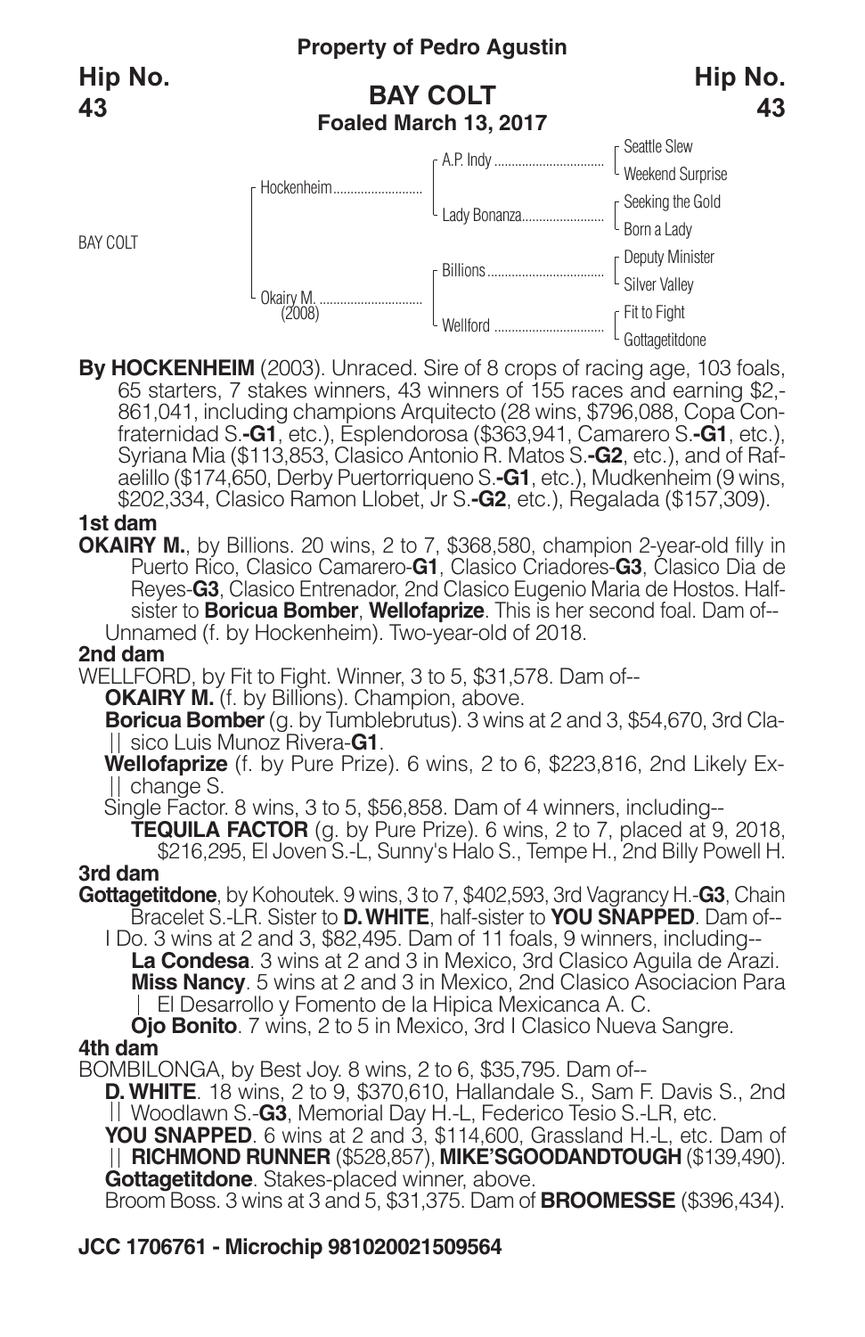Property of Pedro Agustin

**Hip No. 43**

## BAY COLT

**Foaled March 13, 2017**

| | | | |
|---|---|---|---|
| BAY COLT | Hockenheim | A.P. Indy | Seattle Slew |
| | | | Weekend Surprise |
| | | Lady Bonanza | Seeking the Gold |
| | | | Born a Lady |
| | Okairy M. (2008) | Billions | Deputy Minister |
| | | | Silver Valley |
| | | Wellford | Fit to Fight |
| | | | Gottagetitdone |

**By HOCKENHEIM** (2003). Unraced. Sire of 8 crops of racing age, 103 foals, 65 starters, 7 stakes winners, 43 winners of 155 races and earning $2,861,041, including champions Arquitecto (28 wins, $796,088, Copa Confraternidad S.-**G1**, etc.), Esplendorosa ($363,941, Camarero S.-**G1**, etc.), Syriana Mia ($113,853, Clasico Antonio R. Matos S.-**G2**, etc.), and of Rafaelillo ($174,650, Derby Puertorriqueno S.-**G1**, etc.), Mudkenheim (9 wins, $202,334, Clasico Ramon Llobet, Jr S.-**G2**, etc.), Regalada ($157,309).

### 1st dam

**OKAIRY M.**, by Billions. 20 wins, 2 to 7, $368,580, champion 2-year-old filly in Puerto Rico, Clasico Camarero-**G1**, Clasico Criadores-**G3**, Clasico Dia de Reyes-**G3**, Clasico Entrenador, 2nd Clasico Eugenio Maria de Hostos. Half-sister to **Boricua Bomber**, **Wellofaprize**. This is her second foal. Dam of--

Unnamed (f. by Hockenheim). Two-year-old of 2018.

### 2nd dam

WELLFORD, by Fit to Fight. Winner, 3 to 5, $31,578. Dam of--

**OKAIRY M.** (f. by Billions). Champion, above.

**Boricua Bomber** (g. by Tumblebrutus). 3 wins at 2 and 3, $54,670, 3rd Clasico Luis Munoz Rivera-**G1**.

**Wellofaprize** (f. by Pure Prize). 6 wins, 2 to 6, $223,816, 2nd Likely Exchange S.

Single Factor. 8 wins, 3 to 5, $56,858. Dam of 4 winners, including--

**TEQUILA FACTOR** (g. by Pure Prize). 6 wins, 2 to 7, placed at 9, 2018, $216,295, El Joven S.-L, Sunny's Halo S., Tempe H., 2nd Billy Powell H.

### 3rd dam

**Gottagetitdone**, by Kohoutek. 9 wins, 3 to 7, $402,593, 3rd Vagrancy H.-**G3**, Chain Bracelet S.-LR. Sister to **D. WHITE**, half-sister to **YOU SNAPPED**. Dam of--

I Do. 3 wins at 2 and 3, $82,495. Dam of 11 foals, 9 winners, including--

**La Condesa**. 3 wins at 2 and 3 in Mexico, 3rd Clasico Aguila de Arazi.

**Miss Nancy**. 5 wins at 2 and 3 in Mexico, 2nd Clasico Asociacion Para El Desarrollo y Fomento de la Hipica Mexicanca A. C.

**Ojo Bonito**. 7 wins, 2 to 5 in Mexico, 3rd I Clasico Nueva Sangre.

### 4th dam

BOMBILONGA, by Best Joy. 8 wins, 2 to 6, $35,795. Dam of--

**D. WHITE**. 18 wins, 2 to 9, $370,610, Hallandale S., Sam F. Davis S., 2nd Woodlawn S.-**G3**, Memorial Day H.-L, Federico Tesio S.-LR, etc.

**YOU SNAPPED**. 6 wins at 2 and 3, $114,600, Grassland H.-L, etc. Dam of **RICHMOND RUNNER** ($528,857), **MIKE'SGOODANDTOUGH** ($139,490).

**Gottagetitdone**. Stakes-placed winner, above.

Broom Boss. 3 wins at 3 and 5, $31,375. Dam of **BROOMESSE** ($396,434).

**JCC 1706761 - Microchip 981020021509564**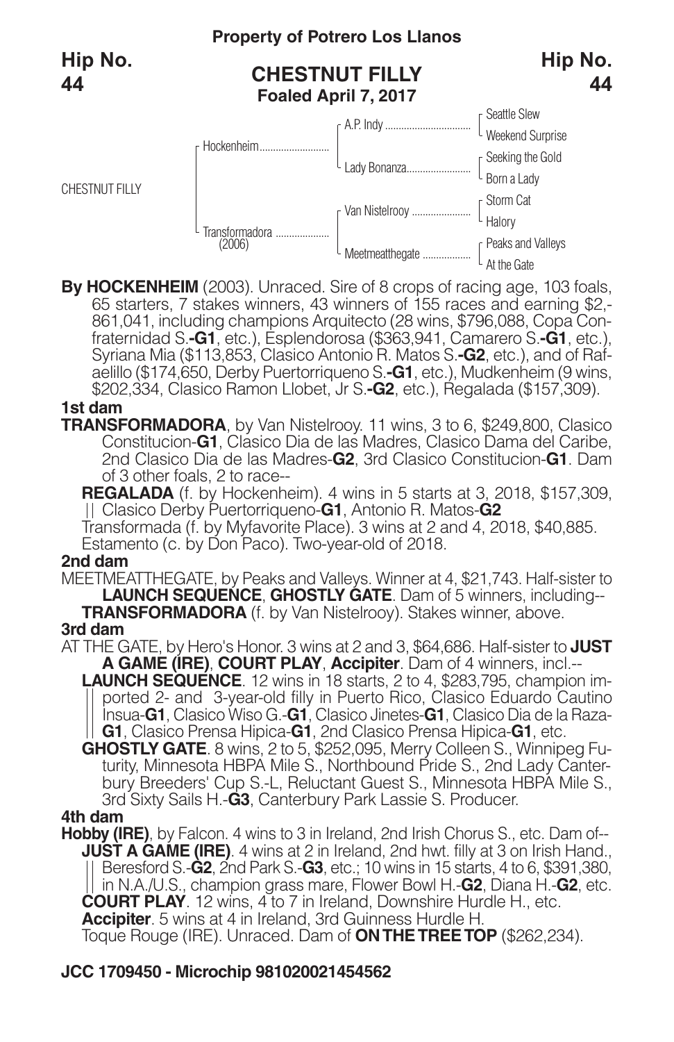**Property of Potrero Los Llanos**

**Hip No. 44**

## CHESTNUT FILLY
**Foaled April 7, 2017**

| | | | |
|---|---|---|---|
| CHESTNUT FILLY | Hockenheim | A.P. Indy | Seattle Slew |
| | | | Weekend Surprise |
| | | Lady Bonanza | Seeking the Gold |
| | | | Born a Lady |
| | Transformadora (2006) | Van Nistelrooy | Storm Cat |
| | | | Halory |
| | | Meetmeatthegate | Peaks and Valleys |
| | | | At the Gate |

**By HOCKENHEIM** (2003). Unraced. Sire of 8 crops of racing age, 103 foals, 65 starters, 7 stakes winners, 43 winners of 155 races and earning $2,861,041, including champions Arquitecto (28 wins, $796,088, Copa Confraternidad S.-**G1**, etc.), Esplendorosa ($363,941, Camarero S.-**G1**, etc.), Syriana Mia ($113,853, Clasico Antonio R. Matos S.-**G2**, etc.), and of Rafaelillo ($174,650, Derby Puertorriqueno S.-**G1**, etc.), Mudkenheim (9 wins, $202,334, Clasico Ramon Llobet, Jr S.-**G2**, etc.), Regalada ($157,309).

### 1st dam

**TRANSFORMADORA**, by Van Nistelrooy. 11 wins, 3 to 6, $249,800, Clasico Constitucion-**G1**, Clasico Dia de las Madres, Clasico Dama del Caribe, 2nd Clasico Dia de las Madres-**G2**, 3rd Clasico Constitucion-**G1**. Dam of 3 other foals, 2 to race--

**REGALADA** (f. by Hockenheim). 4 wins in 5 starts at 3, 2018, $157,309, Clasico Derby Puertorriqueno-**G1**, Antonio R. Matos-**G2**

Transformada (f. by Myfavorite Place). 3 wins at 2 and 4, 2018, $40,885.

Estamento (c. by Don Paco). Two-year-old of 2018.

### 2nd dam

MEETMEATTHEGATE, by Peaks and Valleys. Winner at 4, $21,743. Half-sister to **LAUNCH SEQUENCE**, **GHOSTLY GATE**. Dam of 5 winners, including--

**TRANSFORMADORA** (f. by Van Nistelrooy). Stakes winner, above.

### 3rd dam

AT THE GATE, by Hero's Honor. 3 wins at 2 and 3, $64,686. Half-sister to **JUST A GAME (IRE)**, **COURT PLAY**, **Accipiter**. Dam of 4 winners, incl.--

**LAUNCH SEQUENCE**. 12 wins in 18 starts, 2 to 4, $283,795, champion imported 2- and 3-year-old filly in Puerto Rico, Clasico Eduardo Cautino Insua-**G1**, Clasico Wiso G.-**G1**, Clasico Jinetes-**G1**, Clasico Dia de la Raza-**G1**, Clasico Prensa Hipica-**G1**, 2nd Clasico Prensa Hipica-**G1**, etc.

**GHOSTLY GATE**. 8 wins, 2 to 5, $252,095, Merry Colleen S., Winnipeg Futurity, Minnesota HBPA Mile S., Northbound Pride S., 2nd Lady Canterbury Breeders' Cup S.-L, Reluctant Guest S., Minnesota HBPA Mile S., 3rd Sixty Sails H.-**G3**, Canterbury Park Lassie S. Producer.

### 4th dam

**Hobby (IRE)**, by Falcon. 4 wins to 3 in Ireland, 2nd Irish Chorus S., etc. Dam of--

**JUST A GAME (IRE)**. 4 wins at 2 in Ireland, 2nd hwt. filly at 3 on Irish Hand., Beresford S.-**G2**, 2nd Park S.-**G3**, etc.; 10 wins in 15 starts, 4 to 6, $391,380, in N.A./U.S., champion grass mare, Flower Bowl H.-**G2**, Diana H.-**G2**, etc.

**COURT PLAY**. 12 wins, 4 to 7 in Ireland, Downshire Hurdle H., etc.

**Accipiter**. 5 wins at 4 in Ireland, 3rd Guinness Hurdle H.

Toque Rouge (IRE). Unraced. Dam of **ON THE TREE TOP** ($262,234).

**JCC 1709450 - Microchip 981020021454562**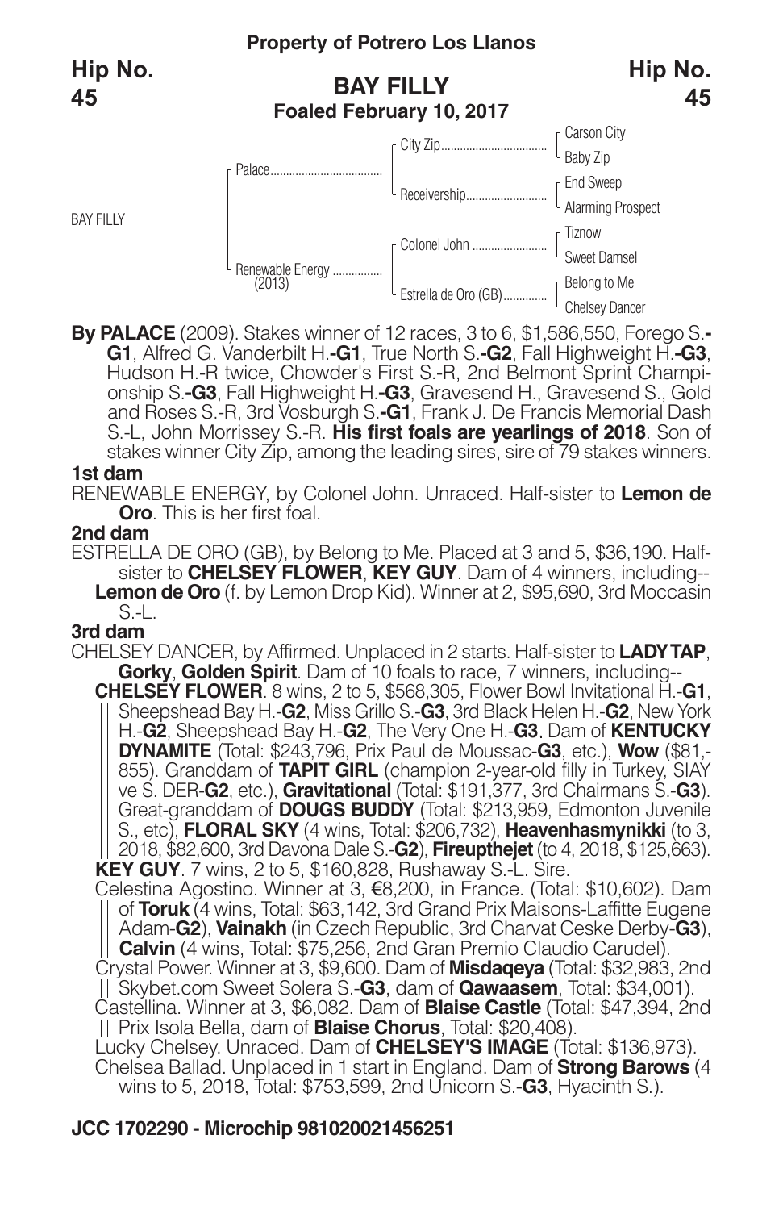**Property of Potrero Los Llanos**

**Hip No. 45**

## BAY FILLY

**Foaled February 10, 2017**

| | | | |
|---|---|---|---|
| BAY FILLY | Palace | City Zip | Carson City |
| | | | Baby Zip |
| | | Receivership | End Sweep |
| | | | Alarming Prospect |
| | Renewable Energy (2013) | Colonel John | Tiznow |
| | | | Sweet Damsel |
| | | Estrella de Oro (GB) | Belong to Me |
| | | | Chelsey Dancer |

**By PALACE** (2009). Stakes winner of 12 races, 3 to 6, $1,586,550, Forego S.**-G1**, Alfred G. Vanderbilt H.**-G1**, True North S.**-G2**, Fall Highweight H.**-G3**, Hudson H.-R twice, Chowder's First S.-R, 2nd Belmont Sprint Championship S.**-G3**, Fall Highweight H.**-G3**, Gravesend H., Gravesend S., Gold and Roses S.-R, 3rd Vosburgh S.**-G1**, Frank J. De Francis Memorial Dash S.-L, John Morrissey S.-R. **His first foals are yearlings of 2018**. Son of stakes winner City Zip, among the leading sires, sire of 79 stakes winners.

### 1st dam

RENEWABLE ENERGY, by Colonel John. Unraced. Half-sister to **Lemon de Oro**. This is her first foal.

### 2nd dam

ESTRELLA DE ORO (GB), by Belong to Me. Placed at 3 and 5, $36,190. Half-sister to **CHELSEY FLOWER**, **KEY GUY**. Dam of 4 winners, including--

**Lemon de Oro** (f. by Lemon Drop Kid). Winner at 2, $95,690, 3rd Moccasin S.-L.

### 3rd dam

CHELSEY DANCER, by Affirmed. Unplaced in 2 starts. Half-sister to **LADY TAP**, **Gorky**, **Golden Spirit**. Dam of 10 foals to race, 7 winners, including--

**CHELSEY FLOWER**. 8 wins, 2 to 5, $568,305, Flower Bowl Invitational H.-**G1**, Sheepshead Bay H.-**G2**, Miss Grillo S.-**G3**, 3rd Black Helen H.-**G2**, New York H.-**G2**, Sheepshead Bay H.-**G2**, The Very One H.-**G3**. Dam of **KENTUCKY DYNAMITE** (Total: $243,796, Prix Paul de Moussac-**G3**, etc.), **Wow** ($81,-855). Granddam of **TAPIT GIRL** (champion 2-year-old filly in Turkey, SIAY ve S. DER-**G2**, etc.), **Gravitational** (Total: $191,377, 3rd Chairmans S.-**G3**). Great-granddam of **DOUGS BUDDY** (Total: $213,959, Edmonton Juvenile S., etc), **FLORAL SKY** (4 wins, Total: $206,732), **Heavenhasmynikki** (to 3, 2018, $82,600, 3rd Davona Dale S.-**G2**), **Fireupthejet** (to 4, 2018, $125,663).

**KEY GUY**. 7 wins, 2 to 5, $160,828, Rushaway S.-L. Sire.

Celestina Agostino. Winner at 3, €8,200, in France. (Total: $10,602). Dam of **Toruk** (4 wins, Total: $63,142, 3rd Grand Prix Maisons-Laffitte Eugene Adam-**G2**), **Vainakh** (in Czech Republic, 3rd Charvat Ceske Derby-**G3**), **Calvin** (4 wins, Total: $75,256, 2nd Gran Premio Claudio Carudel).

Crystal Power. Winner at 3, $9,600. Dam of **Misdaqeya** (Total: $32,983, 2nd Skybet.com Sweet Solera S.-**G3**, dam of **Qawaasem**, Total: $34,001).

Castellina. Winner at 3, $6,082. Dam of **Blaise Castle** (Total: $47,394, 2nd Prix Isola Bella, dam of **Blaise Chorus**, Total: $20,408).

Lucky Chelsey. Unraced. Dam of **CHELSEY'S IMAGE** (Total: $136,973).

Chelsea Ballad. Unplaced in 1 start in England. Dam of **Strong Barows** (4 wins to 5, 2018, Total: $753,599, 2nd Unicorn S.-**G3**, Hyacinth S.).

**JCC 1702290 - Microchip 981020021456251**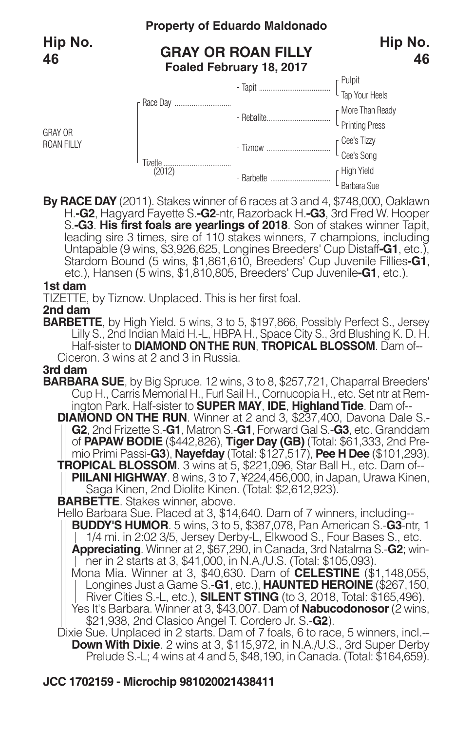**Property of Eduardo Maldonado**

**Hip No. 46**

## GRAY OR ROAN FILLY

**Foaled February 18, 2017**

| | | | |
|---|---|---|---|
| GRAY OR ROAN FILLY | Race Day | Tapit | Pulpit |
| | | | Tap Your Heels |
| | | Rebalite | More Than Ready |
| | | | Printing Press |
| | Tizette (2012) | Tiznow | Cee's Tizzy |
| | | | Cee's Song |
| | | Barbette | High Yield |
| | | | Barbara Sue |

**By RACE DAY** (2011). Stakes winner of 6 races at 3 and 4, $748,000, Oaklawn H.**-G2**, Hagyard Fayette S.**-G2**-ntr, Razorback H.**-G3**, 3rd Fred W. Hooper S.**-G3**. **His first foals are yearlings of 2018**. Son of stakes winner Tapit, leading sire 3 times, sire of 110 stakes winners, 7 champions, including Untapable (9 wins, $3,926,625, Longines Breeders' Cup Distaff**-G1**, etc.), Stardom Bound (5 wins, $1,861,610, Breeders' Cup Juvenile Fillies**-G1**, etc.), Hansen (5 wins, $1,810,805, Breeders' Cup Juvenile**-G1**, etc.).

**1st dam**

TIZETTE, by Tiznow. Unplaced. This is her first foal.

**2nd dam**

**BARBETTE**, by High Yield. 5 wins, 3 to 5, $197,866, Possibly Perfect S., Jersey Lilly S., 2nd Indian Maid H.-L, HBPA H., Space City S., 3rd Blushing K. D. H. Half-sister to **DIAMOND ON THE RUN**, **TROPICAL BLOSSOM**. Dam of--

Ciceron. 3 wins at 2 and 3 in Russia.

**3rd dam**

**BARBARA SUE**, by Big Spruce. 12 wins, 3 to 8, $257,721, Chaparral Breeders' Cup H., Carris Memorial H., Furl Sail H., Cornucopia H., etc. Set ntr at Remington Park. Half-sister to **SUPER MAY**, **IDE**, **Highland Tide**. Dam of--

**DIAMOND ON THE RUN**. Winner at 2 and 3, $237,400, Davona Dale S.-**G2**, 2nd Frizette S.-**G1**, Matron S.-**G1**, Forward Gal S.-**G3**, etc. Granddam of **PAPAW BODIE** ($442,826), **Tiger Day (GB)** (Total: $61,333, 2nd Premio Primi Passi-**G3**), **Nayefday** (Total: $127,517), **Pee H Dee** ($101,293).

**TROPICAL BLOSSOM**. 3 wins at 5, $221,096, Star Ball H., etc. Dam of--

**PIILANI HIGHWAY**. 8 wins, 3 to 7, ¥224,456,000, in Japan, Urawa Kinen, Saga Kinen, 2nd Diolite Kinen. (Total: $2,612,923).

**BARBETTE**. Stakes winner, above.

Hello Barbara Sue. Placed at 3, $14,640. Dam of 7 winners, including--

**BUDDY'S HUMOR**. 5 wins, 3 to 5, $387,078, Pan American S.-**G3**-ntr, 1 1/4 mi. in 2:02 3/5, Jersey Derby-L, Elkwood S., Four Bases S., etc.

**Appreciating**. Winner at 2, $67,290, in Canada, 3rd Natalma S.-**G2**; winner in 2 starts at 3, $41,000, in N.A./U.S. (Total: $105,093).

Mona Mia. Winner at 3, $40,630. Dam of **CELESTINE** ($1,148,055, Longines Just a Game S.-**G1**, etc.), **HAUNTED HEROINE** ($267,150, River Cities S.-L, etc.), **SILENT STING** (to 3, 2018, Total: $165,496).

Yes It's Barbara. Winner at 3, $43,007. Dam of **Nabucodonosor** (2 wins, $21,938, 2nd Clasico Angel T. Cordero Jr. S.-**G2**).

Dixie Sue. Unplaced in 2 starts. Dam of 7 foals, 6 to race, 5 winners, incl.--

**Down With Dixie**. 2 wins at 3, $115,972, in N.A./U.S., 3rd Super Derby Prelude S.-L; 4 wins at 4 and 5, $48,190, in Canada. (Total: $164,659).

**JCC 1702159 - Microchip 981020021438411**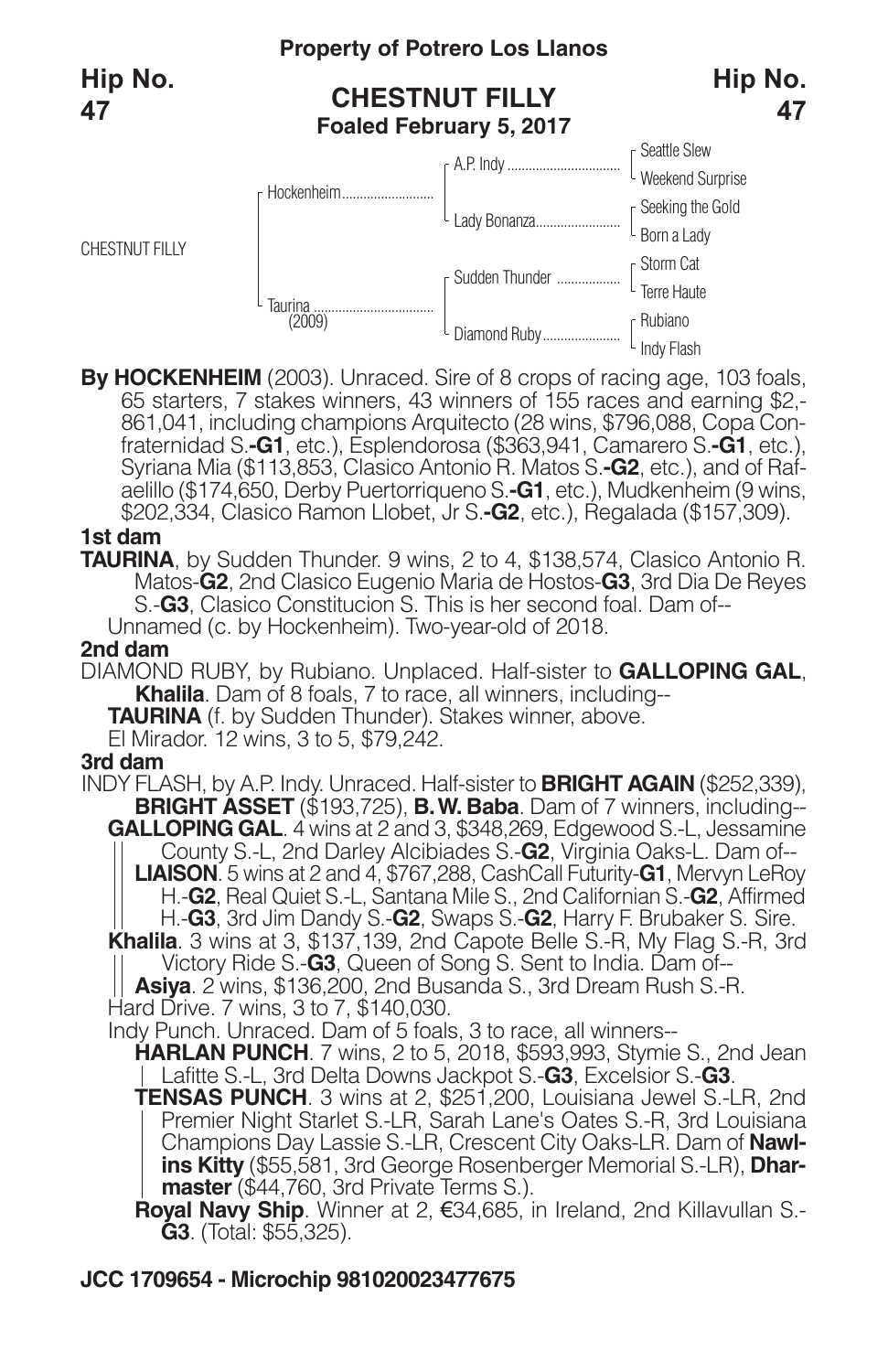**Property of Potrero Los Llanos**

**Hip No. 47**

## CHESTNUT FILLY

**Foaled February 5, 2017**

| | | | |
|---|---|---|---|
| CHESTNUT FILLY | Hockenheim | A.P. Indy | Seattle Slew |
| | | | Weekend Surprise |
| | | Lady Bonanza | Seeking the Gold |
| | | | Born a Lady |
| | Taurina (2009) | Sudden Thunder | Storm Cat |
| | | | Terre Haute |
| | | Diamond Ruby | Rubiano |
| | | | Indy Flash |

**By HOCKENHEIM** (2003). Unraced. Sire of 8 crops of racing age, 103 foals, 65 starters, 7 stakes winners, 43 winners of 155 races and earning $2,861,041, including champions Arquitecto (28 wins, $796,088, Copa Confraternidad S.-**G1**, etc.), Esplendorosa ($363,941, Camarero S.-**G1**, etc.), Syriana Mia ($113,853, Clasico Antonio R. Matos S.-**G2**, etc.), and of Rafaelillo ($174,650, Derby Puertorriqueno S.-**G1**, etc.), Mudkenheim (9 wins, $202,334, Clasico Ramon Llobet, Jr S.-**G2**, etc.), Regalada ($157,309).

### 1st dam

**TAURINA**, by Sudden Thunder. 9 wins, 2 to 4, $138,574, Clasico Antonio R. Matos-**G2**, 2nd Clasico Eugenio Maria de Hostos-**G3**, 3rd Dia De Reyes S.-**G3**, Clasico Constitucion S. This is her second foal. Dam of--

Unnamed (c. by Hockenheim). Two-year-old of 2018.

### 2nd dam

DIAMOND RUBY, by Rubiano. Unplaced. Half-sister to **GALLOPING GAL**, **Khalila**. Dam of 8 foals, 7 to race, all winners, including--

**TAURINA** (f. by Sudden Thunder). Stakes winner, above.

El Mirador. 12 wins, 3 to 5, $79,242.

### 3rd dam

INDY FLASH, by A.P. Indy. Unraced. Half-sister to **BRIGHT AGAIN** ($252,339), **BRIGHT ASSET** ($193,725), **B. W. Baba**. Dam of 7 winners, including--

**GALLOPING GAL**. 4 wins at 2 and 3, $348,269, Edgewood S.-L, Jessamine County S.-L, 2nd Darley Alcibiades S.-**G2**, Virginia Oaks-L. Dam of--

**LIAISON**. 5 wins at 2 and 4, $767,288, CashCall Futurity-**G1**, Mervyn LeRoy H.-**G2**, Real Quiet S.-L, Santana Mile S., 2nd Californian S.-**G2**, Affirmed H.-**G3**, 3rd Jim Dandy S.-**G2**, Swaps S.-**G2**, Harry F. Brubaker S. Sire.

**Khalila**. 3 wins at 3, $137,139, 2nd Capote Belle S.-R, My Flag S.-R, 3rd Victory Ride S.-**G3**, Queen of Song S. Sent to India. Dam of--

**Asiya**. 2 wins, $136,200, 2nd Busanda S., 3rd Dream Rush S.-R.

Hard Drive. 7 wins, 3 to 7, $140,030.

Indy Punch. Unraced. Dam of 5 foals, 3 to race, all winners--

**HARLAN PUNCH**. 7 wins, 2 to 5, 2018, $593,993, Stymie S., 2nd Jean Lafitte S.-L, 3rd Delta Downs Jackpot S.-**G3**, Excelsior S.-**G3**.

**TENSAS PUNCH**. 3 wins at 2, $251,200, Louisiana Jewel S.-LR, 2nd Premier Night Starlet S.-LR, Sarah Lane's Oates S.-R, 3rd Louisiana Champions Day Lassie S.-LR, Crescent City Oaks-LR. Dam of **Nawlins Kitty** ($55,581, 3rd George Rosenberger Memorial S.-LR), **Dharmaster** ($44,760, 3rd Private Terms S.).

**Royal Navy Ship**. Winner at 2, €34,685, in Ireland, 2nd Killavullan S.-**G3**. (Total: $55,325).

**JCC 1709654 - Microchip 981020023477675**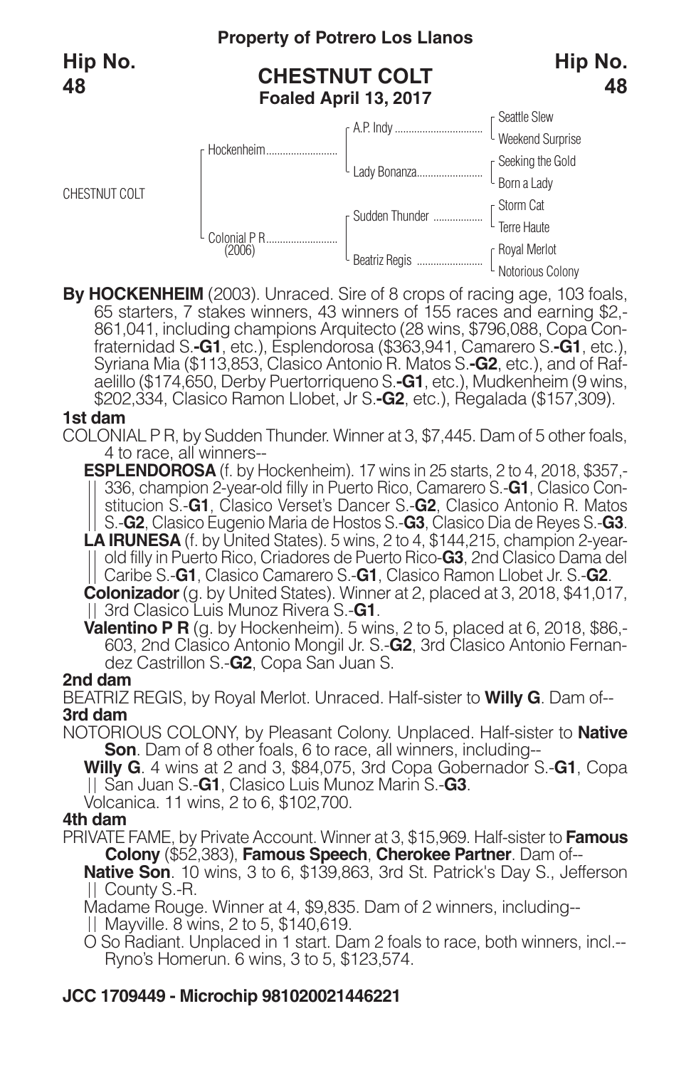**Property of Potrero Los Llanos**

**Hip No. 48**

## CHESTNUT COLT
**Foaled April 13, 2017**

| | | | |
|---|---|---|---|
| CHESTNUT COLT | Hockenheim | A.P. Indy | Seattle Slew |
| | | | Weekend Surprise |
| | | Lady Bonanza | Seeking the Gold |
| | | | Born a Lady |
| | Colonial P R (2006) | Sudden Thunder | Storm Cat |
| | | | Terre Haute |
| | | Beatriz Regis | Royal Merlot |
| | | | Notorious Colony |

**By HOCKENHEIM** (2003). Unraced. Sire of 8 crops of racing age, 103 foals, 65 starters, 7 stakes winners, 43 winners of 155 races and earning $2,861,041, including champions Arquitecto (28 wins, $796,088, Copa Confraternidad S.-**G1**, etc.), Esplendorosa ($363,941, Camarero S.-**G1**, etc.), Syriana Mia ($113,853, Clasico Antonio R. Matos S.-**G2**, etc.), and of Rafaelillo ($174,650, Derby Puertorriqueno S.-**G1**, etc.), Mudkenheim (9 wins, $202,334, Clasico Ramon Llobet, Jr S.-**G2**, etc.), Regalada ($157,309).

**1st dam**

COLONIAL P R, by Sudden Thunder. Winner at 3, $7,445. Dam of 5 other foals, 4 to race, all winners--

**ESPLENDOROSA** (f. by Hockenheim). 17 wins in 25 starts, 2 to 4, 2018, $357,336, champion 2-year-old filly in Puerto Rico, Camarero S.-**G1**, Clasico Constitucion S.-**G1**, Clasico Verset's Dancer S.-**G2**, Clasico Antonio R. Matos S.-**G2**, Clasico Eugenio Maria de Hostos S.-**G3**, Clasico Dia de Reyes S.-**G3**.

**LA IRUNESA** (f. by United States). 5 wins, 2 to 4, $144,215, champion 2-year-old filly in Puerto Rico, Criadores de Puerto Rico-**G3**, 2nd Clasico Dama del Caribe S.-**G1**, Clasico Camarero S.-**G1**, Clasico Ramon Llobet Jr. S.-**G2**.

**Colonizador** (g. by United States). Winner at 2, placed at 3, 2018, $41,017, 3rd Clasico Luis Munoz Rivera S.-**G1**.

**Valentino P R** (g. by Hockenheim). 5 wins, 2 to 5, placed at 6, 2018, $86,603, 2nd Clasico Antonio Mongil Jr. S.-**G2**, 3rd Clasico Antonio Fernandez Castrillon S.-**G2**, Copa San Juan S.

**2nd dam**

BEATRIZ REGIS, by Royal Merlot. Unraced. Half-sister to **Willy G**. Dam of--

**3rd dam**

NOTORIOUS COLONY, by Pleasant Colony. Unplaced. Half-sister to **Native Son**. Dam of 8 other foals, 6 to race, all winners, including--

**Willy G**. 4 wins at 2 and 3, $84,075, 3rd Copa Gobernador S.-**G1**, Copa San Juan S.-**G1**, Clasico Luis Munoz Marin S.-**G3**.

Volcanica. 11 wins, 2 to 6, $102,700.

**4th dam**

PRIVATE FAME, by Private Account. Winner at 3, $15,969. Half-sister to **Famous Colony** ($52,383), **Famous Speech**, **Cherokee Partner**. Dam of--

**Native Son**. 10 wins, 3 to 6, $139,863, 3rd St. Patrick's Day S., Jefferson County S.-R.

Madame Rouge. Winner at 4, $9,835. Dam of 2 winners, including--

Mayville. 8 wins, 2 to 5, $140,619.

O So Radiant. Unplaced in 1 start. Dam 2 foals to race, both winners, incl.--

Ryno's Homerun. 6 wins, 3 to 5, $123,574.

**JCC 1709449 - Microchip 981020021446221**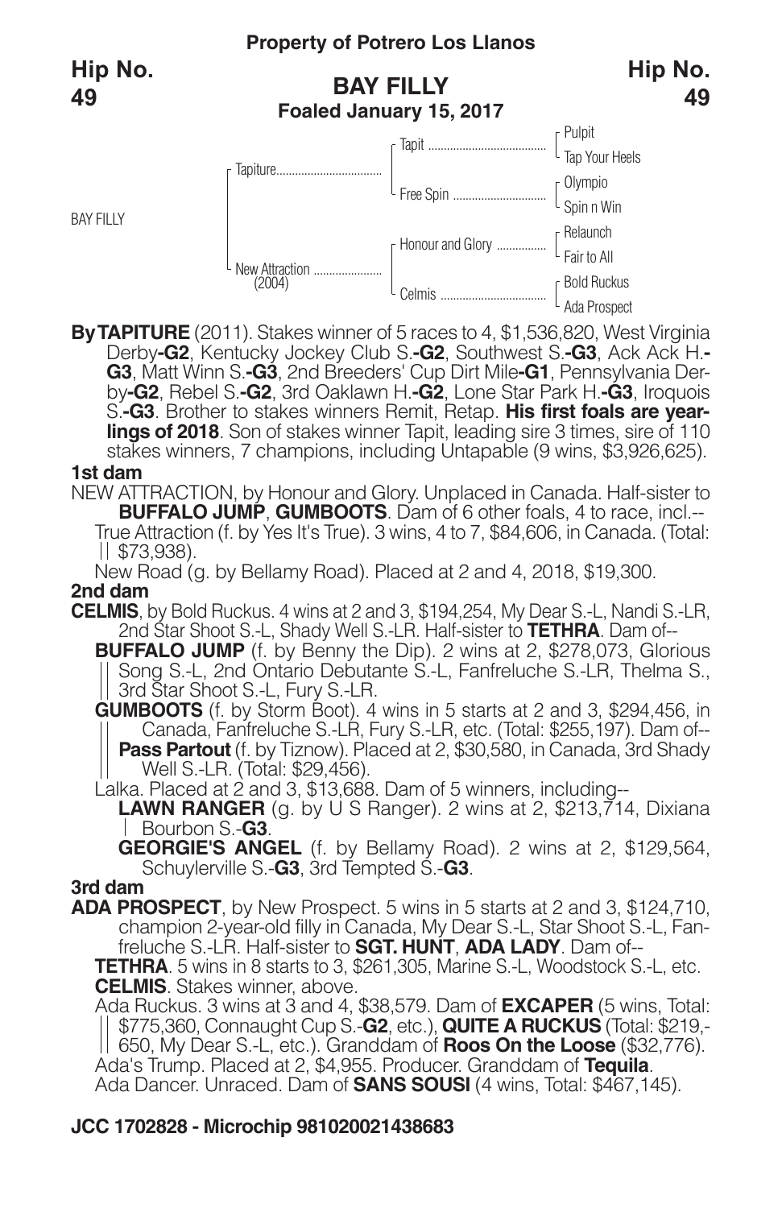**Property of Potrero Los Llanos**

**Hip No. 49**

## BAY FILLY

**Foaled January 15, 2017**

| | | | |
|---|---|---|---|
| BAY FILLY | Tapiture | Tapit | Pulpit |
| | | | Tap Your Heels |
| | | Free Spin | Olympio |
| | | | Spin n Win |
| | New Attraction (2004) | Honour and Glory | Relaunch |
| | | | Fair to All |
| | | Celmis | Bold Ruckus |
| | | | Ada Prospect |

**By TAPITURE** (2011). Stakes winner of 5 races to 4, $1,536,820, West Virginia Derby-**G2**, Kentucky Jockey Club S.-**G2**, Southwest S.-**G3**, Ack Ack H.-**G3**, Matt Winn S.-**G3**, 2nd Breeders' Cup Dirt Mile-**G1**, Pennsylvania Derby-**G2**, Rebel S.-**G2**, 3rd Oaklawn H.-**G2**, Lone Star Park H.-**G3**, Iroquois S.-**G3**. Brother to stakes winners Remit, Retap. **His first foals are yearlings of 2018**. Son of stakes winner Tapit, leading sire 3 times, sire of 110 stakes winners, 7 champions, including Untapable (9 wins, $3,926,625).

**1st dam**

NEW ATTRACTION, by Honour and Glory. Unplaced in Canada. Half-sister to **BUFFALO JUMP**, **GUMBOOTS**. Dam of 6 other foals, 4 to race, incl.--

True Attraction (f. by Yes It's True). 3 wins, 4 to 7, $84,606, in Canada. (Total: $73,938).

New Road (g. by Bellamy Road). Placed at 2 and 4, 2018, $19,300.

**2nd dam**

**CELMIS**, by Bold Ruckus. 4 wins at 2 and 3, $194,254, My Dear S.-L, Nandi S.-LR, 2nd Star Shoot S.-L, Shady Well S.-LR. Half-sister to **TETHRA**. Dam of--

**BUFFALO JUMP** (f. by Benny the Dip). 2 wins at 2, $278,073, Glorious Song S.-L, 2nd Ontario Debutante S.-L, Fanfreluche S.-LR, Thelma S., 3rd Star Shoot S.-L, Fury S.-LR.

**GUMBOOTS** (f. by Storm Boot). 4 wins in 5 starts at 2 and 3, $294,456, in Canada, Fanfreluche S.-LR, Fury S.-LR, etc. (Total: $255,197). Dam of--

**Pass Partout** (f. by Tiznow). Placed at 2, $30,580, in Canada, 3rd Shady Well S.-LR. (Total: $29,456).

Lalka. Placed at 2 and 3, $13,688. Dam of 5 winners, including--

**LAWN RANGER** (g. by U S Ranger). 2 wins at 2, $213,714, Dixiana Bourbon S.-**G3**.

**GEORGIE'S ANGEL** (f. by Bellamy Road). 2 wins at 2, $129,564, Schuylerville S.-**G3**, 3rd Tempted S.-**G3**.

**3rd dam**

**ADA PROSPECT**, by New Prospect. 5 wins in 5 starts at 2 and 3, $124,710, champion 2-year-old filly in Canada, My Dear S.-L, Star Shoot S.-L, Fanfreluche S.-LR. Half-sister to **SGT. HUNT**, **ADA LADY**. Dam of--

**TETHRA**. 5 wins in 8 starts to 3, $261,305, Marine S.-L, Woodstock S.-L, etc.

**CELMIS**. Stakes winner, above.

Ada Ruckus. 3 wins at 3 and 4, $38,579. Dam of **EXCAPER** (5 wins, Total: $775,360, Connaught Cup S.-**G2**, etc.), **QUITE A RUCKUS** (Total: $219,650, My Dear S.-L, etc.). Granddam of **Roos On the Loose** ($32,776).

Ada's Trump. Placed at 2, $4,955. Producer. Granddam of **Tequila**.

Ada Dancer. Unraced. Dam of **SANS SOUSI** (4 wins, Total: $467,145).

**JCC 1702828 - Microchip 981020021438683**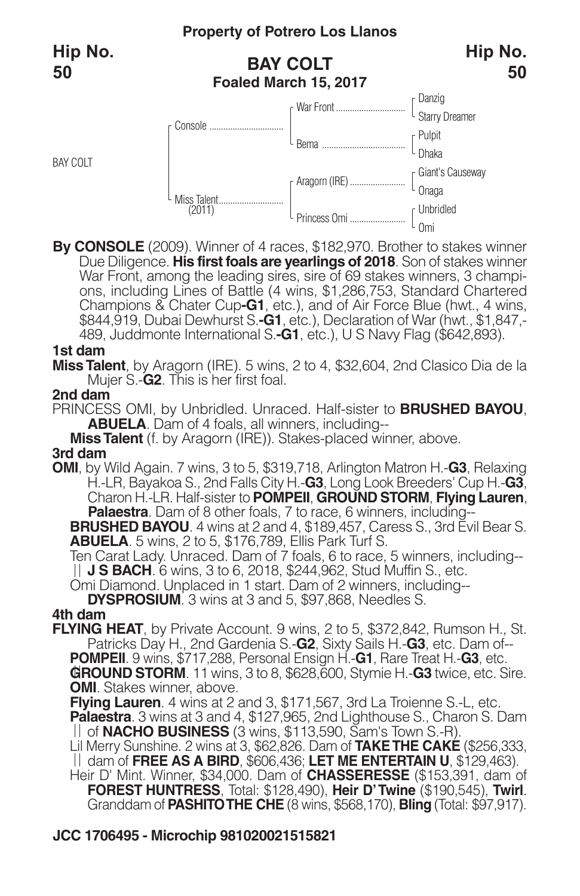**Property of Potrero Los Llanos**

**Hip No. 50**

## BAY COLT

**Foaled March 15, 2017**

**Hip No. 50**

| | | | |
|---|---|---|---|
| BAY COLT | Console | War Front | Danzig |
| | | | Starry Dreamer |
| | | Bema | Pulpit |
| | | | Dhaka |
| | Miss Talent (2011) | Aragorn (IRE) | Giant's Causeway |
| | | | Onaga |
| | | Princess Omi | Unbridled |
| | | | Omi |

**By CONSOLE** (2009). Winner of 4 races, $182,970. Brother to stakes winner Due Diligence. **His first foals are yearlings of 2018**. Son of stakes winner War Front, among the leading sires, sire of 69 stakes winners, 3 champions, including Lines of Battle (4 wins, $1,286,753, Standard Chartered Champions & Chater Cup**-G1**, etc.), and of Air Force Blue (hwt., 4 wins, $844,919, Dubai Dewhurst S.**-G1**, etc.), Declaration of War (hwt., $1,847,-489, Juddmonte International S.**-G1**, etc.), U S Navy Flag ($642,893).

**1st dam**

**Miss Talent**, by Aragorn (IRE). 5 wins, 2 to 4, $32,604, 2nd Clasico Dia de la Mujer S.-**G2**. This is her first foal.

**2nd dam**

PRINCESS OMI, by Unbridled. Unraced. Half-sister to **BRUSHED BAYOU**, **ABUELA**. Dam of 4 foals, all winners, including--

**Miss Talent** (f. by Aragorn (IRE)). Stakes-placed winner, above.

**3rd dam**

**OMI**, by Wild Again. 7 wins, 3 to 5, $319,718, Arlington Matron H.-**G3**, Relaxing H.-LR, Bayakoa S., 2nd Falls City H.-**G3**, Long Look Breeders' Cup H.-**G3**, Charon H.-LR. Half-sister to **POMPEII**, **GROUND STORM**, **Flying Lauren**, **Palaestra**. Dam of 8 other foals, 7 to race, 6 winners, including--

**BRUSHED BAYOU**. 4 wins at 2 and 4, $189,457, Caress S., 3rd Evil Bear S.

**ABUELA**. 5 wins, 2 to 5, $176,789, Ellis Park Turf S.

Ten Carat Lady. Unraced. Dam of 7 foals, 6 to race, 5 winners, including--

|| **J S BACH**. 6 wins, 3 to 6, 2018, $244,962, Stud Muffin S., etc.

Omi Diamond. Unplaced in 1 start. Dam of 2 winners, including--

**DYSPROSIUM**. 3 wins at 3 and 5, $97,868, Needles S.

**4th dam**

**FLYING HEAT**, by Private Account. 9 wins, 2 to 5, $372,842, Rumson H., St. Patricks Day H., 2nd Gardenia S.-**G2**, Sixty Sails H.-**G3**, etc. Dam of--

**POMPEII**. 9 wins, $717,288, Personal Ensign H.-**G1**, Rare Treat H.-**G3**, etc.

**GROUND STORM**. 11 wins, 3 to 8, $628,600, Stymie H.-**G3** twice, etc. Sire.

**OMI**. Stakes winner, above.

**Flying Lauren**. 4 wins at 2 and 3, $171,567, 3rd La Troienne S.-L, etc.

**Palaestra**. 3 wins at 3 and 4, $127,965, 2nd Lighthouse S., Charon S. Dam || of **NACHO BUSINESS** (3 wins, $113,590, Sam's Town S.-R).

Lil Merry Sunshine. 2 wins at 3, $62,826. Dam of **TAKE THE CAKE** ($256,333, || dam of **FREE AS A BIRD**, $606,436; **LET ME ENTERTAIN U**, $129,463).

Heir D' Mint. Winner, $34,000. Dam of **CHASSERESSE** ($153,391, dam of **FOREST HUNTRESS**, Total: $128,490), **Heir D' Twine** ($190,545), **Twirl**. Granddam of **PASHITO THE CHE** (8 wins, $568,170), **Bling** (Total: $97,917).

**JCC 1706495 - Microchip 981020021515821**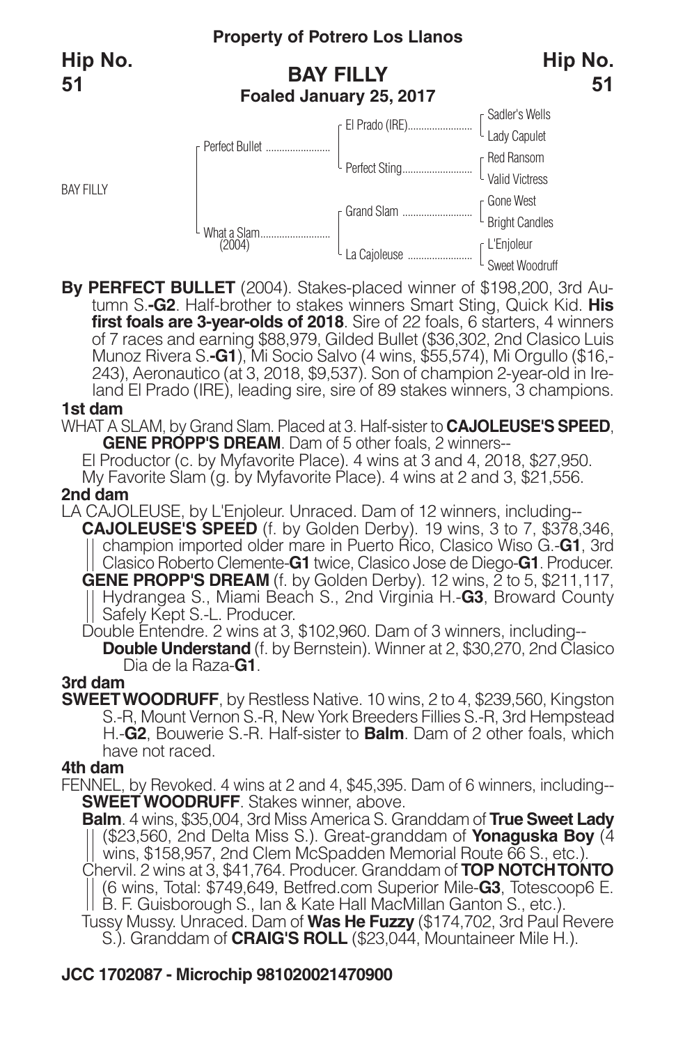**Property of Potrero Los Llanos**

**Hip No. 51**

## BAY FILLY

**Foaled January 25, 2017**

| | | | |
|---|---|---|---|
| BAY FILLY | Perfect Bullet | El Prado (IRE) | Sadler's Wells |
| | | | Lady Capulet |
| | | Perfect Sting | Red Ransom |
| | | | Valid Victress |
| | What a Slam (2004) | Grand Slam | Gone West |
| | | | Bright Candles |
| | | La Cajoleuse | L'Enjoleur |
| | | | Sweet Woodruff |

**By PERFECT BULLET** (2004). Stakes-placed winner of $198,200, 3rd Autumn S.**-G2**. Half-brother to stakes winners Smart Sting, Quick Kid. **His first foals are 3-year-olds of 2018**. Sire of 22 foals, 6 starters, 4 winners of 7 races and earning $88,979, Gilded Bullet ($36,302, 2nd Clasico Luis Munoz Rivera S.**-G1**), Mi Socio Salvo (4 wins, $55,574), Mi Orgullo ($16,243), Aeronautico (at 3, 2018, $9,537). Son of champion 2-year-old in Ireland El Prado (IRE), leading sire, sire of 89 stakes winners, 3 champions.

### 1st dam

WHAT A SLAM, by Grand Slam. Placed at 3. Half-sister to **CAJOLEUSE'S SPEED**, **GENE PROPP'S DREAM**. Dam of 5 other foals, 2 winners--

El Productor (c. by Myfavorite Place). 4 wins at 3 and 4, 2018, $27,950.
My Favorite Slam (g. by Myfavorite Place). 4 wins at 2 and 3, $21,556.

### 2nd dam

LA CAJOLEUSE, by L'Enjoleur. Unraced. Dam of 12 winners, including--

**CAJOLEUSE'S SPEED** (f. by Golden Derby). 19 wins, 3 to 7, $378,346, champion imported older mare in Puerto Rico, Clasico Wiso G.-**G1**, 3rd Clasico Roberto Clemente-**G1** twice, Clasico Jose de Diego-**G1**. Producer.
**GENE PROPP'S DREAM** (f. by Golden Derby). 12 wins, 2 to 5, $211,117, Hydrangea S., Miami Beach S., 2nd Virginia H.-**G3**, Broward County Safely Kept S.-L. Producer.
Double Entendre. 2 wins at 3, $102,960. Dam of 3 winners, including--
**Double Understand** (f. by Bernstein). Winner at 2, $30,270, 2nd Clasico Dia de la Raza-**G1**.

### 3rd dam

**SWEET WOODRUFF**, by Restless Native. 10 wins, 2 to 4, $239,560, Kingston S.-R, Mount Vernon S.-R, New York Breeders Fillies S.-R, 3rd Hempstead H.-**G2**, Bouwerie S.-R. Half-sister to **Balm**. Dam of 2 other foals, which have not raced.

### 4th dam

FENNEL, by Revoked. 4 wins at 2 and 4, $45,395. Dam of 6 winners, including--

**SWEET WOODRUFF**. Stakes winner, above.
**Balm**. 4 wins, $35,004, 3rd Miss America S. Granddam of **True Sweet Lady** ($23,560, 2nd Delta Miss S.). Great-granddam of **Yonaguska Boy** (4 wins, $158,957, 2nd Clem McSpadden Memorial Route 66 S., etc.).
Chervil. 2 wins at 3, $41,764. Producer. Granddam of **TOP NOTCH TONTO** (6 wins, Total: $749,649, Betfred.com Superior Mile-**G3**, Totescoop6 E. B. F. Guisborough S., Ian & Kate Hall MacMillan Ganton S., etc.).
Tussy Mussy. Unraced. Dam of **Was He Fuzzy** ($174,702, 3rd Paul Revere S.). Granddam of **CRAIG'S ROLL** ($23,044, Mountaineer Mile H.).

**JCC 1702087 - Microchip 981020021470900**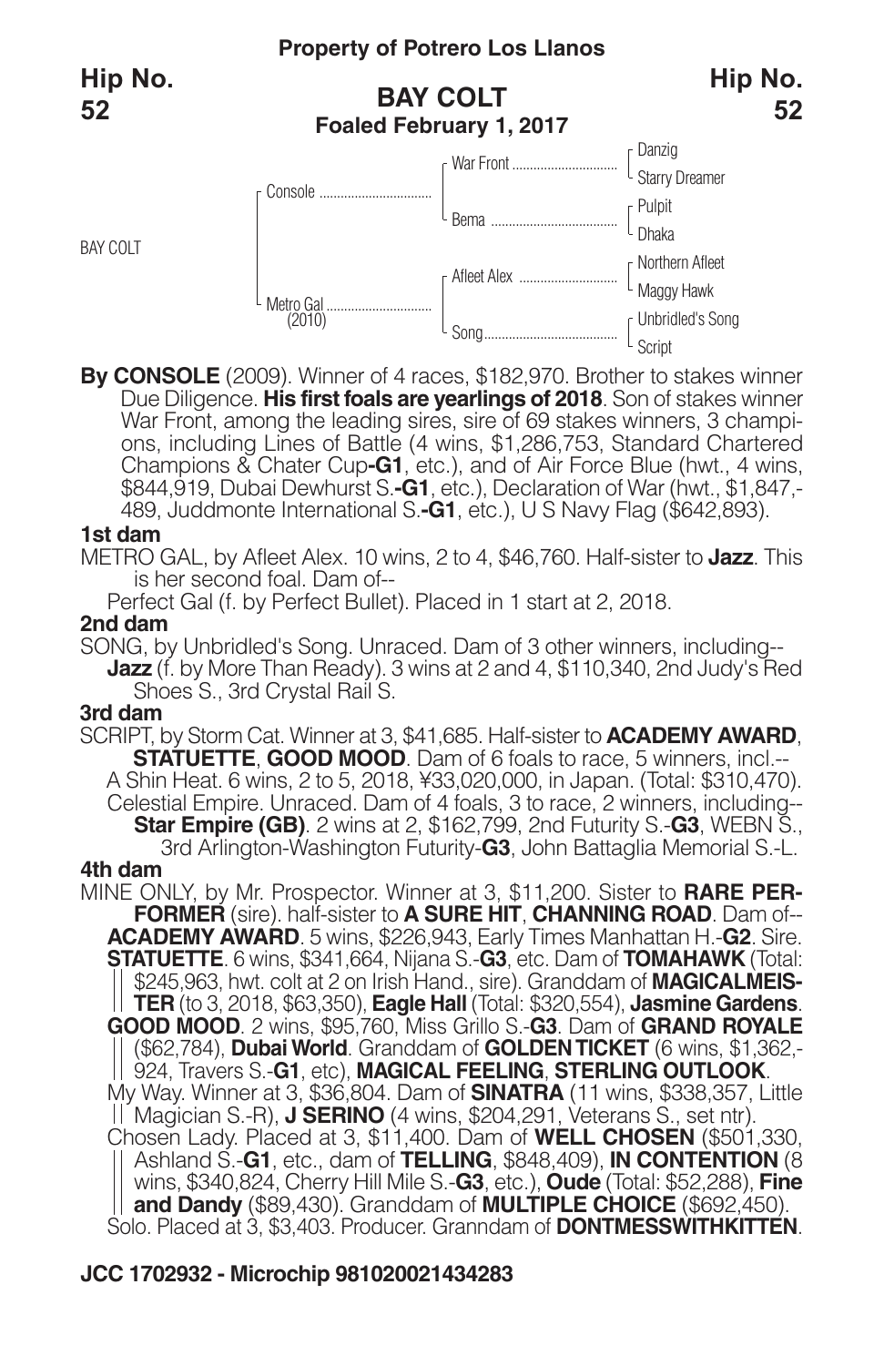**Property of Potrero Los Llanos**

**Hip No. 52**

## BAY COLT

**Foaled February 1, 2017**

| | | | |
|---|---|---|---|
| BAY COLT | Console | War Front | Danzig |
| | | | Starry Dreamer |
| | | Bema | Pulpit |
| | | | Dhaka |
| | Metro Gal (2010) | Afleet Alex | Northern Afleet |
| | | | Maggy Hawk |
| | | Song | Unbridled's Song |
| | | | Script |

**By CONSOLE** (2009). Winner of 4 races, $182,970. Brother to stakes winner Due Diligence. **His first foals are yearlings of 2018**. Son of stakes winner War Front, among the leading sires, sire of 69 stakes winners, 3 champions, including Lines of Battle (4 wins, $1,286,753, Standard Chartered Champions & Chater Cup**-G1**, etc.), and of Air Force Blue (hwt., 4 wins, $844,919, Dubai Dewhurst S.**-G1**, etc.), Declaration of War (hwt., $1,847,489, Juddmonte International S.**-G1**, etc.), U S Navy Flag ($642,893).

**1st dam**

METRO GAL, by Afleet Alex. 10 wins, 2 to 4, $46,760. Half-sister to **Jazz**. This is her second foal. Dam of--

Perfect Gal (f. by Perfect Bullet). Placed in 1 start at 2, 2018.

**2nd dam**

SONG, by Unbridled's Song. Unraced. Dam of 3 other winners, including--

**Jazz** (f. by More Than Ready). 3 wins at 2 and 4, $110,340, 2nd Judy's Red Shoes S., 3rd Crystal Rail S.

**3rd dam**

SCRIPT, by Storm Cat. Winner at 3, $41,685. Half-sister to **ACADEMY AWARD**, **STATUETTE**, **GOOD MOOD**. Dam of 6 foals to race, 5 winners, incl.--

A Shin Heat. 6 wins, 2 to 5, 2018, ¥33,020,000, in Japan. (Total: $310,470).

Celestial Empire. Unraced. Dam of 4 foals, 3 to race, 2 winners, including--

**Star Empire (GB)**. 2 wins at 2, $162,799, 2nd Futurity S.-**G3**, WEBN S., 3rd Arlington-Washington Futurity-**G3**, John Battaglia Memorial S.-L.

**4th dam**

MINE ONLY, by Mr. Prospector. Winner at 3, $11,200. Sister to **RARE PERFORMER** (sire). half-sister to **A SURE HIT**, **CHANNING ROAD**. Dam of--

**ACADEMY AWARD**. 5 wins, $226,943, Early Times Manhattan H.-**G2**. Sire.

**STATUETTE**. 6 wins, $341,664, Nijana S.-**G3**, etc. Dam of **TOMAHAWK** (Total: $245,963, hwt. colt at 2 on Irish Hand., sire). Granddam of **MAGICALMEISTER** (to 3, 2018, $63,350), **Eagle Hall** (Total: $320,554), **Jasmine Gardens**.

**GOOD MOOD**. 2 wins, $95,760, Miss Grillo S.-**G3**. Dam of **GRAND ROYALE** ($62,784), **Dubai World**. Granddam of **GOLDEN TICKET** (6 wins, $1,362,924, Travers S.-**G1**, etc), **MAGICAL FEELING**, **STERLING OUTLOOK**.

My Way. Winner at 3, $36,804. Dam of **SINATRA** (11 wins, $338,357, Little Magician S.-R), **J SERINO** (4 wins, $204,291, Veterans S., set ntr).

Chosen Lady. Placed at 3, $11,400. Dam of **WELL CHOSEN** ($501,330, Ashland S.-**G1**, etc., dam of **TELLING**, $848,409), **IN CONTENTION** (8 wins, $340,824, Cherry Hill Mile S.-**G3**, etc.), **Oude** (Total: $52,288), **Fine and Dandy** ($89,430). Granddam of **MULTIPLE CHOICE** ($692,450).

Solo. Placed at 3, $3,403. Producer. Granndam of **DONTMESSWITHKITTEN**.

**JCC 1702932 - Microchip 981020021434283**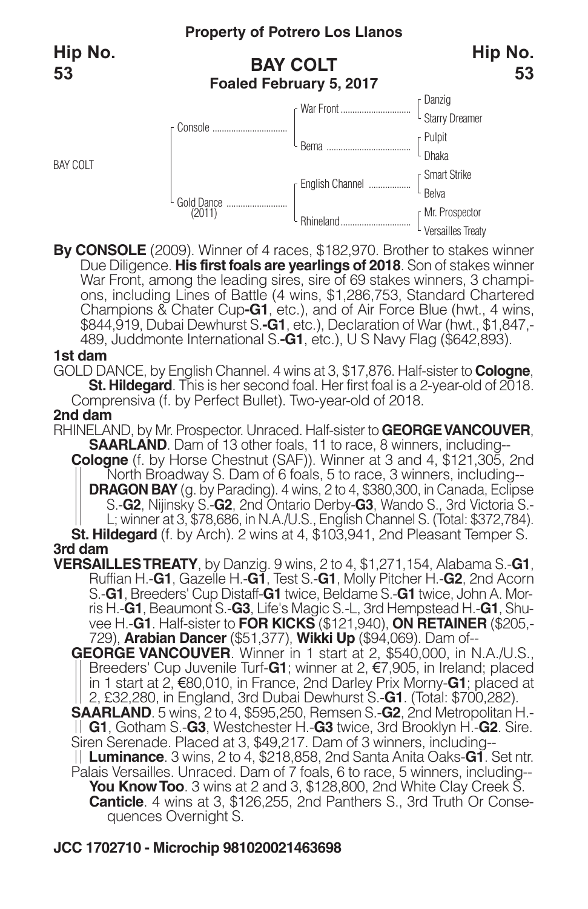**Property of Potrero Los Llanos**

**Hip No. 53**

## BAY COLT
**Foaled February 5, 2017**

| | | | |
|---|---|---|---|
| BAY COLT | Console | War Front | Danzig |
| | | | Starry Dreamer |
| | | Bema | Pulpit |
| | | | Dhaka |
| | Gold Dance (2011) | English Channel | Smart Strike |
| | | | Belva |
| | | Rhineland | Mr. Prospector |
| | | | Versailles Treaty |

**By CONSOLE** (2009). Winner of 4 races, $182,970. Brother to stakes winner Due Diligence. **His first foals are yearlings of 2018**. Son of stakes winner War Front, among the leading sires, sire of 69 stakes winners, 3 champions, including Lines of Battle (4 wins, $1,286,753, Standard Chartered Champions & Chater Cup**-G1**, etc.), and of Air Force Blue (hwt., 4 wins, $844,919, Dubai Dewhurst S.**-G1**, etc.), Declaration of War (hwt., $1,847,-489, Juddmonte International S.**-G1**, etc.), U S Navy Flag ($642,893).

**1st dam**

GOLD DANCE, by English Channel. 4 wins at 3, $17,876. Half-sister to **Cologne**, **St. Hildegard**. This is her second foal. Her first foal is a 2-year-old of 2018.

Comprensiva (f. by Perfect Bullet). Two-year-old of 2018.

**2nd dam**

RHINELAND, by Mr. Prospector. Unraced. Half-sister to **GEORGE VANCOUVER**, **SAARLAND**. Dam of 13 other foals, 11 to race, 8 winners, including--

**Cologne** (f. by Horse Chestnut (SAF)). Winner at 3 and 4, $121,305, 2nd North Broadway S. Dam of 6 foals, 5 to race, 3 winners, including--

**DRAGON BAY** (g. by Parading). 4 wins, 2 to 4, $380,300, in Canada, Eclipse S.-**G2**, Nijinsky S.-**G2**, 2nd Ontario Derby-**G3**, Wando S., 3rd Victoria S.-L; winner at 3, $78,686, in N.A./U.S., English Channel S. (Total: $372,784).

**St. Hildegard** (f. by Arch). 2 wins at 4, $103,941, 2nd Pleasant Temper S.

**3rd dam**

**VERSAILLES TREATY**, by Danzig. 9 wins, 2 to 4, $1,271,154, Alabama S.-**G1**, Ruffian H.-**G1**, Gazelle H.-**G1**, Test S.-**G1**, Molly Pitcher H.-**G2**, 2nd Acorn S.-**G1**, Breeders' Cup Distaff-**G1** twice, Beldame S.-**G1** twice, John A. Morris H.-**G1**, Beaumont S.-**G3**, Life's Magic S.-L, 3rd Hempstead H.-**G1**, Shuvee H.-**G1**. Half-sister to **FOR KICKS** ($121,940), **ON RETAINER** ($205,-729), **Arabian Dancer** ($51,377), **Wikki Up** ($94,069). Dam of--

**GEORGE VANCOUVER**. Winner in 1 start at 2, $540,000, in N.A./U.S., Breeders' Cup Juvenile Turf-**G1**; winner at 2, €7,905, in Ireland; placed in 1 start at 2, €80,010, in France, 2nd Darley Prix Morny-**G1**; placed at 2, £32,280, in England, 3rd Dubai Dewhurst S.-**G1**. (Total: $700,282).

**SAARLAND**. 5 wins, 2 to 4, $595,250, Remsen S.-**G2**, 2nd Metropolitan H.-**G1**, Gotham S.-**G3**, Westchester H.-**G3** twice, 3rd Brooklyn H.-**G2**. Sire.

Siren Serenade. Placed at 3, $49,217. Dam of 3 winners, including--

**Luminance**. 3 wins, 2 to 4, $218,858, 2nd Santa Anita Oaks-**G1**. Set ntr.

Palais Versailles. Unraced. Dam of 7 foals, 6 to race, 5 winners, including--

**You Know Too**. 3 wins at 2 and 3, $128,800, 2nd White Clay Creek S.

**Canticle**. 4 wins at 3, $126,255, 2nd Panthers S., 3rd Truth Or Consequences Overnight S.

**JCC 1702710 - Microchip 981020021463698**